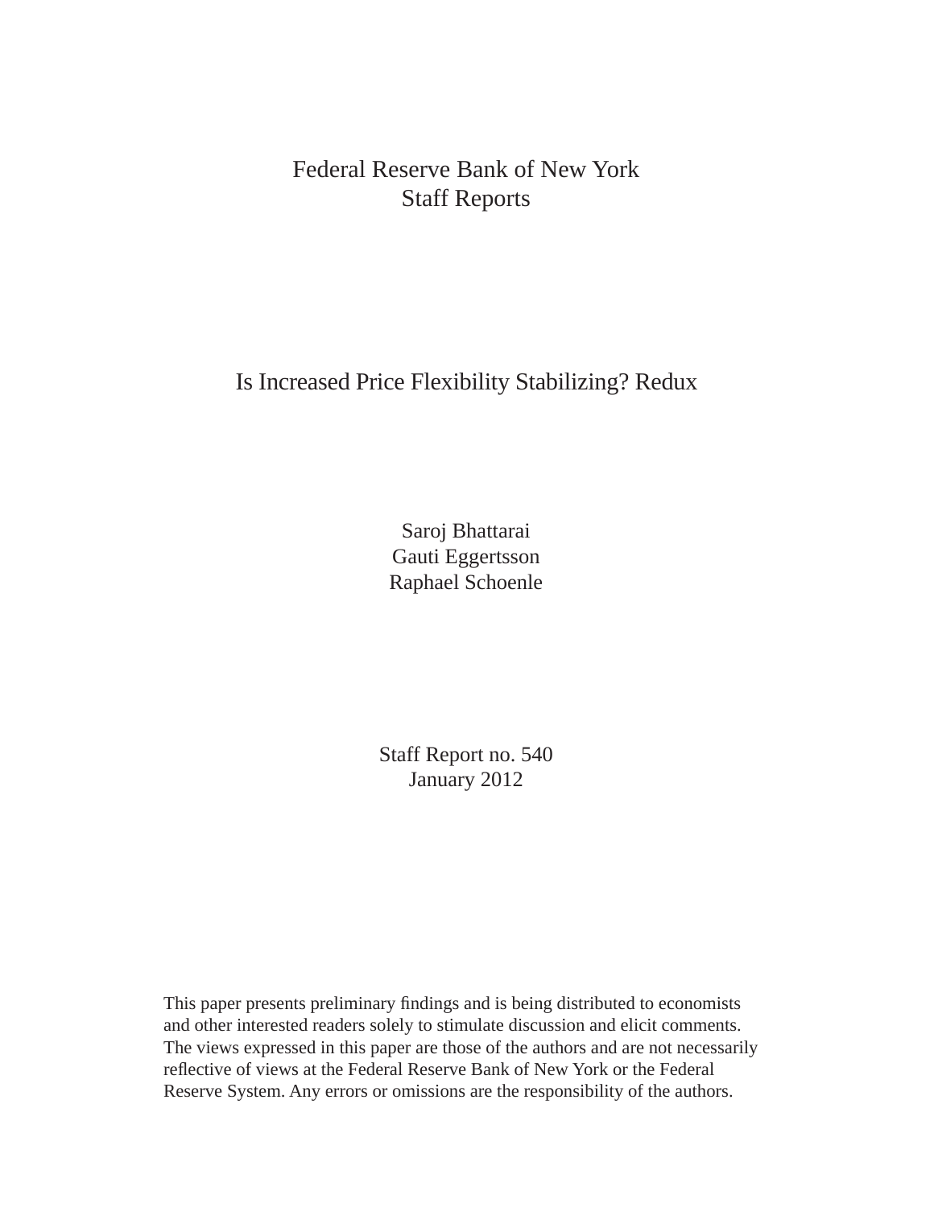Federal Reserve Bank of New York
Staff Reports

# Is Increased Price Flexibility Stabilizing? Redux

Saroj Bhattarai
Gauti Eggertsson
Raphael Schoenle

Staff Report no. 540
January 2012

This paper presents preliminary findings and is being distributed to economists and other interested readers solely to stimulate discussion and elicit comments. The views expressed in this paper are those of the authors and are not necessarily reflective of views at the Federal Reserve Bank of New York or the Federal Reserve System. Any errors or omissions are the responsibility of the authors.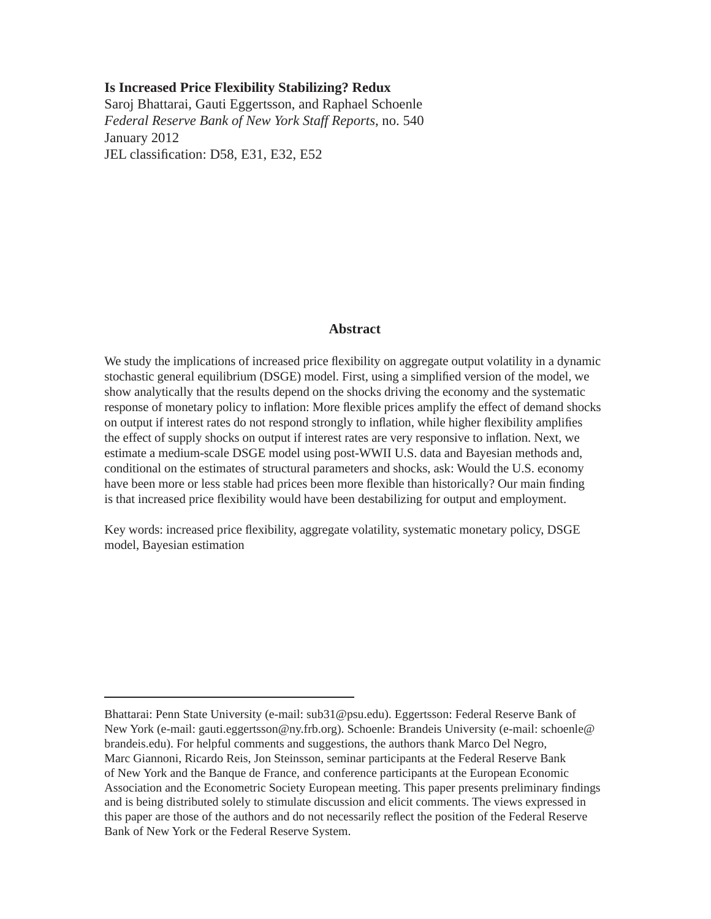**Is Increased Price Flexibility Stabilizing? Redux**

Saroj Bhattarai, Gauti Eggertsson, and Raphael Schoenle

*Federal Reserve Bank of New York Staff Reports*, no. 540

January 2012

JEL classification: D58, E31, E32, E52

## Abstract

We study the implications of increased price flexibility on aggregate output volatility in a dynamic stochastic general equilibrium (DSGE) model. First, using a simplified version of the model, we show analytically that the results depend on the shocks driving the economy and the systematic response of monetary policy to inflation: More flexible prices amplify the effect of demand shocks on output if interest rates do not respond strongly to inflation, while higher flexibility amplifies the effect of supply shocks on output if interest rates are very responsive to inflation. Next, we estimate a medium-scale DSGE model using post-WWII U.S. data and Bayesian methods and, conditional on the estimates of structural parameters and shocks, ask: Would the U.S. economy have been more or less stable had prices been more flexible than historically? Our main finding is that increased price flexibility would have been destabilizing for output and employment.

Key words: increased price flexibility, aggregate volatility, systematic monetary policy, DSGE model, Bayesian estimation

---

Bhattarai: Penn State University (e-mail: sub31@psu.edu). Eggertsson: Federal Reserve Bank of New York (e-mail: gauti.eggertsson@ny.frb.org). Schoenle: Brandeis University (e-mail: schoenle@brandeis.edu). For helpful comments and suggestions, the authors thank Marco Del Negro, Marc Giannoni, Ricardo Reis, Jon Steinsson, seminar participants at the Federal Reserve Bank of New York and the Banque de France, and conference participants at the European Economic Association and the Econometric Society European meeting. This paper presents preliminary findings and is being distributed solely to stimulate discussion and elicit comments. The views expressed in this paper are those of the authors and do not necessarily reflect the position of the Federal Reserve Bank of New York or the Federal Reserve System.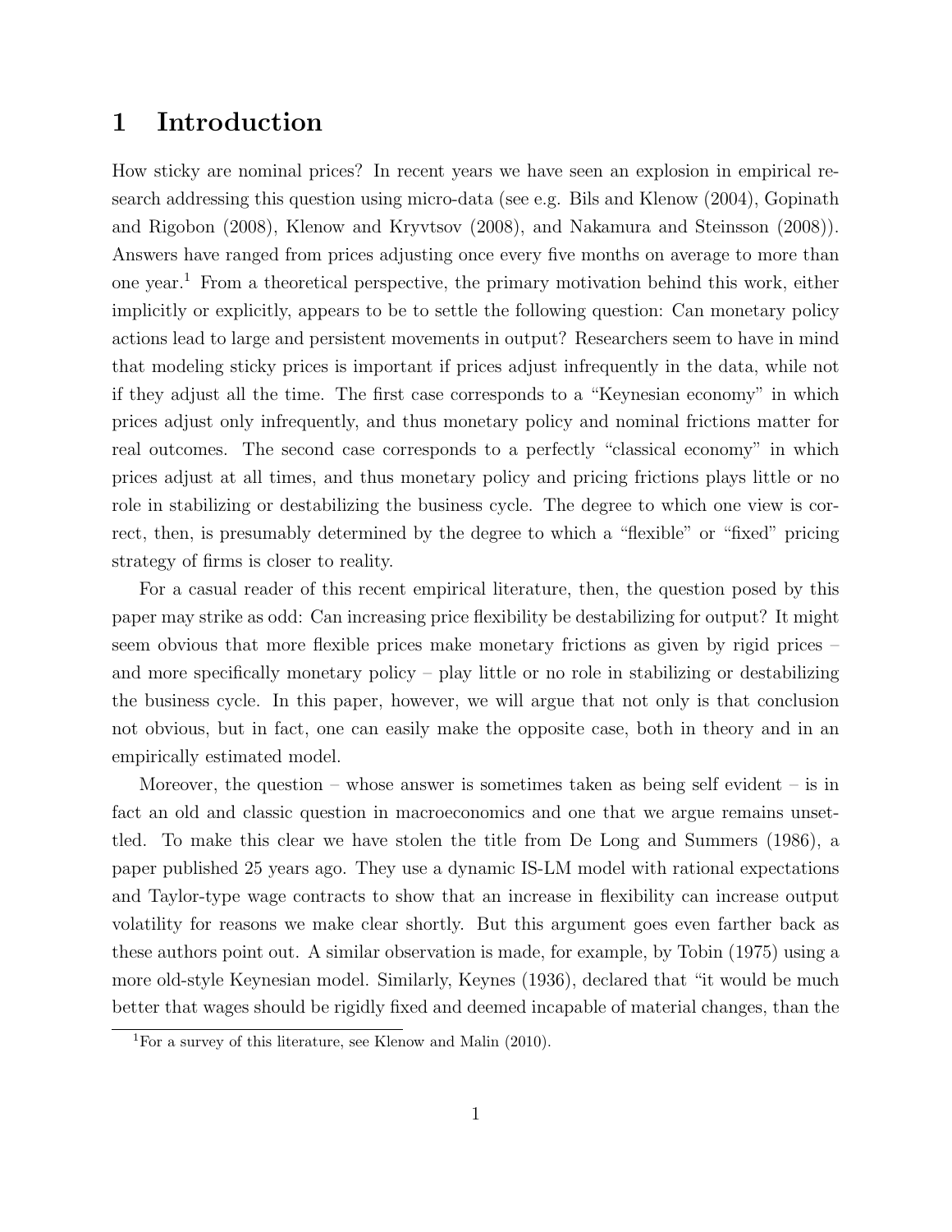# 1 Introduction

How sticky are nominal prices? In recent years we have seen an explosion in empirical research addressing this question using micro-data (see e.g. Bils and Klenow (2004), Gopinath and Rigobon (2008), Klenow and Kryvtsov (2008), and Nakamura and Steinsson (2008)). Answers have ranged from prices adjusting once every five months on average to more than one year.[1] From a theoretical perspective, the primary motivation behind this work, either implicitly or explicitly, appears to be to settle the following question: Can monetary policy actions lead to large and persistent movements in output? Researchers seem to have in mind that modeling sticky prices is important if prices adjust infrequently in the data, while not if they adjust all the time. The first case corresponds to a "Keynesian economy" in which prices adjust only infrequently, and thus monetary policy and nominal frictions matter for real outcomes. The second case corresponds to a perfectly "classical economy" in which prices adjust at all times, and thus monetary policy and pricing frictions plays little or no role in stabilizing or destabilizing the business cycle. The degree to which one view is correct, then, is presumably determined by the degree to which a "flexible" or "fixed" pricing strategy of firms is closer to reality.

For a casual reader of this recent empirical literature, then, the question posed by this paper may strike as odd: Can increasing price flexibility be destabilizing for output? It might seem obvious that more flexible prices make monetary frictions as given by rigid prices – and more specifically monetary policy – play little or no role in stabilizing or destabilizing the business cycle. In this paper, however, we will argue that not only is that conclusion not obvious, but in fact, one can easily make the opposite case, both in theory and in an empirically estimated model.

Moreover, the question – whose answer is sometimes taken as being self evident – is in fact an old and classic question in macroeconomics and one that we argue remains unsettled. To make this clear we have stolen the title from De Long and Summers (1986), a paper published 25 years ago. They use a dynamic IS-LM model with rational expectations and Taylor-type wage contracts to show that an increase in flexibility can increase output volatility for reasons we make clear shortly. But this argument goes even farther back as these authors point out. A similar observation is made, for example, by Tobin (1975) using a more old-style Keynesian model. Similarly, Keynes (1936), declared that "it would be much better that wages should be rigidly fixed and deemed incapable of material changes, than the

[1] For a survey of this literature, see Klenow and Malin (2010).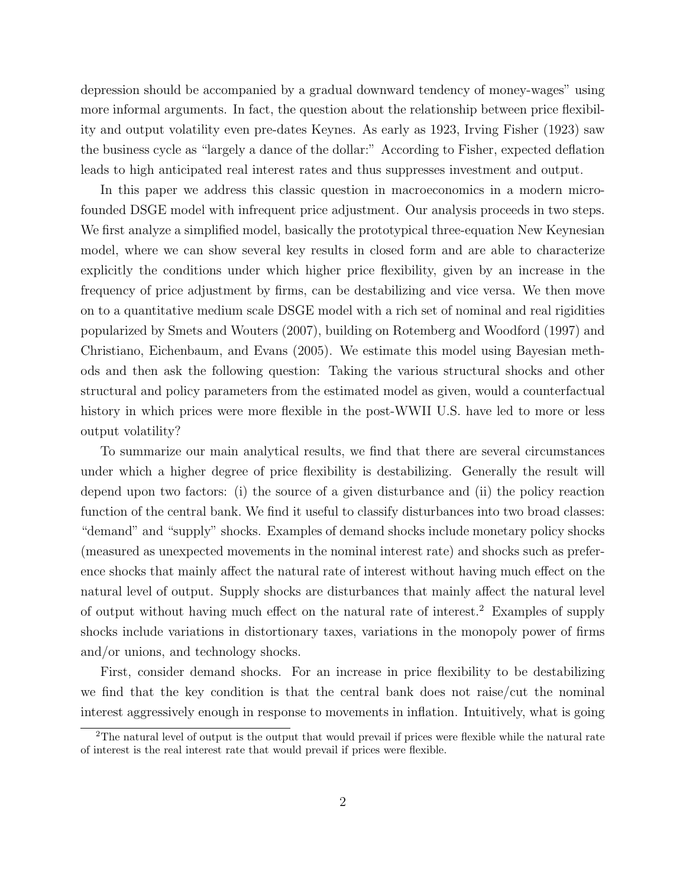depression should be accompanied by a gradual downward tendency of money-wages" using more informal arguments. In fact, the question about the relationship between price flexibility and output volatility even pre-dates Keynes. As early as 1923, Irving Fisher (1923) saw the business cycle as "largely a dance of the dollar:" According to Fisher, expected deflation leads to high anticipated real interest rates and thus suppresses investment and output.

In this paper we address this classic question in macroeconomics in a modern micro-founded DSGE model with infrequent price adjustment. Our analysis proceeds in two steps. We first analyze a simplified model, basically the prototypical three-equation New Keynesian model, where we can show several key results in closed form and are able to characterize explicitly the conditions under which higher price flexibility, given by an increase in the frequency of price adjustment by firms, can be destabilizing and vice versa. We then move on to a quantitative medium scale DSGE model with a rich set of nominal and real rigidities popularized by Smets and Wouters (2007), building on Rotemberg and Woodford (1997) and Christiano, Eichenbaum, and Evans (2005). We estimate this model using Bayesian methods and then ask the following question: Taking the various structural shocks and other structural and policy parameters from the estimated model as given, would a counterfactual history in which prices were more flexible in the post-WWII U.S. have led to more or less output volatility?

To summarize our main analytical results, we find that there are several circumstances under which a higher degree of price flexibility is destabilizing. Generally the result will depend upon two factors: (i) the source of a given disturbance and (ii) the policy reaction function of the central bank. We find it useful to classify disturbances into two broad classes: "demand" and "supply" shocks. Examples of demand shocks include monetary policy shocks (measured as unexpected movements in the nominal interest rate) and shocks such as preference shocks that mainly affect the natural rate of interest without having much effect on the natural level of output. Supply shocks are disturbances that mainly affect the natural level of output without having much effect on the natural rate of interest.[2] Examples of supply shocks include variations in distortionary taxes, variations in the monopoly power of firms and/or unions, and technology shocks.

First, consider demand shocks. For an increase in price flexibility to be destabilizing we find that the key condition is that the central bank does not raise/cut the nominal interest aggressively enough in response to movements in inflation. Intuitively, what is going

[2] The natural level of output is the output that would prevail if prices were flexible while the natural rate of interest is the real interest rate that would prevail if prices were flexible.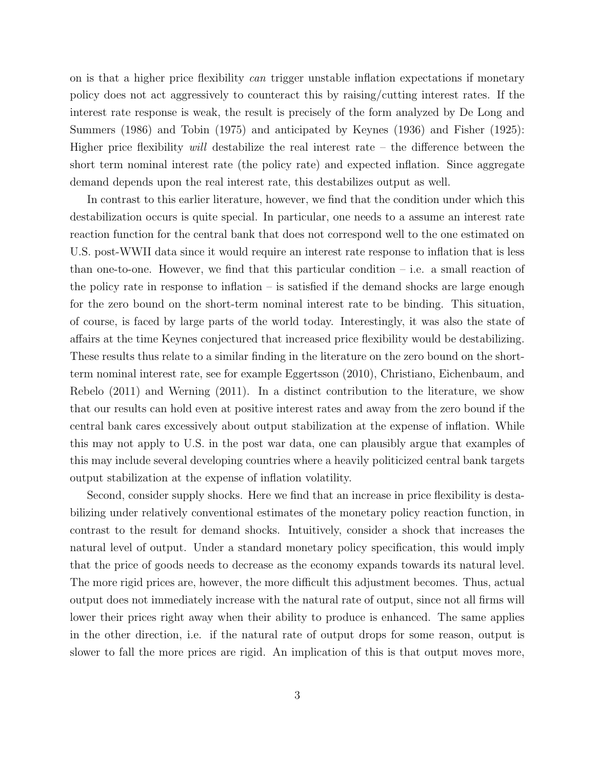on is that a higher price flexibility *can* trigger unstable inflation expectations if monetary policy does not act aggressively to counteract this by raising/cutting interest rates. If the interest rate response is weak, the result is precisely of the form analyzed by De Long and Summers (1986) and Tobin (1975) and anticipated by Keynes (1936) and Fisher (1925): Higher price flexibility *will* destabilize the real interest rate – the difference between the short term nominal interest rate (the policy rate) and expected inflation. Since aggregate demand depends upon the real interest rate, this destabilizes output as well.

In contrast to this earlier literature, however, we find that the condition under which this destabilization occurs is quite special. In particular, one needs to a assume an interest rate reaction function for the central bank that does not correspond well to the one estimated on U.S. post-WWII data since it would require an interest rate response to inflation that is less than one-to-one. However, we find that this particular condition – i.e. a small reaction of the policy rate in response to inflation – is satisfied if the demand shocks are large enough for the zero bound on the short-term nominal interest rate to be binding. This situation, of course, is faced by large parts of the world today. Interestingly, it was also the state of affairs at the time Keynes conjectured that increased price flexibility would be destabilizing. These results thus relate to a similar finding in the literature on the zero bound on the short-term nominal interest rate, see for example Eggertsson (2010), Christiano, Eichenbaum, and Rebelo (2011) and Werning (2011). In a distinct contribution to the literature, we show that our results can hold even at positive interest rates and away from the zero bound if the central bank cares excessively about output stabilization at the expense of inflation. While this may not apply to U.S. in the post war data, one can plausibly argue that examples of this may include several developing countries where a heavily politicized central bank targets output stabilization at the expense of inflation volatility.

Second, consider supply shocks. Here we find that an increase in price flexibility is destabilizing under relatively conventional estimates of the monetary policy reaction function, in contrast to the result for demand shocks. Intuitively, consider a shock that increases the natural level of output. Under a standard monetary policy specification, this would imply that the price of goods needs to decrease as the economy expands towards its natural level. The more rigid prices are, however, the more difficult this adjustment becomes. Thus, actual output does not immediately increase with the natural rate of output, since not all firms will lower their prices right away when their ability to produce is enhanced. The same applies in the other direction, i.e. if the natural rate of output drops for some reason, output is slower to fall the more prices are rigid. An implication of this is that output moves more,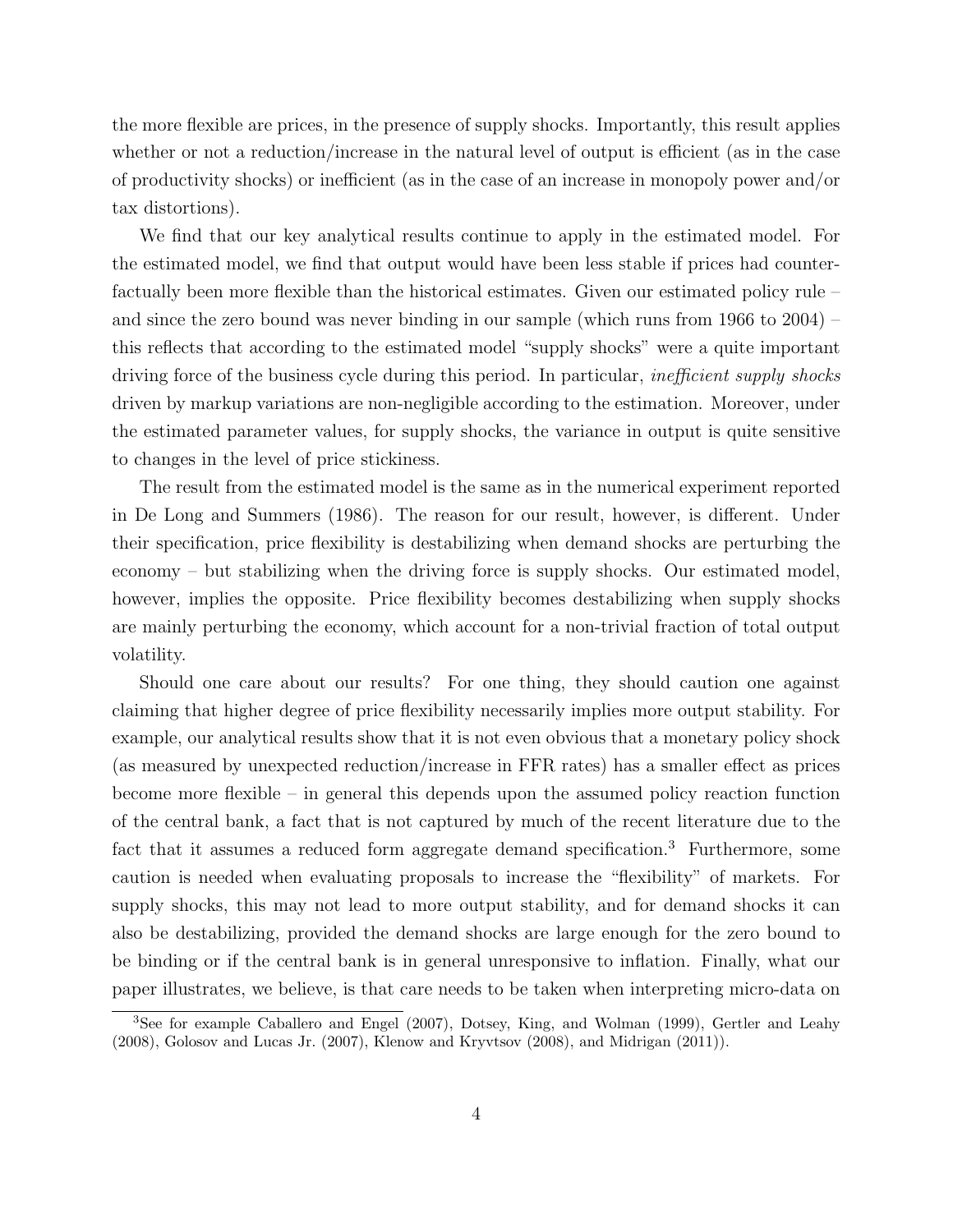the more flexible are prices, in the presence of supply shocks. Importantly, this result applies whether or not a reduction/increase in the natural level of output is efficient (as in the case of productivity shocks) or inefficient (as in the case of an increase in monopoly power and/or tax distortions).

We find that our key analytical results continue to apply in the estimated model. For the estimated model, we find that output would have been less stable if prices had counterfactually been more flexible than the historical estimates. Given our estimated policy rule – and since the zero bound was never binding in our sample (which runs from 1966 to 2004) – this reflects that according to the estimated model "supply shocks" were a quite important driving force of the business cycle during this period. In particular, *inefficient supply shocks* driven by markup variations are non-negligible according to the estimation. Moreover, under the estimated parameter values, for supply shocks, the variance in output is quite sensitive to changes in the level of price stickiness.

The result from the estimated model is the same as in the numerical experiment reported in De Long and Summers (1986). The reason for our result, however, is different. Under their specification, price flexibility is destabilizing when demand shocks are perturbing the economy – but stabilizing when the driving force is supply shocks. Our estimated model, however, implies the opposite. Price flexibility becomes destabilizing when supply shocks are mainly perturbing the economy, which account for a non-trivial fraction of total output volatility.

Should one care about our results? For one thing, they should caution one against claiming that higher degree of price flexibility necessarily implies more output stability. For example, our analytical results show that it is not even obvious that a monetary policy shock (as measured by unexpected reduction/increase in FFR rates) has a smaller effect as prices become more flexible – in general this depends upon the assumed policy reaction function of the central bank, a fact that is not captured by much of the recent literature due to the fact that it assumes a reduced form aggregate demand specification.[3] Furthermore, some caution is needed when evaluating proposals to increase the "flexibility" of markets. For supply shocks, this may not lead to more output stability, and for demand shocks it can also be destabilizing, provided the demand shocks are large enough for the zero bound to be binding or if the central bank is in general unresponsive to inflation. Finally, what our paper illustrates, we believe, is that care needs to be taken when interpreting micro-data on

[3] See for example Caballero and Engel (2007), Dotsey, King, and Wolman (1999), Gertler and Leahy (2008), Golosov and Lucas Jr. (2007), Klenow and Kryvtsov (2008), and Midrigan (2011)).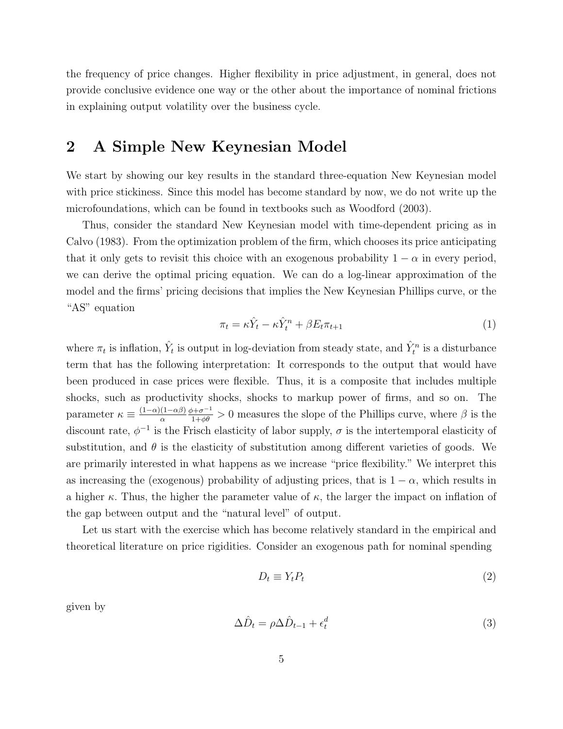the frequency of price changes. Higher flexibility in price adjustment, in general, does not provide conclusive evidence one way or the other about the importance of nominal frictions in explaining output volatility over the business cycle.

## 2 A Simple New Keynesian Model

We start by showing our key results in the standard three-equation New Keynesian model with price stickiness. Since this model has become standard by now, we do not write up the microfoundations, which can be found in textbooks such as Woodford (2003).

Thus, consider the standard New Keynesian model with time-dependent pricing as in Calvo (1983). From the optimization problem of the firm, which chooses its price anticipating that it only gets to revisit this choice with an exogenous probability $1-\alpha$ in every period, we can derive the optimal pricing equation. We can do a log-linear approximation of the model and the firms' pricing decisions that implies the New Keynesian Phillips curve, or the "AS" equation

$$\pi_t = \kappa \hat{Y}_t - \kappa \hat{Y}_t^n + \beta E_t \pi_{t+1} \tag{1}$$

where $\pi_t$ is inflation, $\hat{Y}_t$ is output in log-deviation from steady state, and $\hat{Y}_t^n$ is a disturbance term that has the following interpretation: It corresponds to the output that would have been produced in case prices were flexible. Thus, it is a composite that includes multiple shocks, such as productivity shocks, shocks to markup power of firms, and so on. The parameter $\kappa \equiv \frac{(1-\alpha)(1-\alpha\beta)}{\alpha} \frac{\phi+\sigma^{-1}}{1+\phi\theta} > 0$ measures the slope of the Phillips curve, where $\beta$ is the discount rate, $\phi^{-1}$ is the Frisch elasticity of labor supply, $\sigma$ is the intertemporal elasticity of substitution, and $\theta$ is the elasticity of substitution among different varieties of goods. We are primarily interested in what happens as we increase "price flexibility." We interpret this as increasing the (exogenous) probability of adjusting prices, that is $1-\alpha$, which results in a higher $\kappa$. Thus, the higher the parameter value of $\kappa$, the larger the impact on inflation of the gap between output and the "natural level" of output.

Let us start with the exercise which has become relatively standard in the empirical and theoretical literature on price rigidities. Consider an exogenous path for nominal spending

$$D_t \equiv Y_t P_t \tag{2}$$

given by

$$\Delta \hat{D}_t = \rho \Delta \hat{D}_{t-1} + \epsilon_t^d \tag{3}$$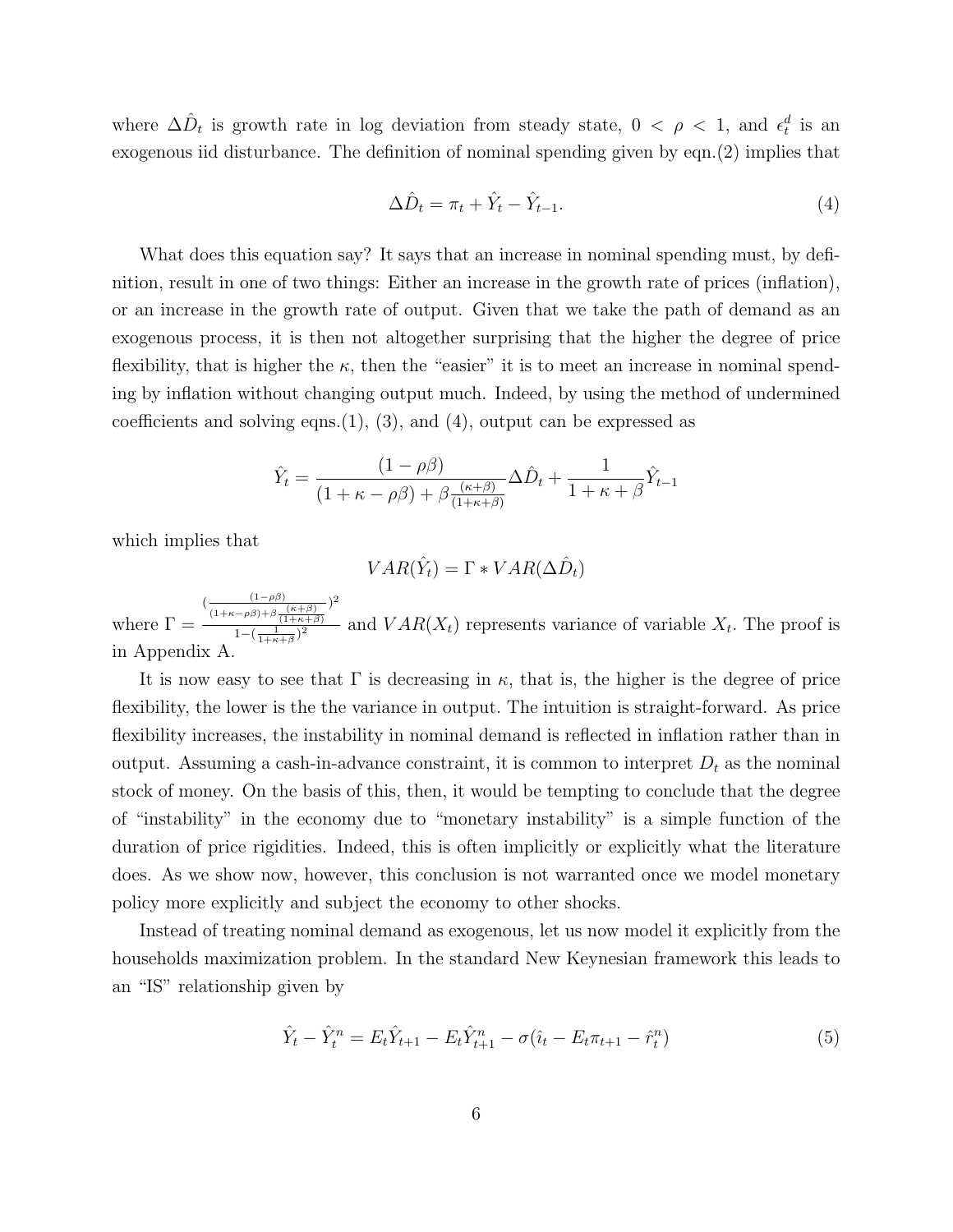where $\Delta\hat{D}_t$ is growth rate in log deviation from steady state, $0 < \rho < 1$, and $\epsilon_t^d$ is an exogenous iid disturbance. The definition of nominal spending given by eqn.(2) implies that

$$\Delta\hat{D}_t = \pi_t + \hat{Y}_t - \hat{Y}_{t-1}. \tag{4}$$

What does this equation say? It says that an increase in nominal spending must, by definition, result in one of two things: Either an increase in the growth rate of prices (inflation), or an increase in the growth rate of output. Given that we take the path of demand as an exogenous process, it is then not altogether surprising that the higher the degree of price flexibility, that is higher the $\kappa$, then the "easier" it is to meet an increase in nominal spending by inflation without changing output much. Indeed, by using the method of undermined coefficients and solving eqns.(1), (3), and (4), output can be expressed as

$$\hat{Y}_t = \frac{(1-\rho\beta)}{(1+\kappa-\rho\beta)+\beta\frac{(\kappa+\beta)}{(1+\kappa+\beta)}}\Delta\hat{D}_t + \frac{1}{1+\kappa+\beta}\hat{Y}_{t-1}$$

which implies that

$$VAR(\hat{Y}_t) = \Gamma * VAR(\Delta\hat{D}_t)$$

where $\Gamma = \frac{\left(\frac{(1-\rho\beta)}{(1+\kappa-\rho\beta)+\beta\frac{(\kappa+\beta)}{(1+\kappa+\beta)}}\right)^2}{1-\left(\frac{1}{1+\kappa+\beta}\right)^2}$ and $VAR(X_t)$ represents variance of variable $X_t$. The proof is in Appendix A.

It is now easy to see that $\Gamma$ is decreasing in $\kappa$, that is, the higher is the degree of price flexibility, the lower is the the variance in output. The intuition is straight-forward. As price flexibility increases, the instability in nominal demand is reflected in inflation rather than in output. Assuming a cash-in-advance constraint, it is common to interpret $D_t$ as the nominal stock of money. On the basis of this, then, it would be tempting to conclude that the degree of "instability" in the economy due to "monetary instability" is a simple function of the duration of price rigidities. Indeed, this is often implicitly or explicitly what the literature does. As we show now, however, this conclusion is not warranted once we model monetary policy more explicitly and subject the economy to other shocks.

Instead of treating nominal demand as exogenous, let us now model it explicitly from the households maximization problem. In the standard New Keynesian framework this leads to an "IS" relationship given by

$$\hat{Y}_t - \hat{Y}_t^n = E_t\hat{Y}_{t+1} - E_t\hat{Y}_{t+1}^n - \sigma(\hat{\imath}_t - E_t\pi_{t+1} - \hat{r}_t^n) \tag{5}$$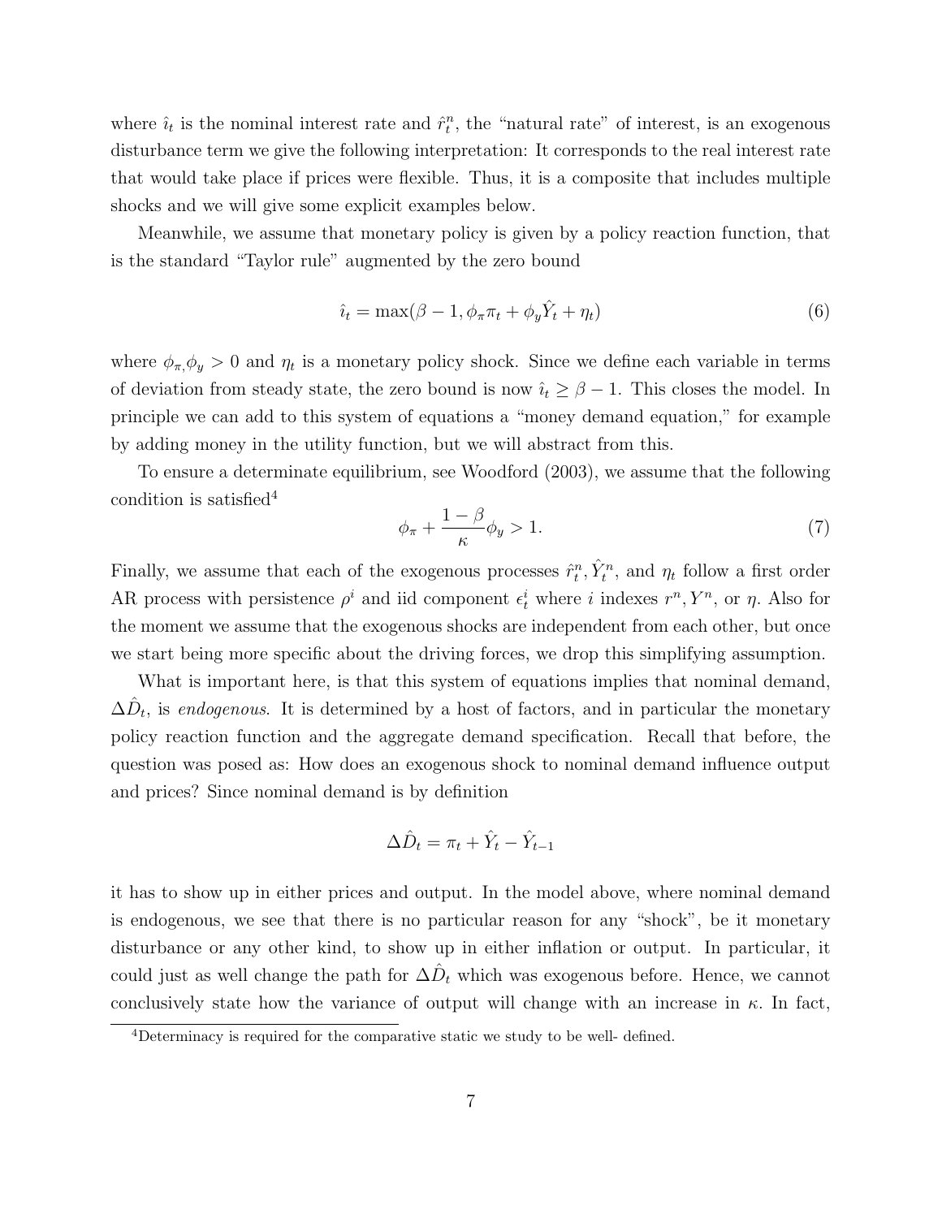where $\hat{\imath}_t$ is the nominal interest rate and $\hat{r}^n_t$, the "natural rate" of interest, is an exogenous disturbance term we give the following interpretation: It corresponds to the real interest rate that would take place if prices were flexible. Thus, it is a composite that includes multiple shocks and we will give some explicit examples below.

Meanwhile, we assume that monetary policy is given by a policy reaction function, that is the standard "Taylor rule" augmented by the zero bound

$$\hat{\imath}_t = \max(\beta - 1, \phi_\pi \pi_t + \phi_y \hat{Y}_t + \eta_t) \tag{6}$$

where $\phi_\pi$,$\phi_y > 0$ and $\eta_t$ is a monetary policy shock. Since we define each variable in terms of deviation from steady state, the zero bound is now $\hat{\imath}_t \geq \beta - 1$. This closes the model. In principle we can add to this system of equations a "money demand equation," for example by adding money in the utility function, but we will abstract from this.

To ensure a determinate equilibrium, see Woodford (2003), we assume that the following condition is satisfied[4]

$$\phi_\pi + \frac{1-\beta}{\kappa}\phi_y > 1. \tag{7}$$

Finally, we assume that each of the exogenous processes $\hat{r}^n_t, \hat{Y}^n_t$, and $\eta_t$ follow a first order AR process with persistence $\rho^i$ and iid component $\epsilon^i_t$ where $i$ indexes $r^n, Y^n$, or $\eta$. Also for the moment we assume that the exogenous shocks are independent from each other, but once we start being more specific about the driving forces, we drop this simplifying assumption.

What is important here, is that this system of equations implies that nominal demand, $\Delta\hat{D}_t$, is *endogenous*. It is determined by a host of factors, and in particular the monetary policy reaction function and the aggregate demand specification. Recall that before, the question was posed as: How does an exogenous shock to nominal demand influence output and prices? Since nominal demand is by definition

$$\Delta\hat{D}_t = \pi_t + \hat{Y}_t - \hat{Y}_{t-1}$$

it has to show up in either prices and output. In the model above, where nominal demand is endogenous, we see that there is no particular reason for any "shock", be it monetary disturbance or any other kind, to show up in either inflation or output. In particular, it could just as well change the path for $\Delta\hat{D}_t$ which was exogenous before. Hence, we cannot conclusively state how the variance of output will change with an increase in $\kappa$. In fact,

[4]Determinacy is required for the comparative static we study to be well- defined.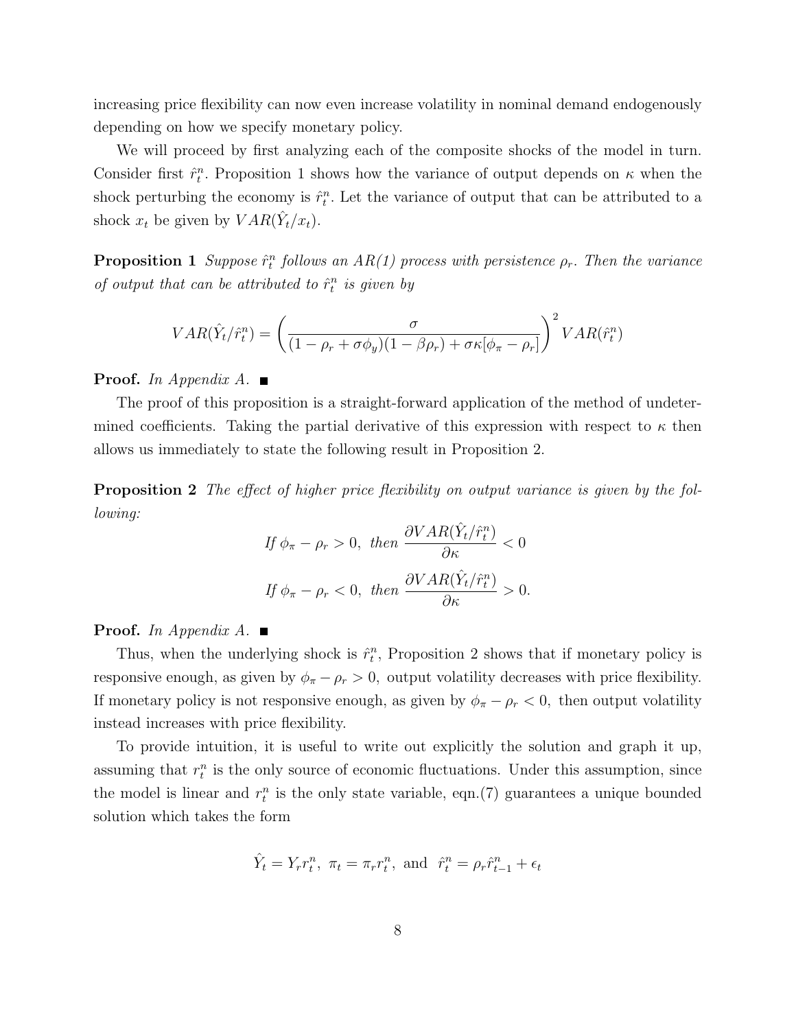increasing price flexibility can now even increase volatility in nominal demand endogenously depending on how we specify monetary policy.

We will proceed by first analyzing each of the composite shocks of the model in turn. Consider first $\hat{r}_t^n$. Proposition 1 shows how the variance of output depends on $\kappa$ when the shock perturbing the economy is $\hat{r}_t^n$. Let the variance of output that can be attributed to a shock $x_t$ be given by $VAR(\hat{Y}_t/x_t)$.

**Proposition 1** *Suppose $\hat{r}_t^n$ follows an AR(1) process with persistence $\rho_r$. Then the variance of output that can be attributed to $\hat{r}_t^n$ is given by*

$$VAR(\hat{Y}_t/\hat{r}_t^n) = \left(\frac{\sigma}{(1-\rho_r+\sigma\phi_y)(1-\beta\rho_r)+\sigma\kappa[\phi_\pi-\rho_r]}\right)^2 VAR(\hat{r}_t^n)$$

**Proof.** *In Appendix A.* ■

The proof of this proposition is a straight-forward application of the method of undetermined coefficients. Taking the partial derivative of this expression with respect to $\kappa$ then allows us immediately to state the following result in Proposition 2.

**Proposition 2** *The effect of higher price flexibility on output variance is given by the following:*

$$\text{If } \phi_\pi - \rho_r > 0, \text{ then } \frac{\partial VAR(\hat{Y}_t/\hat{r}_t^n)}{\partial \kappa} < 0$$

$$\text{If } \phi_\pi - \rho_r < 0, \text{ then } \frac{\partial VAR(\hat{Y}_t/\hat{r}_t^n)}{\partial \kappa} > 0.$$

**Proof.** *In Appendix A.* ■

Thus, when the underlying shock is $\hat{r}_t^n$, Proposition 2 shows that if monetary policy is responsive enough, as given by $\phi_\pi - \rho_r > 0$, output volatility decreases with price flexibility. If monetary policy is not responsive enough, as given by $\phi_\pi - \rho_r < 0$, then output volatility instead increases with price flexibility.

To provide intuition, it is useful to write out explicitly the solution and graph it up, assuming that $r_t^n$ is the only source of economic fluctuations. Under this assumption, since the model is linear and $r_t^n$ is the only state variable, eqn.(7) guarantees a unique bounded solution which takes the form

$$\hat{Y}_t = Y_r r_t^n, \ \pi_t = \pi_r r_t^n, \text{ and } \ \hat{r}_t^n = \rho_r \hat{r}_{t-1}^n + \epsilon_t$$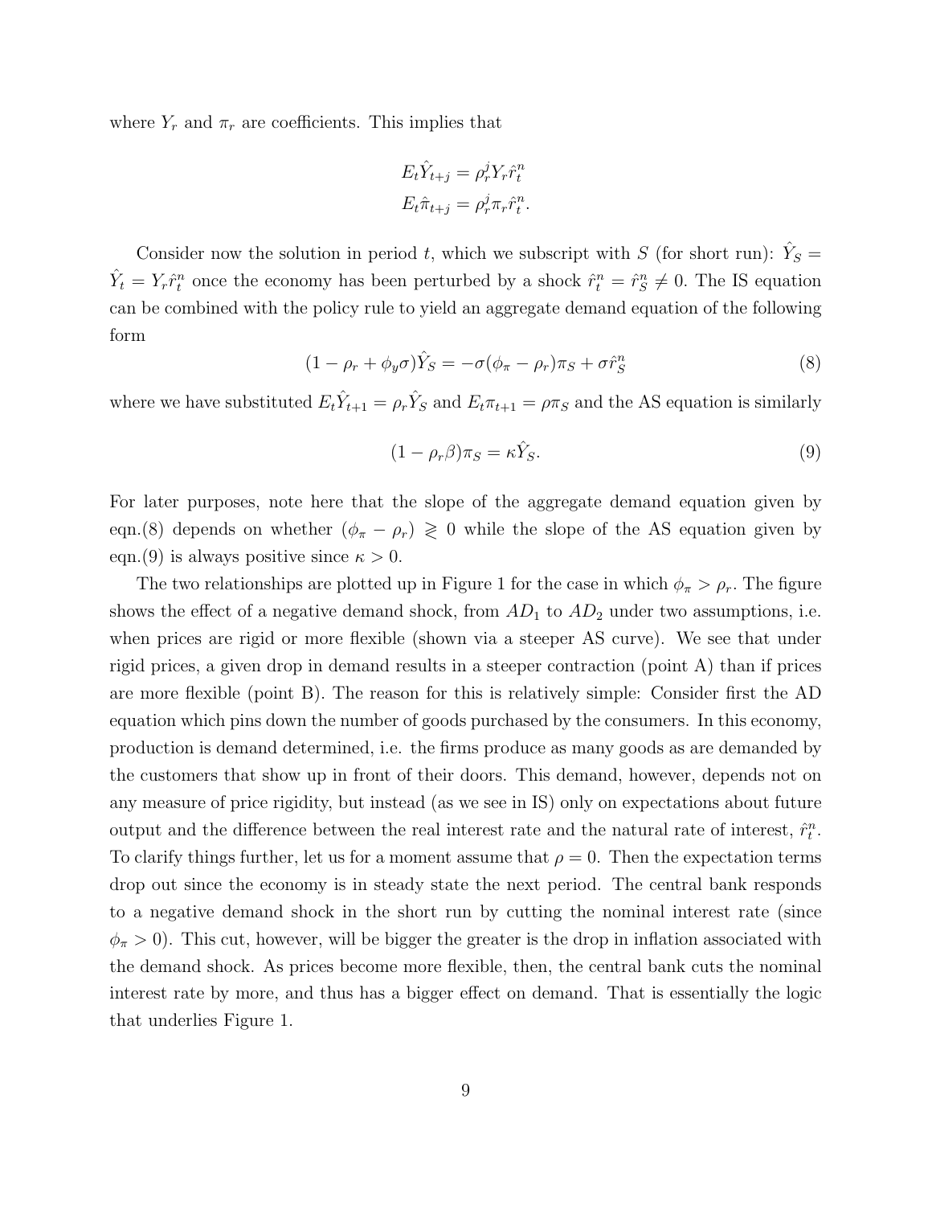where $Y_r$ and $\pi_r$ are coefficients. This implies that

$$E_t\hat{Y}_{t+j} = \rho_r^j Y_r \hat{r}_t^n$$
$$E_t\hat{\pi}_{t+j} = \rho_r^j \pi_r \hat{r}_t^n.$$

Consider now the solution in period $t$, which we subscript with $S$ (for short run): $\hat{Y}_S = \hat{Y}_t = Y_r\hat{r}_t^n$ once the economy has been perturbed by a shock $\hat{r}_t^n = \hat{r}_S^n \neq 0$. The IS equation can be combined with the policy rule to yield an aggregate demand equation of the following form

$$(1 - \rho_r + \phi_y \sigma)\hat{Y}_S = -\sigma(\phi_\pi - \rho_r)\pi_S + \sigma\hat{r}_S^n \tag{8}$$

where we have substituted $E_t\hat{Y}_{t+1} = \rho_r\hat{Y}_S$ and $E_t\pi_{t+1} = \rho\pi_S$ and the AS equation is similarly

$$(1 - \rho_r\beta)\pi_S = \kappa\hat{Y}_S. \tag{9}$$

For later purposes, note here that the slope of the aggregate demand equation given by eqn.(8) depends on whether $(\phi_\pi - \rho_r) \gtrless 0$ while the slope of the AS equation given by eqn.(9) is always positive since $\kappa > 0$.

The two relationships are plotted up in Figure 1 for the case in which $\phi_\pi > \rho_r$. The figure shows the effect of a negative demand shock, from $AD_1$ to $AD_2$ under two assumptions, i.e. when prices are rigid or more flexible (shown via a steeper AS curve). We see that under rigid prices, a given drop in demand results in a steeper contraction (point A) than if prices are more flexible (point B). The reason for this is relatively simple: Consider first the AD equation which pins down the number of goods purchased by the consumers. In this economy, production is demand determined, i.e. the firms produce as many goods as are demanded by the customers that show up in front of their doors. This demand, however, depends not on any measure of price rigidity, but instead (as we see in IS) only on expectations about future output and the difference between the real interest rate and the natural rate of interest, $\hat{r}_t^n$. To clarify things further, let us for a moment assume that $\rho = 0$. Then the expectation terms drop out since the economy is in steady state the next period. The central bank responds to a negative demand shock in the short run by cutting the nominal interest rate (since $\phi_\pi > 0$). This cut, however, will be bigger the greater is the drop in inflation associated with the demand shock. As prices become more flexible, then, the central bank cuts the nominal interest rate by more, and thus has a bigger effect on demand. That is essentially the logic that underlies Figure 1.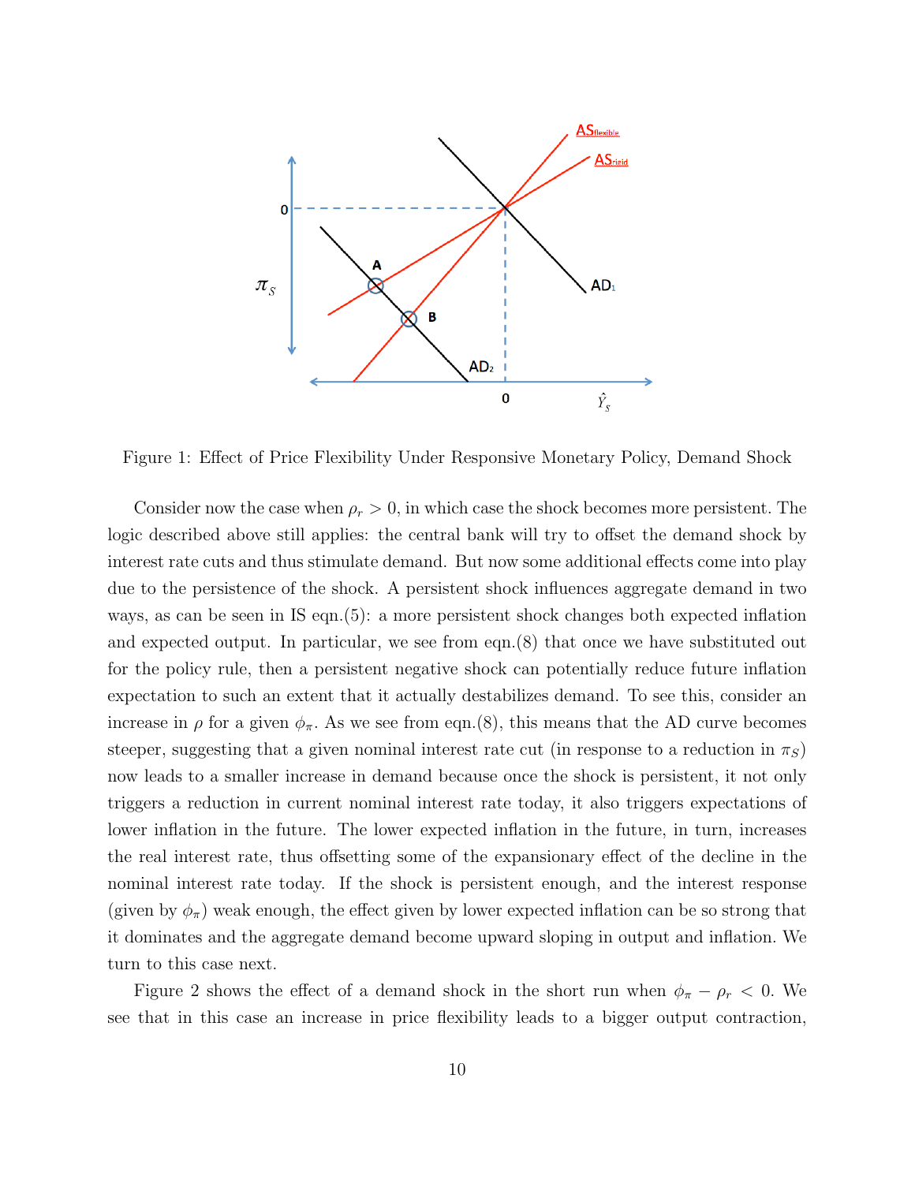Figure 1: Effect of Price Flexibility Under Responsive Monetary Policy, Demand Shock

Consider now the case when $\rho_r > 0$, in which case the shock becomes more persistent. The logic described above still applies: the central bank will try to offset the demand shock by interest rate cuts and thus stimulate demand. But now some additional effects come into play due to the persistence of the shock. A persistent shock influences aggregate demand in two ways, as can be seen in IS eqn.(5): a more persistent shock changes both expected inflation and expected output. In particular, we see from eqn.(8) that once we have substituted out for the policy rule, then a persistent negative shock can potentially reduce future inflation expectation to such an extent that it actually destabilizes demand. To see this, consider an increase in $\rho$ for a given $\phi_\pi$. As we see from eqn.(8), this means that the AD curve becomes steeper, suggesting that a given nominal interest rate cut (in response to a reduction in $\pi_S$) now leads to a smaller increase in demand because once the shock is persistent, it not only triggers a reduction in current nominal interest rate today, it also triggers expectations of lower inflation in the future. The lower expected inflation in the future, in turn, increases the real interest rate, thus offsetting some of the expansionary effect of the decline in the nominal interest rate today. If the shock is persistent enough, and the interest response (given by $\phi_\pi$) weak enough, the effect given by lower expected inflation can be so strong that it dominates and the aggregate demand become upward sloping in output and inflation. We turn to this case next.

Figure 2 shows the effect of a demand shock in the short run when $\phi_\pi - \rho_r < 0$. We see that in this case an increase in price flexibility leads to a bigger output contraction,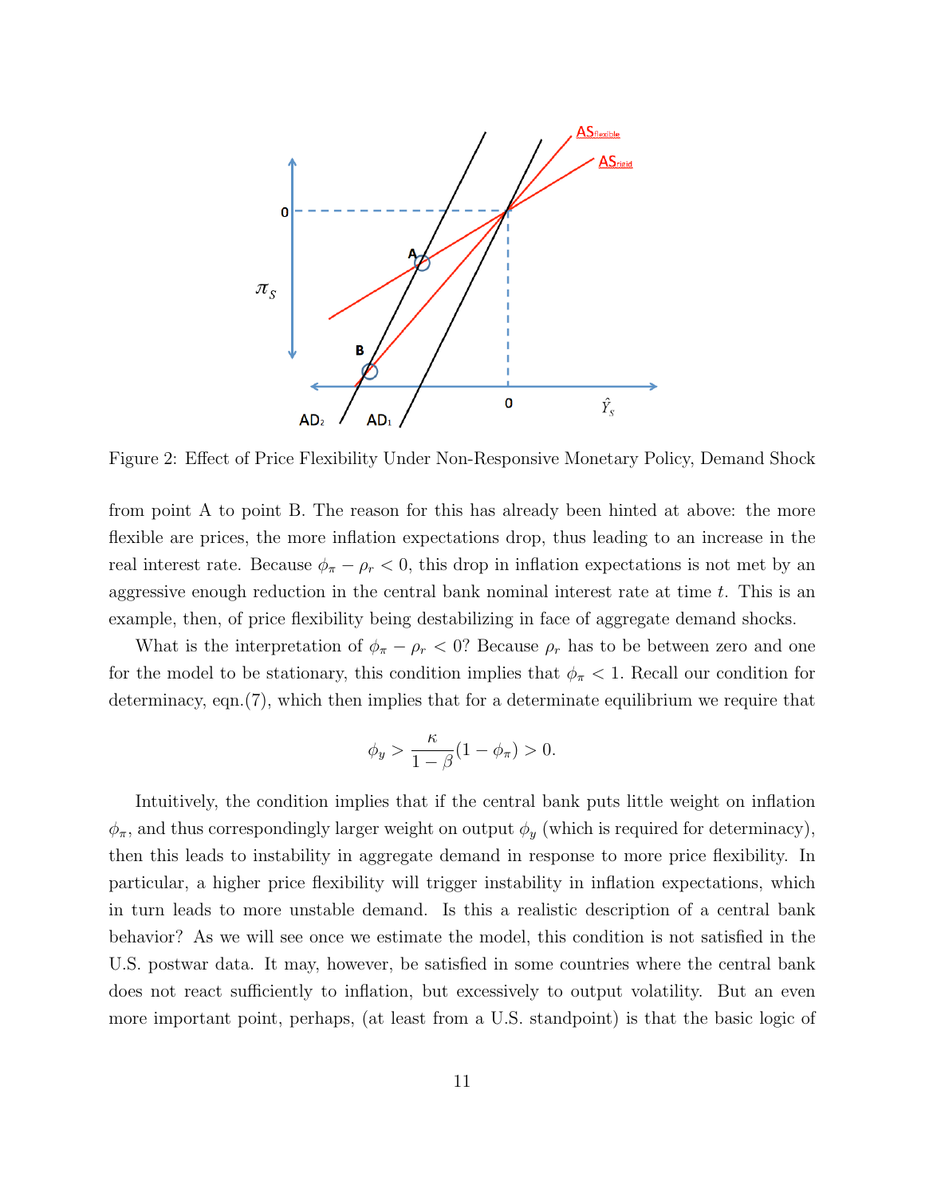Figure 2: Effect of Price Flexibility Under Non-Responsive Monetary Policy, Demand Shock

from point A to point B. The reason for this has already been hinted at above: the more flexible are prices, the more inflation expectations drop, thus leading to an increase in the real interest rate. Because $\phi_\pi - \rho_r < 0$, this drop in inflation expectations is not met by an aggressive enough reduction in the central bank nominal interest rate at time $t$. This is an example, then, of price flexibility being destabilizing in face of aggregate demand shocks.

What is the interpretation of $\phi_\pi - \rho_r < 0$? Because $\rho_r$ has to be between zero and one for the model to be stationary, this condition implies that $\phi_\pi < 1$. Recall our condition for determinacy, eqn.(7), which then implies that for a determinate equilibrium we require that

$$\phi_y > \frac{\kappa}{1-\beta}(1-\phi_\pi) > 0.$$

Intuitively, the condition implies that if the central bank puts little weight on inflation $\phi_\pi$, and thus correspondingly larger weight on output $\phi_y$ (which is required for determinacy), then this leads to instability in aggregate demand in response to more price flexibility. In particular, a higher price flexibility will trigger instability in inflation expectations, which in turn leads to more unstable demand. Is this a realistic description of a central bank behavior? As we will see once we estimate the model, this condition is not satisfied in the U.S. postwar data. It may, however, be satisfied in some countries where the central bank does not react sufficiently to inflation, but excessively to output volatility. But an even more important point, perhaps, (at least from a U.S. standpoint) is that the basic logic of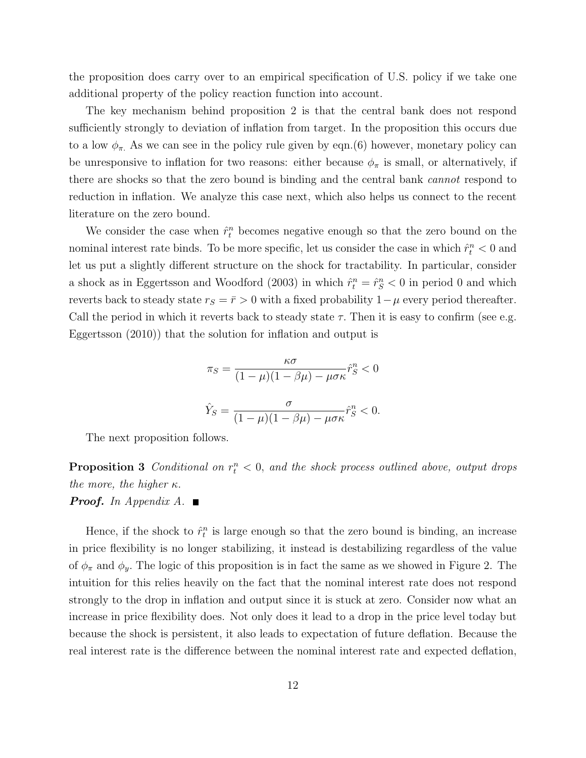the proposition does carry over to an empirical specification of U.S. policy if we take one additional property of the policy reaction function into account.

The key mechanism behind proposition 2 is that the central bank does not respond sufficiently strongly to deviation of inflation from target. In the proposition this occurs due to a low $\phi_\pi$. As we can see in the policy rule given by eqn.(6) however, monetary policy can be unresponsive to inflation for two reasons: either because $\phi_\pi$ is small, or alternatively, if there are shocks so that the zero bound is binding and the central bank *cannot* respond to reduction in inflation. We analyze this case next, which also helps us connect to the recent literature on the zero bound.

We consider the case when $\hat{r}_t^n$ becomes negative enough so that the zero bound on the nominal interest rate binds. To be more specific, let us consider the case in which $\hat{r}_t^n < 0$ and let us put a slightly different structure on the shock for tractability. In particular, consider a shock as in Eggertsson and Woodford (2003) in which $\hat{r}_t^n = \hat{r}_S^n < 0$ in period 0 and which reverts back to steady state $r_S = \bar{r} > 0$ with a fixed probability $1-\mu$ every period thereafter. Call the period in which it reverts back to steady state $\tau$. Then it is easy to confirm (see e.g. Eggertsson (2010)) that the solution for inflation and output is

$$\pi_S = \frac{\kappa\sigma}{(1-\mu)(1-\beta\mu) - \mu\sigma\kappa}\hat{r}_S^n < 0$$

$$\hat{Y}_S = \frac{\sigma}{(1-\mu)(1-\beta\mu) - \mu\sigma\kappa}\hat{r}_S^n < 0.$$

The next proposition follows.

**Proposition 3** *Conditional on $r_t^n < 0$, and the shock process outlined above, output drops the more, the higher $\kappa$.*

***Proof.*** *In Appendix A.* ■

Hence, if the shock to $\hat{r}_t^n$ is large enough so that the zero bound is binding, an increase in price flexibility is no longer stabilizing, it instead is destabilizing regardless of the value of $\phi_\pi$ and $\phi_y$. The logic of this proposition is in fact the same as we showed in Figure 2. The intuition for this relies heavily on the fact that the nominal interest rate does not respond strongly to the drop in inflation and output since it is stuck at zero. Consider now what an increase in price flexibility does. Not only does it lead to a drop in the price level today but because the shock is persistent, it also leads to expectation of future deflation. Because the real interest rate is the difference between the nominal interest rate and expected deflation,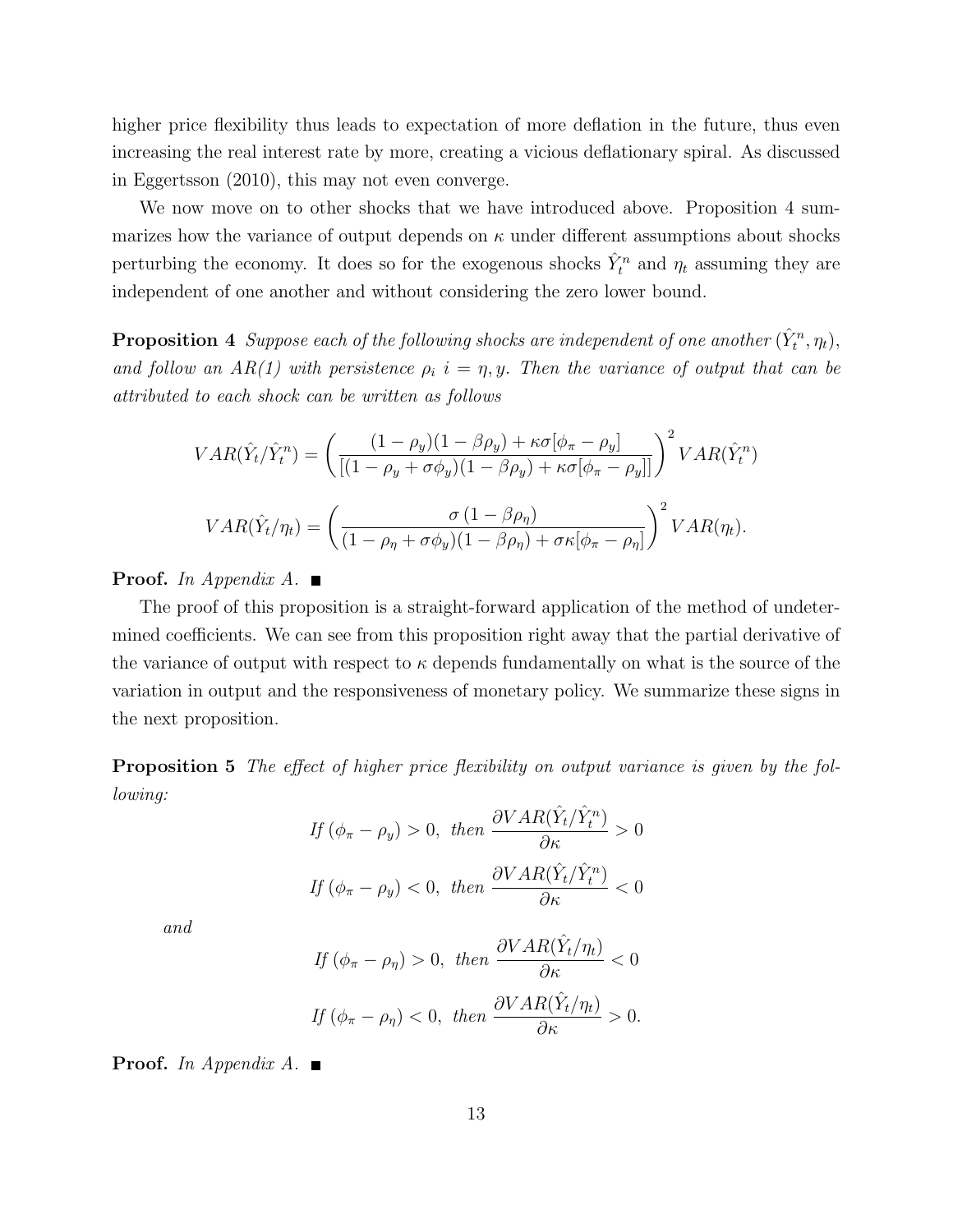higher price flexibility thus leads to expectation of more deflation in the future, thus even increasing the real interest rate by more, creating a vicious deflationary spiral. As discussed in Eggertsson (2010), this may not even converge.

We now move on to other shocks that we have introduced above. Proposition 4 summarizes how the variance of output depends on $\kappa$ under different assumptions about shocks perturbing the economy. It does so for the exogenous shocks $\hat{Y}_t^n$ and $\eta_t$ assuming they are independent of one another and without considering the zero lower bound.

**Proposition 4** *Suppose each of the following shocks are independent of one another* $(\hat{Y}_t^n, \eta_t)$*, and follow an AR(1) with persistence* $\rho_i$ $i = \eta, y$*. Then the variance of output that can be attributed to each shock can be written as follows*

$$VAR(\hat{Y}_t/\hat{Y}_t^n) = \left( \frac{(1-\rho_y)(1-\beta\rho_y) + \kappa\sigma[\phi_\pi - \rho_y]}{[(1-\rho_y+\sigma\phi_y)(1-\beta\rho_y) + \kappa\sigma[\phi_\pi - \rho_y]]} \right)^2 VAR(\hat{Y}_t^n)$$

$$VAR(\hat{Y}_t/\eta_t) = \left( \frac{\sigma\,(1-\beta\rho_\eta)}{(1-\rho_\eta+\sigma\phi_y)(1-\beta\rho_\eta) + \sigma\kappa[\phi_\pi - \rho_\eta]} \right)^2 VAR(\eta_t).$$

**Proof.** *In Appendix A.* ■

The proof of this proposition is a straight-forward application of the method of undetermined coefficients. We can see from this proposition right away that the partial derivative of the variance of output with respect to $\kappa$ depends fundamentally on what is the source of the variation in output and the responsiveness of monetary policy. We summarize these signs in the next proposition.

**Proposition 5** *The effect of higher price flexibility on output variance is given by the following:*

$$\text{If } (\phi_\pi - \rho_y) > 0, \text{ then } \frac{\partial VAR(\hat{Y}_t/\hat{Y}_t^n)}{\partial \kappa} > 0$$

$$\text{If } (\phi_\pi - \rho_y) < 0, \text{ then } \frac{\partial VAR(\hat{Y}_t/\hat{Y}_t^n)}{\partial \kappa} < 0$$

*and*

$$\text{If } (\phi_\pi - \rho_\eta) > 0, \text{ then } \frac{\partial VAR(\hat{Y}_t/\eta_t)}{\partial \kappa} < 0$$

$$\text{If } (\phi_\pi - \rho_\eta) < 0, \text{ then } \frac{\partial VAR(\hat{Y}_t/\eta_t)}{\partial \kappa} > 0.$$

**Proof.** *In Appendix A.* ■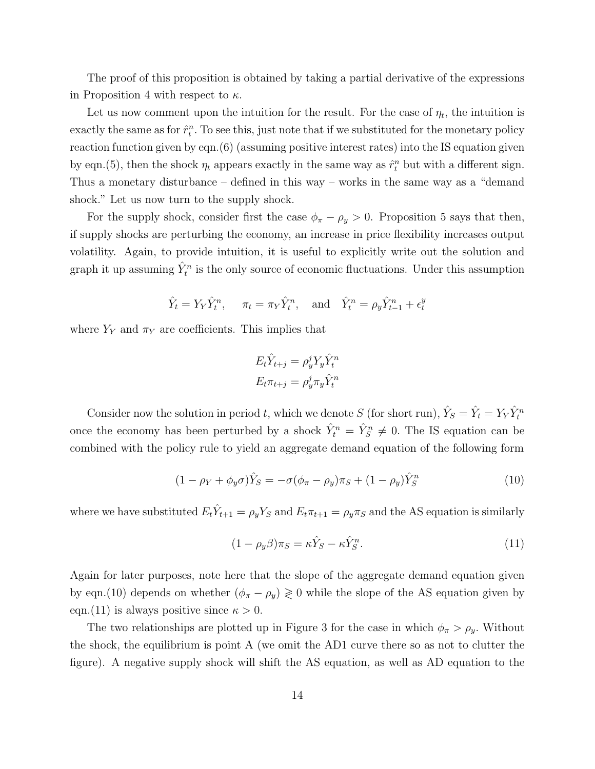The proof of this proposition is obtained by taking a partial derivative of the expressions in Proposition 4 with respect to $\kappa$.

Let us now comment upon the intuition for the result. For the case of $\eta_t$, the intuition is exactly the same as for $\hat{r}_t^n$. To see this, just note that if we substituted for the monetary policy reaction function given by eqn.(6) (assuming positive interest rates) into the IS equation given by eqn.(5), then the shock $\eta_t$ appears exactly in the same way as $\hat{r}_t^n$ but with a different sign. Thus a monetary disturbance – defined in this way – works in the same way as a "demand shock." Let us now turn to the supply shock.

For the supply shock, consider first the case $\phi_\pi - \rho_y > 0$. Proposition 5 says that then, if supply shocks are perturbing the economy, an increase in price flexibility increases output volatility. Again, to provide intuition, it is useful to explicitly write out the solution and graph it up assuming $\hat{Y}_t^n$ is the only source of economic fluctuations. Under this assumption

$$\hat{Y}_t = Y_Y \hat{Y}_t^n, \quad \pi_t = \pi_Y \hat{Y}_t^n, \quad \text{and} \quad \hat{Y}_t^n = \rho_y \hat{Y}_{t-1}^n + \epsilon_t^y$$

where $Y_Y$ and $\pi_Y$ are coefficients. This implies that

$$E_t \hat{Y}_{t+j} = \rho_y^j Y_y \hat{Y}_t^n$$
$$E_t \pi_{t+j} = \rho_y^j \pi_y \hat{Y}_t^n$$

Consider now the solution in period $t$, which we denote $S$ (for short run), $\hat{Y}_S = \hat{Y}_t = Y_Y \hat{Y}_t^n$ once the economy has been perturbed by a shock $\hat{Y}_t^n = \hat{Y}_S^n \neq 0$. The IS equation can be combined with the policy rule to yield an aggregate demand equation of the following form

$$(1 - \rho_Y + \phi_y \sigma)\hat{Y}_S = -\sigma(\phi_\pi - \rho_y)\pi_S + (1 - \rho_y)\hat{Y}_S^n \tag{10}$$

where we have substituted $E_t \hat{Y}_{t+1} = \rho_y Y_S$ and $E_t \pi_{t+1} = \rho_y \pi_S$ and the AS equation is similarly

$$(1 - \rho_y \beta)\pi_S = \kappa \hat{Y}_S - \kappa \hat{Y}_S^n. \tag{11}$$

Again for later purposes, note here that the slope of the aggregate demand equation given by eqn.(10) depends on whether $(\phi_\pi - \rho_y) \gtrless 0$ while the slope of the AS equation given by eqn.(11) is always positive since $\kappa > 0$.

The two relationships are plotted up in Figure 3 for the case in which $\phi_\pi > \rho_y$. Without the shock, the equilibrium is point A (we omit the AD1 curve there so as not to clutter the figure). A negative supply shock will shift the AS equation, as well as AD equation to the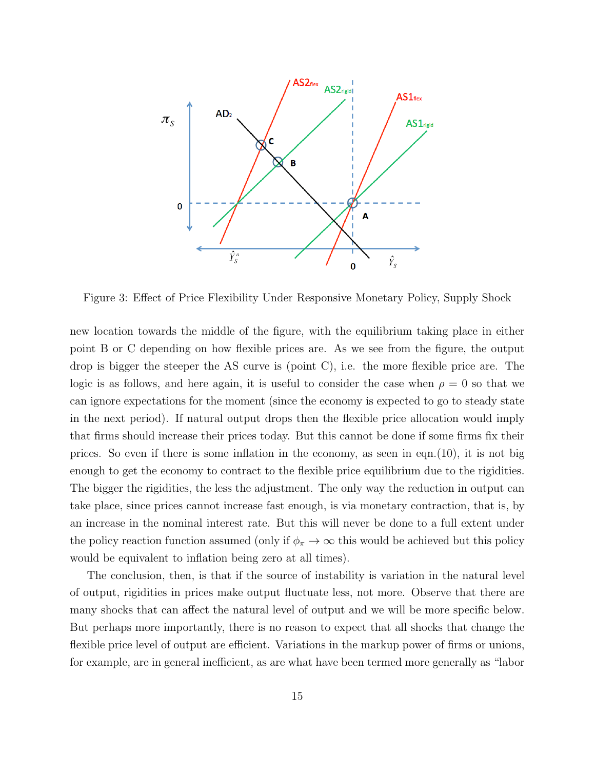Figure 3: Effect of Price Flexibility Under Responsive Monetary Policy, Supply Shock

new location towards the middle of the figure, with the equilibrium taking place in either point B or C depending on how flexible prices are. As we see from the figure, the output drop is bigger the steeper the AS curve is (point C), i.e. the more flexible price are. The logic is as follows, and here again, it is useful to consider the case when $\rho = 0$ so that we can ignore expectations for the moment (since the economy is expected to go to steady state in the next period). If natural output drops then the flexible price allocation would imply that firms should increase their prices today. But this cannot be done if some firms fix their prices. So even if there is some inflation in the economy, as seen in eqn.(10), it is not big enough to get the economy to contract to the flexible price equilibrium due to the rigidities. The bigger the rigidities, the less the adjustment. The only way the reduction in output can take place, since prices cannot increase fast enough, is via monetary contraction, that is, by an increase in the nominal interest rate. But this will never be done to a full extent under the policy reaction function assumed (only if $\phi_\pi \to \infty$ this would be achieved but this policy would be equivalent to inflation being zero at all times).

The conclusion, then, is that if the source of instability is variation in the natural level of output, rigidities in prices make output fluctuate less, not more. Observe that there are many shocks that can affect the natural level of output and we will be more specific below. But perhaps more importantly, there is no reason to expect that all shocks that change the flexible price level of output are efficient. Variations in the markup power of firms or unions, for example, are in general inefficient, as are what have been termed more generally as "labor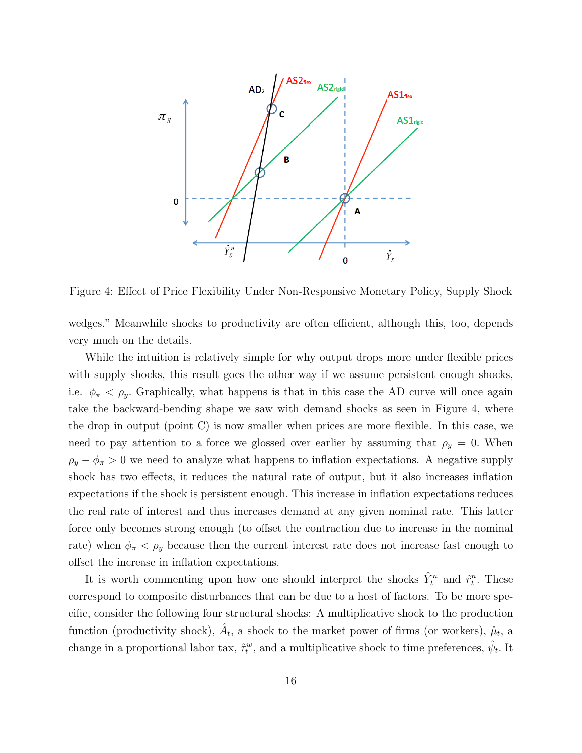Figure 4: Effect of Price Flexibility Under Non-Responsive Monetary Policy, Supply Shock

wedges." Meanwhile shocks to productivity are often efficient, although this, too, depends very much on the details.

While the intuition is relatively simple for why output drops more under flexible prices with supply shocks, this result goes the other way if we assume persistent enough shocks, i.e. $\phi_\pi < \rho_y$. Graphically, what happens is that in this case the AD curve will once again take the backward-bending shape we saw with demand shocks as seen in Figure 4, where the drop in output (point C) is now smaller when prices are more flexible. In this case, we need to pay attention to a force we glossed over earlier by assuming that $\rho_y = 0$. When $\rho_y - \phi_\pi > 0$ we need to analyze what happens to inflation expectations. A negative supply shock has two effects, it reduces the natural rate of output, but it also increases inflation expectations if the shock is persistent enough. This increase in inflation expectations reduces the real rate of interest and thus increases demand at any given nominal rate. This latter force only becomes strong enough (to offset the contraction due to increase in the nominal rate) when $\phi_\pi < \rho_y$ because then the current interest rate does not increase fast enough to offset the increase in inflation expectations.

It is worth commenting upon how one should interpret the shocks $\hat{Y}_t^n$ and $\hat{r}_t^n$. These correspond to composite disturbances that can be due to a host of factors. To be more specific, consider the following four structural shocks: A multiplicative shock to the production function (productivity shock), $\hat{A}_t$, a shock to the market power of firms (or workers), $\hat{\mu}_t$, a change in a proportional labor tax, $\hat{\tau}_t^w$, and a multiplicative shock to time preferences, $\hat{\psi}_t$. It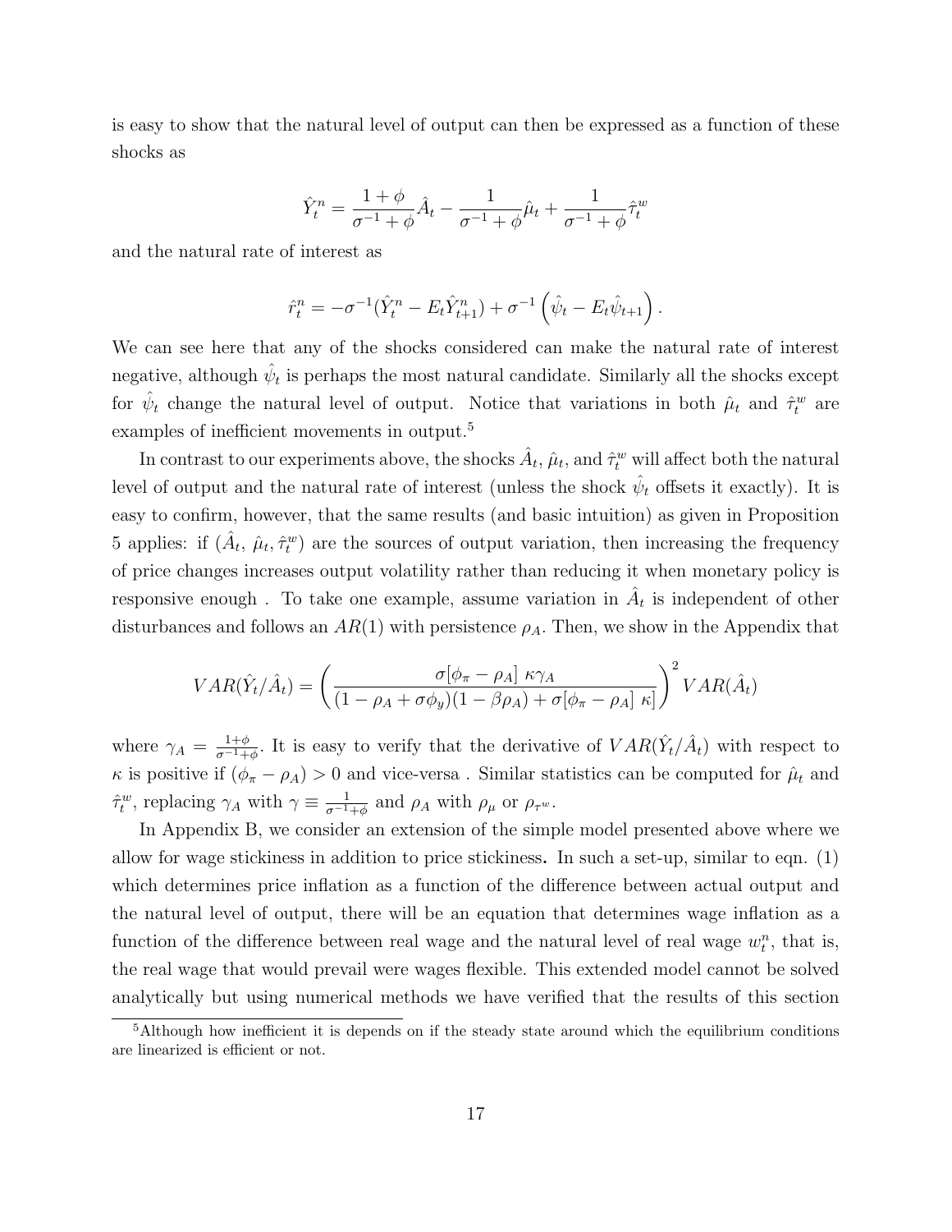is easy to show that the natural level of output can then be expressed as a function of these shocks as

$$\hat{Y}_t^n = \frac{1+\phi}{\sigma^{-1}+\phi}\hat{A}_t - \frac{1}{\sigma^{-1}+\phi}\hat{\mu}_t + \frac{1}{\sigma^{-1}+\phi}\hat{\tau}_t^w$$

and the natural rate of interest as

$$\hat{r}_t^n = -\sigma^{-1}(\hat{Y}_t^n - E_t\hat{Y}_{t+1}^n) + \sigma^{-1}\left(\hat{\psi}_t - E_t\hat{\psi}_{t+1}\right).$$

We can see here that any of the shocks considered can make the natural rate of interest negative, although $\hat{\psi}_t$ is perhaps the most natural candidate. Similarly all the shocks except for $\hat{\psi}_t$ change the natural level of output. Notice that variations in both $\hat{\mu}_t$ and $\hat{\tau}_t^w$ are examples of inefficient movements in output.[5]

In contrast to our experiments above, the shocks $\hat{A}_t$, $\hat{\mu}_t$, and $\hat{\tau}_t^w$ will affect both the natural level of output and the natural rate of interest (unless the shock $\hat{\psi}_t$ offsets it exactly). It is easy to confirm, however, that the same results (and basic intuition) as given in Proposition 5 applies: if $(\hat{A}_t,\ \hat{\mu}_t, \hat{\tau}_t^w)$ are the sources of output variation, then increasing the frequency of price changes increases output volatility rather than reducing it when monetary policy is responsive enough . To take one example, assume variation in $\hat{A}_t$ is independent of other disturbances and follows an $AR(1)$ with persistence $\rho_A$. Then, we show in the Appendix that

$$VAR(\hat{Y}_t/\hat{A}_t) = \left(\frac{\sigma[\phi_\pi - \rho_A]\ \kappa\gamma_A}{(1-\rho_A+\sigma\phi_y)(1-\beta\rho_A)+\sigma[\phi_\pi - \rho_A]\ \kappa]}\right)^2 VAR(\hat{A}_t)$$

where $\gamma_A = \frac{1+\phi}{\sigma^{-1}+\phi}$. It is easy to verify that the derivative of $VAR(\hat{Y}_t/\hat{A}_t)$ with respect to $\kappa$ is positive if $(\phi_\pi - \rho_A) > 0$ and vice-versa . Similar statistics can be computed for $\hat{\mu}_t$ and $\hat{\tau}_t^w$, replacing $\gamma_A$ with $\gamma \equiv \frac{1}{\sigma^{-1}+\phi}$ and $\rho_A$ with $\rho_\mu$ or $\rho_{\tau^w}$.

In Appendix B, we consider an extension of the simple model presented above where we allow for wage stickiness in addition to price stickiness**.** In such a set-up, similar to eqn. (1) which determines price inflation as a function of the difference between actual output and the natural level of output, there will be an equation that determines wage inflation as a function of the difference between real wage and the natural level of real wage $w_t^n$, that is, the real wage that would prevail were wages flexible. This extended model cannot be solved analytically but using numerical methods we have verified that the results of this section

[5] Although how inefficient it is depends on if the steady state around which the equilibrium conditions are linearized is efficient or not.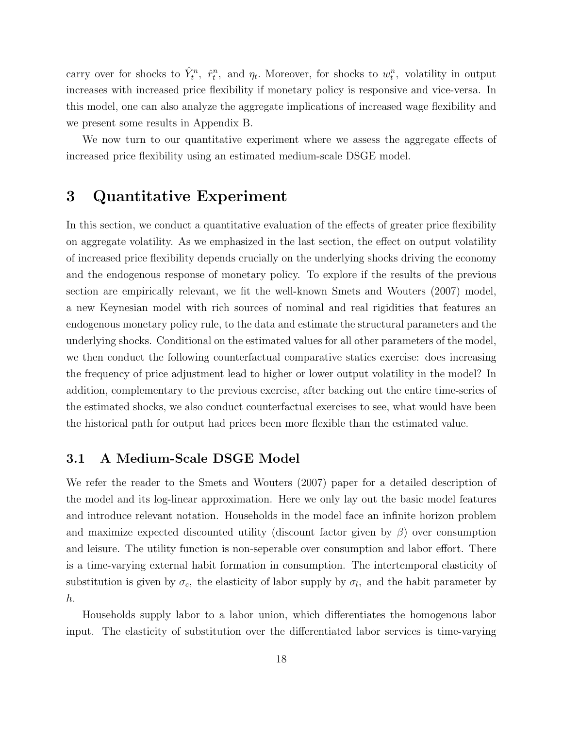carry over for shocks to $\hat{Y}_t^n$, $\hat{r}_t^n$, and $\eta_t$. Moreover, for shocks to $w_t^n$, volatility in output increases with increased price flexibility if monetary policy is responsive and vice-versa. In this model, one can also analyze the aggregate implications of increased wage flexibility and we present some results in Appendix B.

We now turn to our quantitative experiment where we assess the aggregate effects of increased price flexibility using an estimated medium-scale DSGE model.

# 3 Quantitative Experiment

In this section, we conduct a quantitative evaluation of the effects of greater price flexibility on aggregate volatility. As we emphasized in the last section, the effect on output volatility of increased price flexibility depends crucially on the underlying shocks driving the economy and the endogenous response of monetary policy. To explore if the results of the previous section are empirically relevant, we fit the well-known Smets and Wouters (2007) model, a new Keynesian model with rich sources of nominal and real rigidities that features an endogenous monetary policy rule, to the data and estimate the structural parameters and the underlying shocks. Conditional on the estimated values for all other parameters of the model, we then conduct the following counterfactual comparative statics exercise: does increasing the frequency of price adjustment lead to higher or lower output volatility in the model? In addition, complementary to the previous exercise, after backing out the entire time-series of the estimated shocks, we also conduct counterfactual exercises to see, what would have been the historical path for output had prices been more flexible than the estimated value.

## 3.1 A Medium-Scale DSGE Model

We refer the reader to the Smets and Wouters (2007) paper for a detailed description of the model and its log-linear approximation. Here we only lay out the basic model features and introduce relevant notation. Households in the model face an infinite horizon problem and maximize expected discounted utility (discount factor given by $\beta$) over consumption and leisure. The utility function is non-seperable over consumption and labor effort. There is a time-varying external habit formation in consumption. The intertemporal elasticity of substitution is given by $\sigma_c$, the elasticity of labor supply by $\sigma_l$, and the habit parameter by $h$.

Households supply labor to a labor union, which differentiates the homogenous labor input. The elasticity of substitution over the differentiated labor services is time-varying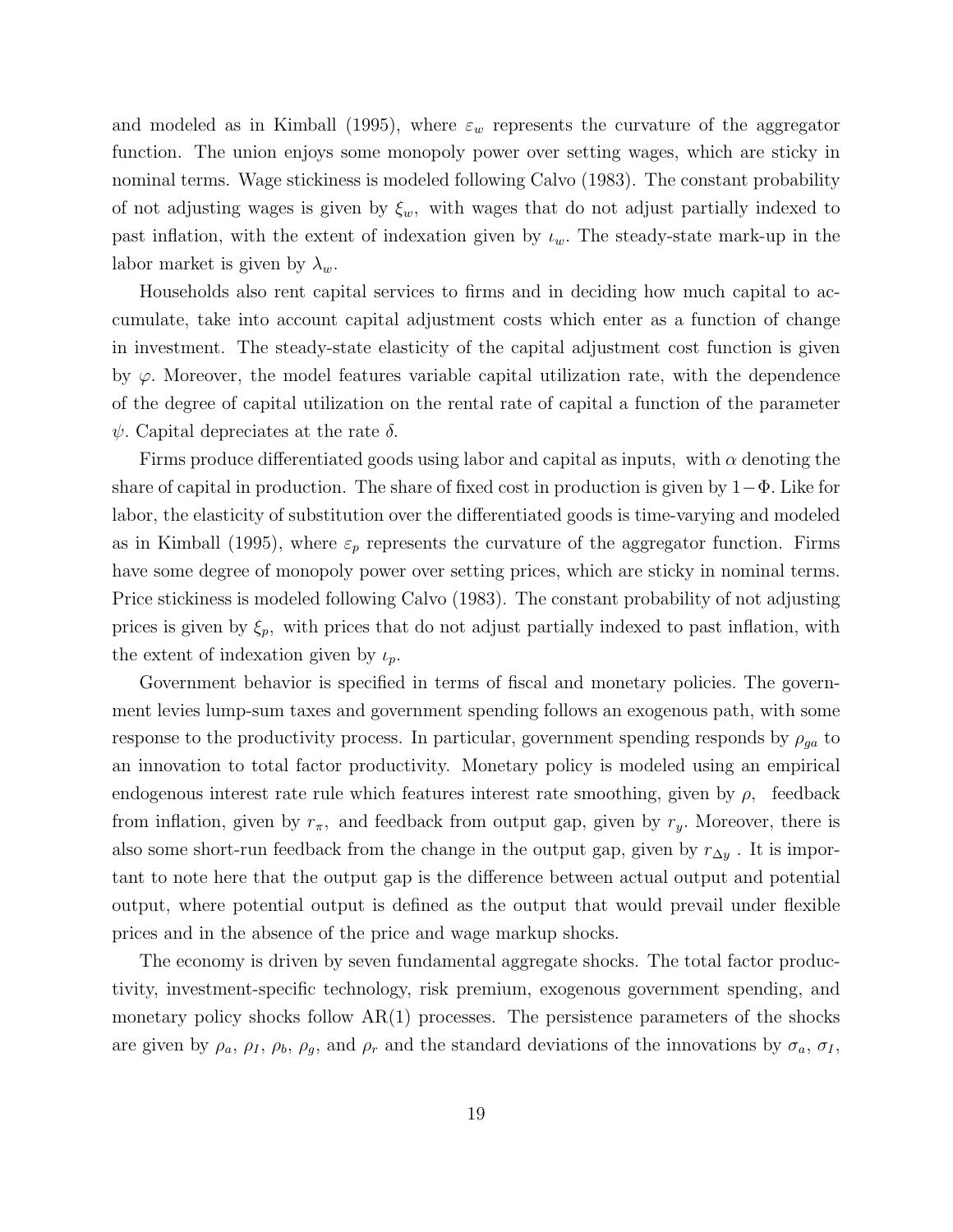and modeled as in Kimball (1995), where $\varepsilon_w$ represents the curvature of the aggregator function. The union enjoys some monopoly power over setting wages, which are sticky in nominal terms. Wage stickiness is modeled following Calvo (1983). The constant probability of not adjusting wages is given by $\xi_w$, with wages that do not adjust partially indexed to past inflation, with the extent of indexation given by $\iota_w$. The steady-state mark-up in the labor market is given by $\lambda_w$.

Households also rent capital services to firms and in deciding how much capital to accumulate, take into account capital adjustment costs which enter as a function of change in investment. The steady-state elasticity of the capital adjustment cost function is given by $\varphi$. Moreover, the model features variable capital utilization rate, with the dependence of the degree of capital utilization on the rental rate of capital a function of the parameter $\psi$. Capital depreciates at the rate $\delta$.

Firms produce differentiated goods using labor and capital as inputs, with $\alpha$ denoting the share of capital in production. The share of fixed cost in production is given by $1-\Phi$. Like for labor, the elasticity of substitution over the differentiated goods is time-varying and modeled as in Kimball (1995), where $\varepsilon_p$ represents the curvature of the aggregator function. Firms have some degree of monopoly power over setting prices, which are sticky in nominal terms. Price stickiness is modeled following Calvo (1983). The constant probability of not adjusting prices is given by $\xi_p$, with prices that do not adjust partially indexed to past inflation, with the extent of indexation given by $\iota_p$.

Government behavior is specified in terms of fiscal and monetary policies. The government levies lump-sum taxes and government spending follows an exogenous path, with some response to the productivity process. In particular, government spending responds by $\rho_{ga}$ to an innovation to total factor productivity. Monetary policy is modeled using an empirical endogenous interest rate rule which features interest rate smoothing, given by $\rho$, feedback from inflation, given by $r_\pi$, and feedback from output gap, given by $r_y$. Moreover, there is also some short-run feedback from the change in the output gap, given by $r_{\Delta y}$ . It is important to note here that the output gap is the difference between actual output and potential output, where potential output is defined as the output that would prevail under flexible prices and in the absence of the price and wage markup shocks.

The economy is driven by seven fundamental aggregate shocks. The total factor productivity, investment-specific technology, risk premium, exogenous government spending, and monetary policy shocks follow AR(1) processes. The persistence parameters of the shocks are given by $\rho_a$, $\rho_I$, $\rho_b$, $\rho_g$, and $\rho_r$ and the standard deviations of the innovations by $\sigma_a$, $\sigma_I$,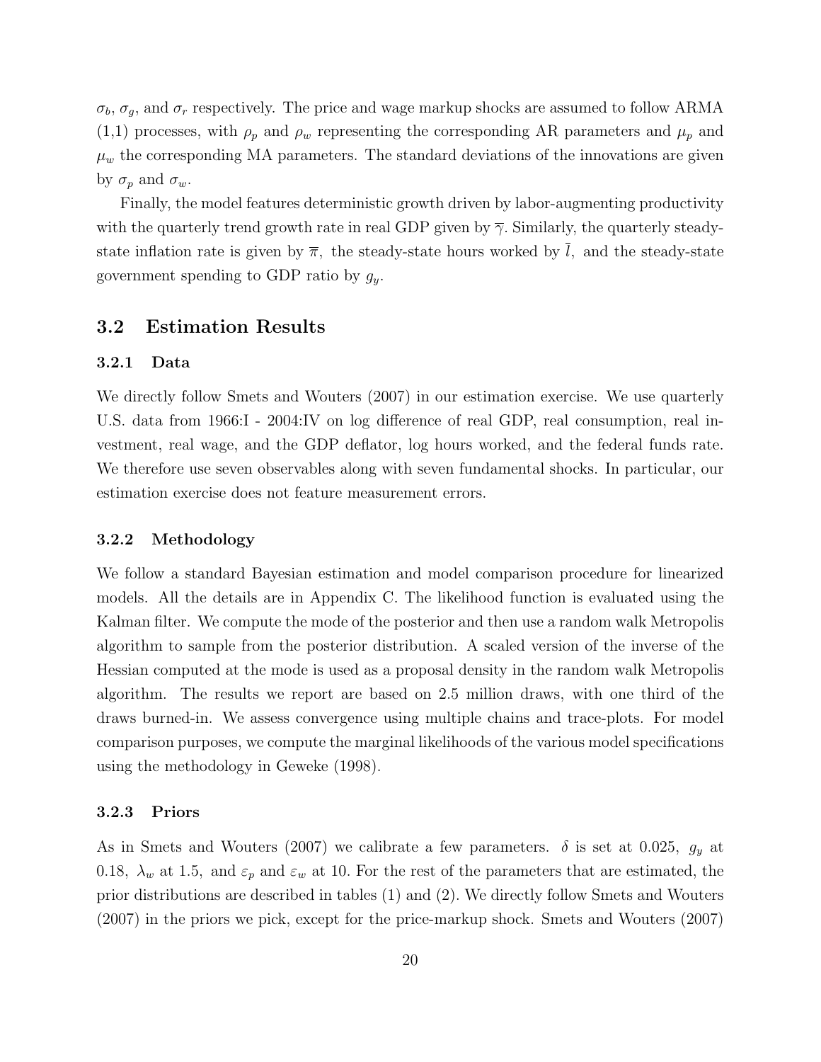$\sigma_b$, $\sigma_g$, and $\sigma_r$ respectively. The price and wage markup shocks are assumed to follow ARMA (1,1) processes, with $\rho_p$ and $\rho_w$ representing the corresponding AR parameters and $\mu_p$ and $\mu_w$ the corresponding MA parameters. The standard deviations of the innovations are given by $\sigma_p$ and $\sigma_w$.

Finally, the model features deterministic growth driven by labor-augmenting productivity with the quarterly trend growth rate in real GDP given by $\overline{\gamma}$. Similarly, the quarterly steady-state inflation rate is given by $\overline{\pi}$, the steady-state hours worked by $\overline{l}$, and the steady-state government spending to GDP ratio by $g_y$.

## 3.2 Estimation Results

### 3.2.1 Data

We directly follow Smets and Wouters (2007) in our estimation exercise. We use quarterly U.S. data from 1966:I - 2004:IV on log difference of real GDP, real consumption, real investment, real wage, and the GDP deflator, log hours worked, and the federal funds rate. We therefore use seven observables along with seven fundamental shocks. In particular, our estimation exercise does not feature measurement errors.

### 3.2.2 Methodology

We follow a standard Bayesian estimation and model comparison procedure for linearized models. All the details are in Appendix C. The likelihood function is evaluated using the Kalman filter. We compute the mode of the posterior and then use a random walk Metropolis algorithm to sample from the posterior distribution. A scaled version of the inverse of the Hessian computed at the mode is used as a proposal density in the random walk Metropolis algorithm. The results we report are based on 2.5 million draws, with one third of the draws burned-in. We assess convergence using multiple chains and trace-plots. For model comparison purposes, we compute the marginal likelihoods of the various model specifications using the methodology in Geweke (1998).

### 3.2.3 Priors

As in Smets and Wouters (2007) we calibrate a few parameters. $\delta$ is set at 0.025, $g_y$ at 0.18, $\lambda_w$ at 1.5, and $\varepsilon_p$ and $\varepsilon_w$ at 10. For the rest of the parameters that are estimated, the prior distributions are described in tables (1) and (2). We directly follow Smets and Wouters (2007) in the priors we pick, except for the price-markup shock. Smets and Wouters (2007)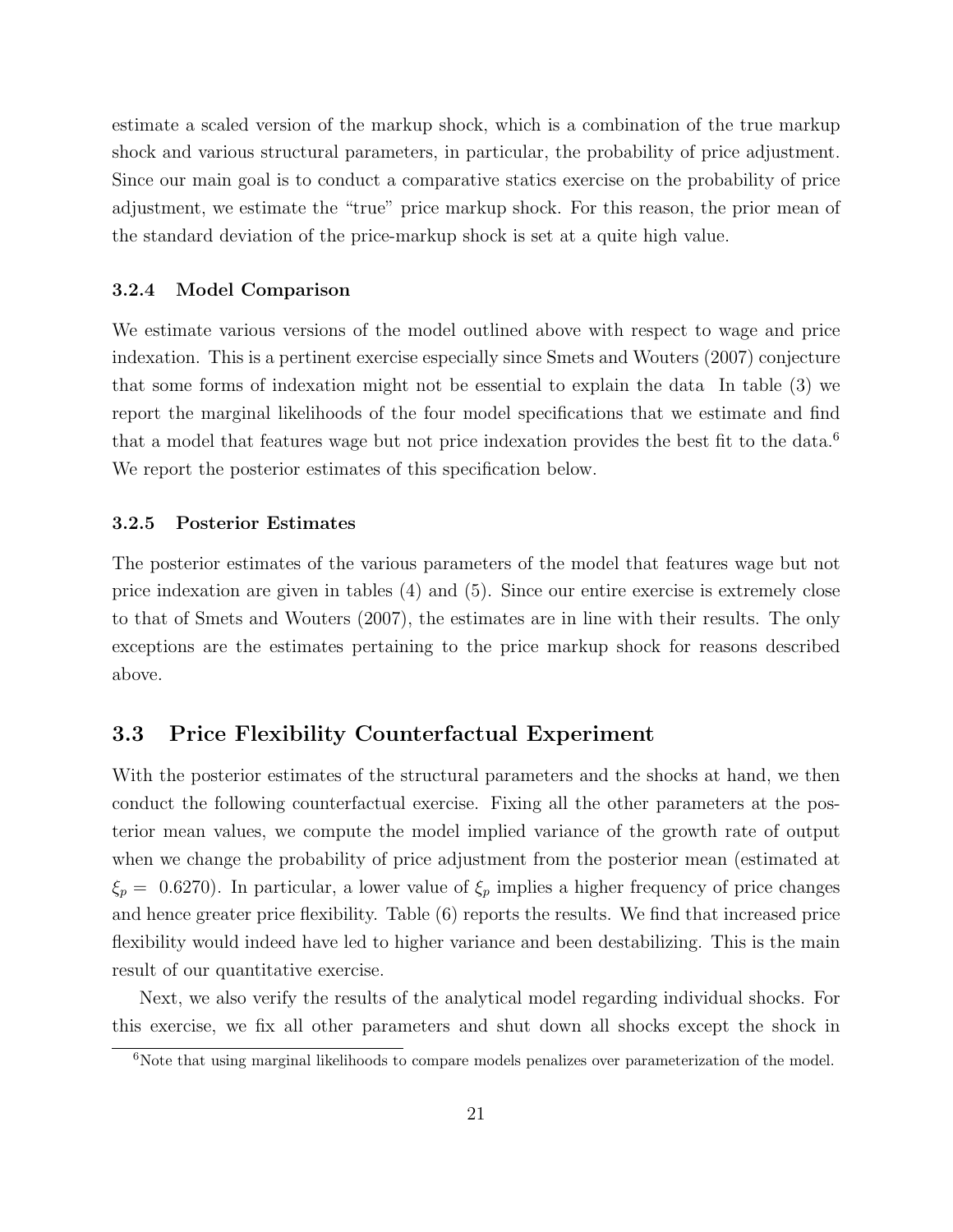estimate a scaled version of the markup shock, which is a combination of the true markup shock and various structural parameters, in particular, the probability of price adjustment. Since our main goal is to conduct a comparative statics exercise on the probability of price adjustment, we estimate the "true" price markup shock. For this reason, the prior mean of the standard deviation of the price-markup shock is set at a quite high value.

### 3.2.4 Model Comparison

We estimate various versions of the model outlined above with respect to wage and price indexation. This is a pertinent exercise especially since Smets and Wouters (2007) conjecture that some forms of indexation might not be essential to explain the data In table (3) we report the marginal likelihoods of the four model specifications that we estimate and find that a model that features wage but not price indexation provides the best fit to the data.[6] We report the posterior estimates of this specification below.

### 3.2.5 Posterior Estimates

The posterior estimates of the various parameters of the model that features wage but not price indexation are given in tables (4) and (5). Since our entire exercise is extremely close to that of Smets and Wouters (2007), the estimates are in line with their results. The only exceptions are the estimates pertaining to the price markup shock for reasons described above.

## 3.3 Price Flexibility Counterfactual Experiment

With the posterior estimates of the structural parameters and the shocks at hand, we then conduct the following counterfactual exercise. Fixing all the other parameters at the posterior mean values, we compute the model implied variance of the growth rate of output when we change the probability of price adjustment from the posterior mean (estimated at $\xi_p =$ 0.6270). In particular, a lower value of $\xi_p$ implies a higher frequency of price changes and hence greater price flexibility. Table (6) reports the results. We find that increased price flexibility would indeed have led to higher variance and been destabilizing. This is the main result of our quantitative exercise.

Next, we also verify the results of the analytical model regarding individual shocks. For this exercise, we fix all other parameters and shut down all shocks except the shock in

[6] Note that using marginal likelihoods to compare models penalizes over parameterization of the model.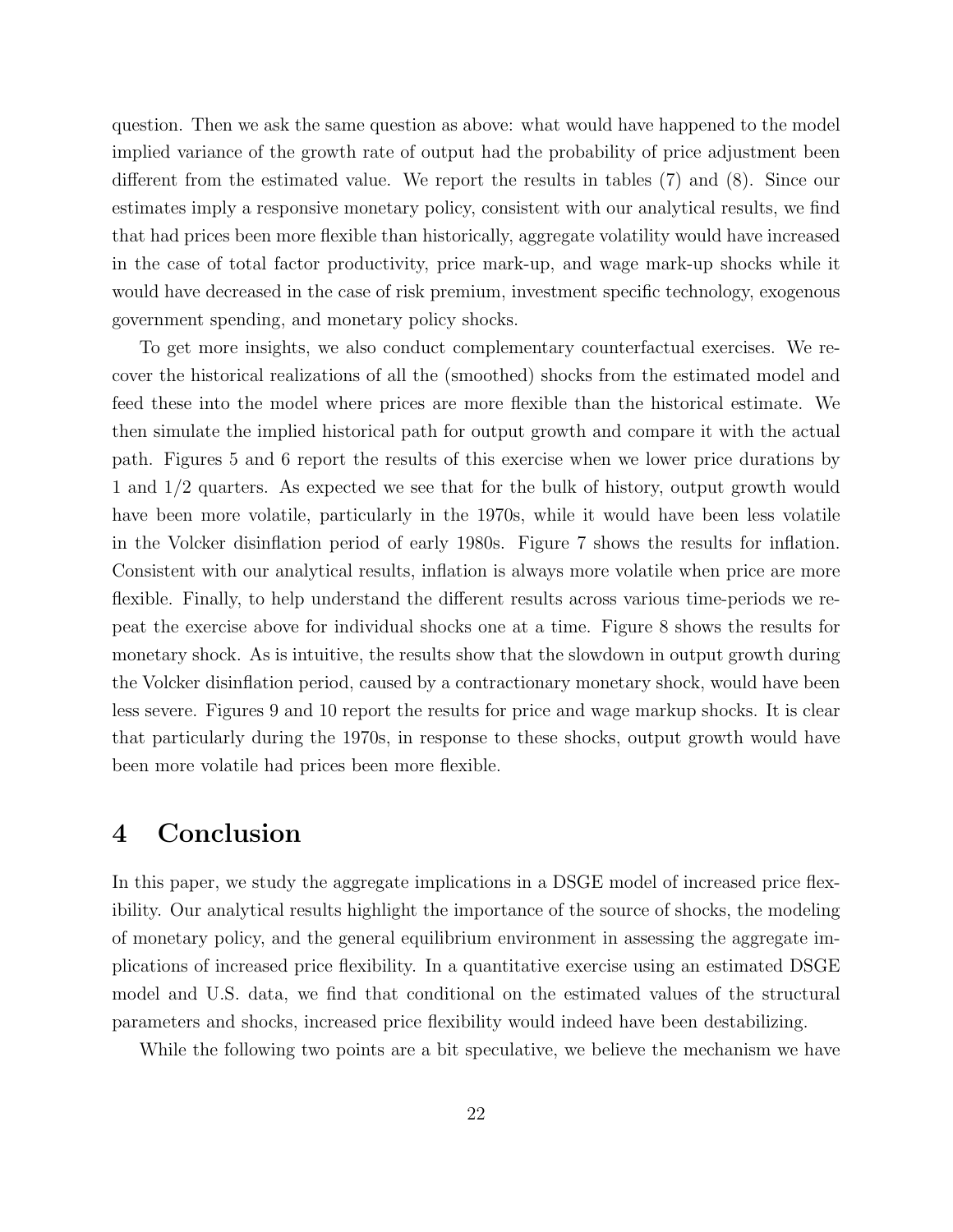question. Then we ask the same question as above: what would have happened to the model implied variance of the growth rate of output had the probability of price adjustment been different from the estimated value. We report the results in tables (7) and (8). Since our estimates imply a responsive monetary policy, consistent with our analytical results, we find that had prices been more flexible than historically, aggregate volatility would have increased in the case of total factor productivity, price mark-up, and wage mark-up shocks while it would have decreased in the case of risk premium, investment specific technology, exogenous government spending, and monetary policy shocks.

To get more insights, we also conduct complementary counterfactual exercises. We recover the historical realizations of all the (smoothed) shocks from the estimated model and feed these into the model where prices are more flexible than the historical estimate. We then simulate the implied historical path for output growth and compare it with the actual path. Figures 5 and 6 report the results of this exercise when we lower price durations by 1 and 1/2 quarters. As expected we see that for the bulk of history, output growth would have been more volatile, particularly in the 1970s, while it would have been less volatile in the Volcker disinflation period of early 1980s. Figure 7 shows the results for inflation. Consistent with our analytical results, inflation is always more volatile when price are more flexible. Finally, to help understand the different results across various time-periods we repeat the exercise above for individual shocks one at a time. Figure 8 shows the results for monetary shock. As is intuitive, the results show that the slowdown in output growth during the Volcker disinflation period, caused by a contractionary monetary shock, would have been less severe. Figures 9 and 10 report the results for price and wage markup shocks. It is clear that particularly during the 1970s, in response to these shocks, output growth would have been more volatile had prices been more flexible.

# 4 Conclusion

In this paper, we study the aggregate implications in a DSGE model of increased price flexibility. Our analytical results highlight the importance of the source of shocks, the modeling of monetary policy, and the general equilibrium environment in assessing the aggregate implications of increased price flexibility. In a quantitative exercise using an estimated DSGE model and U.S. data, we find that conditional on the estimated values of the structural parameters and shocks, increased price flexibility would indeed have been destabilizing.

While the following two points are a bit speculative, we believe the mechanism we have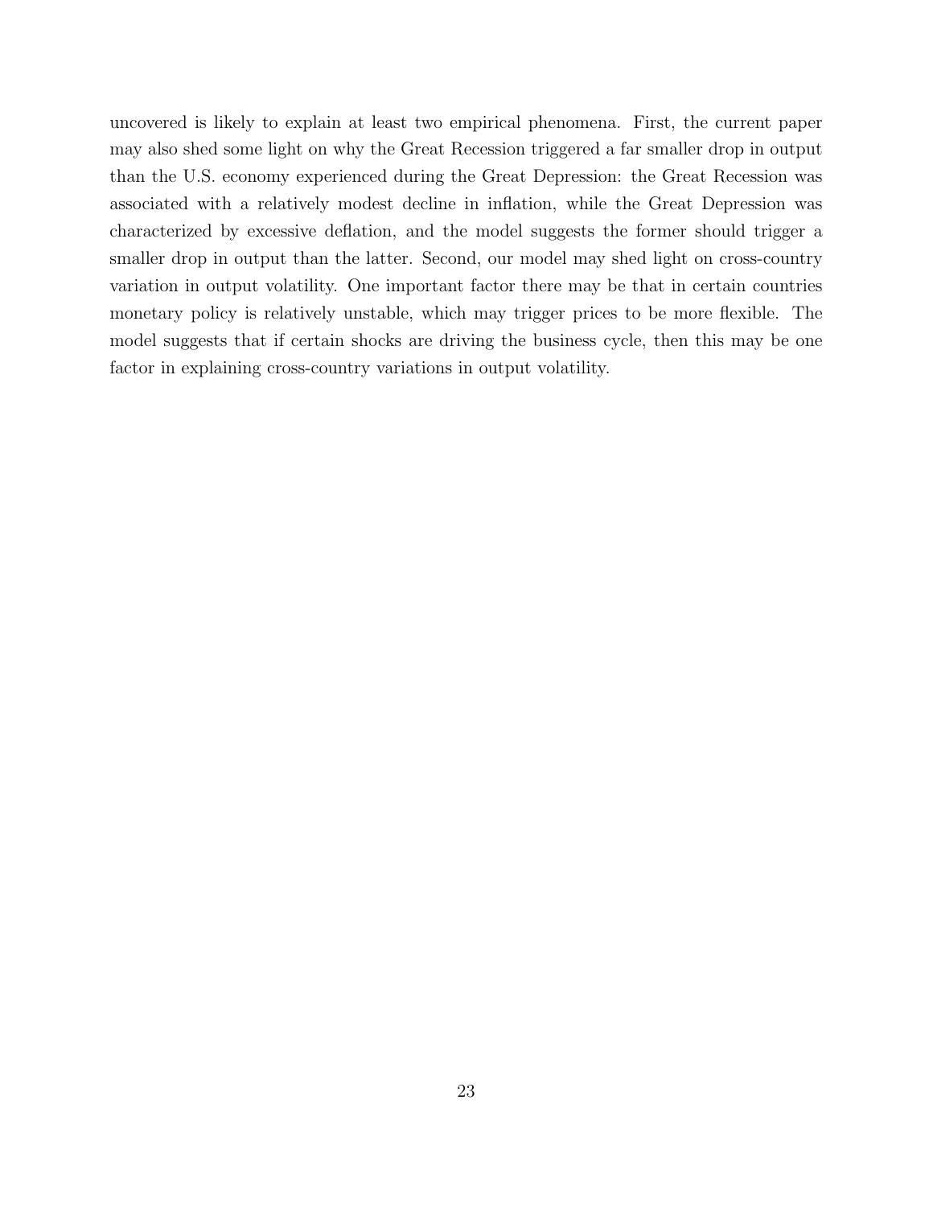uncovered is likely to explain at least two empirical phenomena. First, the current paper may also shed some light on why the Great Recession triggered a far smaller drop in output than the U.S. economy experienced during the Great Depression: the Great Recession was associated with a relatively modest decline in inflation, while the Great Depression was characterized by excessive deflation, and the model suggests the former should trigger a smaller drop in output than the latter. Second, our model may shed light on cross-country variation in output volatility. One important factor there may be that in certain countries monetary policy is relatively unstable, which may trigger prices to be more flexible. The model suggests that if certain shocks are driving the business cycle, then this may be one factor in explaining cross-country variations in output volatility.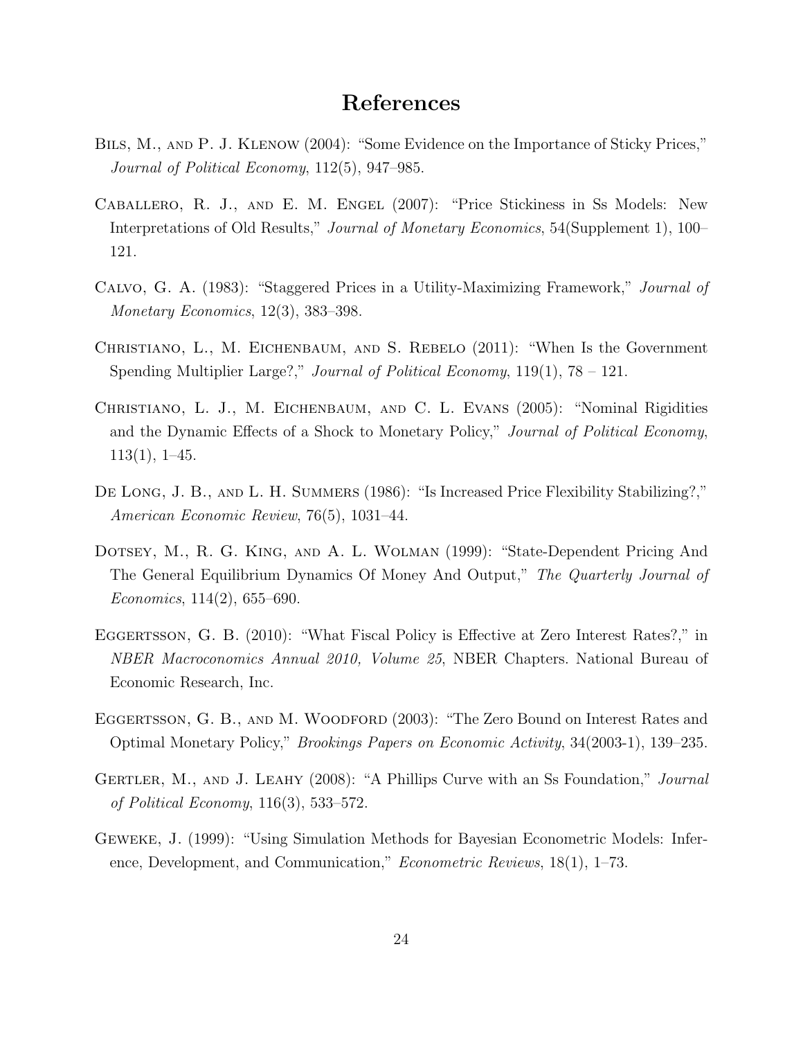# References

Bils, M., and P. J. Klenow (2004): "Some Evidence on the Importance of Sticky Prices," *Journal of Political Economy*, 112(5), 947–985.

Caballero, R. J., and E. M. Engel (2007): "Price Stickiness in Ss Models: New Interpretations of Old Results," *Journal of Monetary Economics*, 54(Supplement 1), 100–121.

Calvo, G. A. (1983): "Staggered Prices in a Utility-Maximizing Framework," *Journal of Monetary Economics*, 12(3), 383–398.

Christiano, L., M. Eichenbaum, and S. Rebelo (2011): "When Is the Government Spending Multiplier Large?," *Journal of Political Economy*, 119(1), 78 – 121.

Christiano, L. J., M. Eichenbaum, and C. L. Evans (2005): "Nominal Rigidities and the Dynamic Effects of a Shock to Monetary Policy," *Journal of Political Economy*, 113(1), 1–45.

De Long, J. B., and L. H. Summers (1986): "Is Increased Price Flexibility Stabilizing?," *American Economic Review*, 76(5), 1031–44.

Dotsey, M., R. G. King, and A. L. Wolman (1999): "State-Dependent Pricing And The General Equilibrium Dynamics Of Money And Output," *The Quarterly Journal of Economics*, 114(2), 655–690.

Eggertsson, G. B. (2010): "What Fiscal Policy is Effective at Zero Interest Rates?," in *NBER Macroconomics Annual 2010, Volume 25*, NBER Chapters. National Bureau of Economic Research, Inc.

Eggertsson, G. B., and M. Woodford (2003): "The Zero Bound on Interest Rates and Optimal Monetary Policy," *Brookings Papers on Economic Activity*, 34(2003-1), 139–235.

Gertler, M., and J. Leahy (2008): "A Phillips Curve with an Ss Foundation," *Journal of Political Economy*, 116(3), 533–572.

Geweke, J. (1999): "Using Simulation Methods for Bayesian Econometric Models: Inference, Development, and Communication," *Econometric Reviews*, 18(1), 1–73.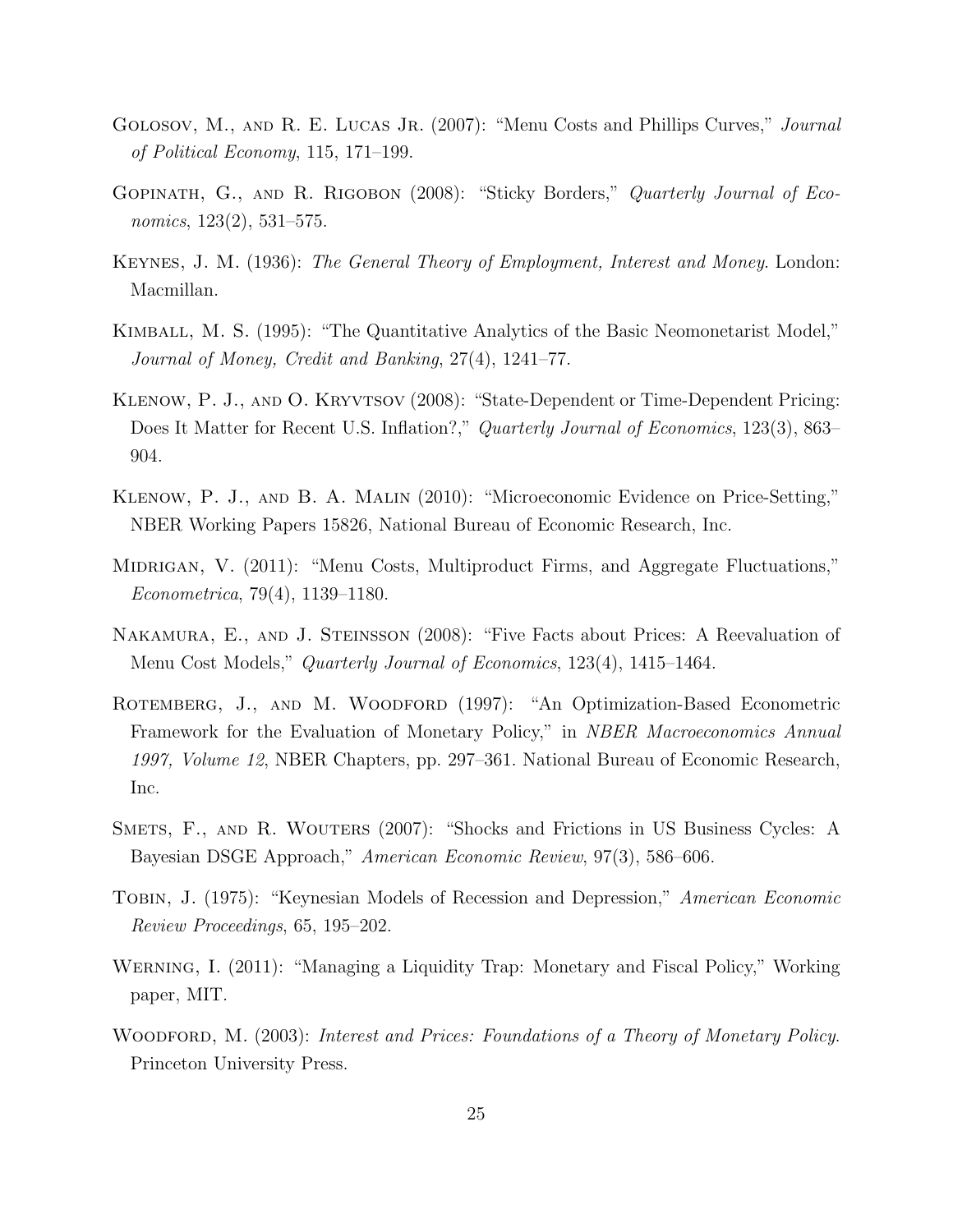Golosov, M., and R. E. Lucas Jr. (2007): "Menu Costs and Phillips Curves," *Journal of Political Economy*, 115, 171–199.

Gopinath, G., and R. Rigobon (2008): "Sticky Borders," *Quarterly Journal of Economics*, 123(2), 531–575.

Keynes, J. M. (1936): *The General Theory of Employment, Interest and Money*. London: Macmillan.

Kimball, M. S. (1995): "The Quantitative Analytics of the Basic Neomonetarist Model," *Journal of Money, Credit and Banking*, 27(4), 1241–77.

Klenow, P. J., and O. Kryvtsov (2008): "State-Dependent or Time-Dependent Pricing: Does It Matter for Recent U.S. Inflation?," *Quarterly Journal of Economics*, 123(3), 863–904.

Klenow, P. J., and B. A. Malin (2010): "Microeconomic Evidence on Price-Setting," NBER Working Papers 15826, National Bureau of Economic Research, Inc.

Midrigan, V. (2011): "Menu Costs, Multiproduct Firms, and Aggregate Fluctuations," *Econometrica*, 79(4), 1139–1180.

Nakamura, E., and J. Steinsson (2008): "Five Facts about Prices: A Reevaluation of Menu Cost Models," *Quarterly Journal of Economics*, 123(4), 1415–1464.

Rotemberg, J., and M. Woodford (1997): "An Optimization-Based Econometric Framework for the Evaluation of Monetary Policy," in *NBER Macroeconomics Annual 1997, Volume 12*, NBER Chapters, pp. 297–361. National Bureau of Economic Research, Inc.

Smets, F., and R. Wouters (2007): "Shocks and Frictions in US Business Cycles: A Bayesian DSGE Approach," *American Economic Review*, 97(3), 586–606.

Tobin, J. (1975): "Keynesian Models of Recession and Depression," *American Economic Review Proceedings*, 65, 195–202.

Werning, I. (2011): "Managing a Liquidity Trap: Monetary and Fiscal Policy," Working paper, MIT.

Woodford, M. (2003): *Interest and Prices: Foundations of a Theory of Monetary Policy*. Princeton University Press.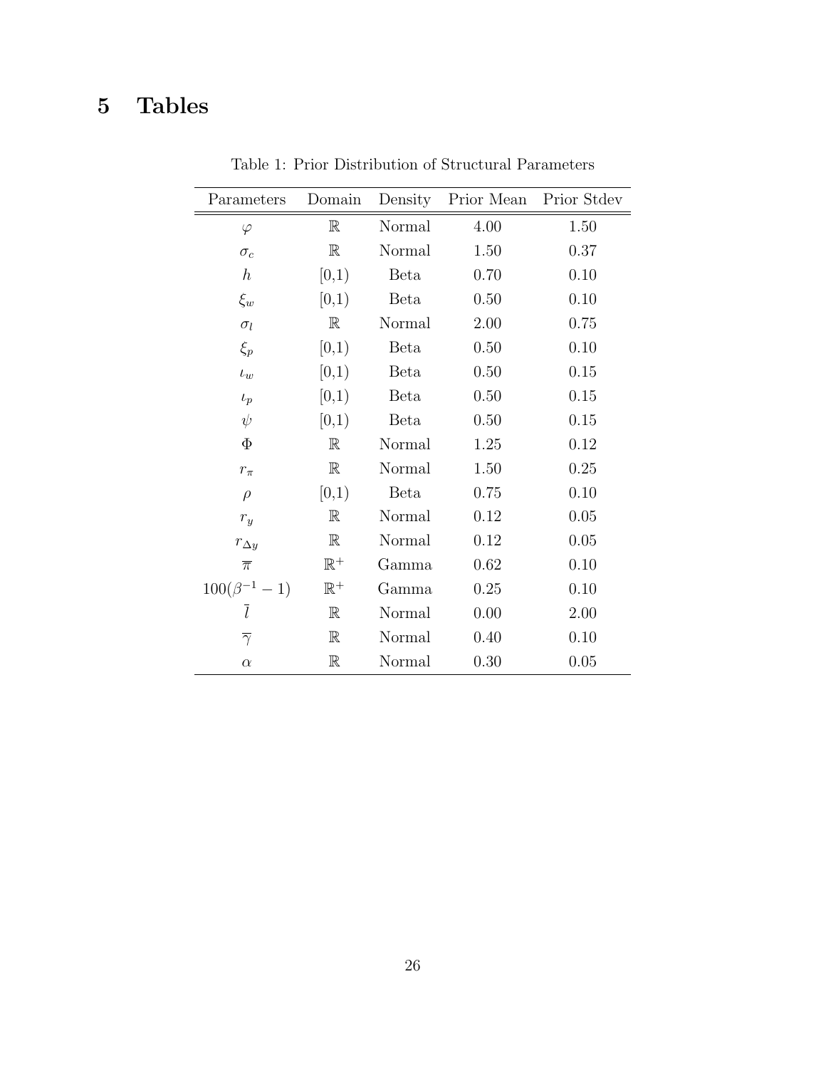# 5 Tables

Table 1: Prior Distribution of Structural Parameters

| Parameters | Domain | Density | Prior Mean | Prior Stdev |
|---|---|---|---|---|
| $\varphi$ | $\mathbb{R}$ | Normal | 4.00 | 1.50 |
| $\sigma_c$ | $\mathbb{R}$ | Normal | 1.50 | 0.37 |
| $h$ | [0,1) | Beta | 0.70 | 0.10 |
| $\xi_w$ | [0,1) | Beta | 0.50 | 0.10 |
| $\sigma_l$ | $\mathbb{R}$ | Normal | 2.00 | 0.75 |
| $\xi_p$ | [0,1) | Beta | 0.50 | 0.10 |
| $\iota_w$ | [0,1) | Beta | 0.50 | 0.15 |
| $\iota_p$ | [0,1) | Beta | 0.50 | 0.15 |
| $\psi$ | [0,1) | Beta | 0.50 | 0.15 |
| $\Phi$ | $\mathbb{R}$ | Normal | 1.25 | 0.12 |
| $r_\pi$ | $\mathbb{R}$ | Normal | 1.50 | 0.25 |
| $\rho$ | [0,1) | Beta | 0.75 | 0.10 |
| $r_y$ | $\mathbb{R}$ | Normal | 0.12 | 0.05 |
| $r_{\Delta y}$ | $\mathbb{R}$ | Normal | 0.12 | 0.05 |
| $\overline{\pi}$ | $\mathbb{R}^+$ | Gamma | 0.62 | 0.10 |
| $100(\beta^{-1} - 1)$ | $\mathbb{R}^+$ | Gamma | 0.25 | 0.10 |
| $\bar{l}$ | $\mathbb{R}$ | Normal | 0.00 | 2.00 |
| $\overline{\gamma}$ | $\mathbb{R}$ | Normal | 0.40 | 0.10 |
| $\alpha$ | $\mathbb{R}$ | Normal | 0.30 | 0.05 |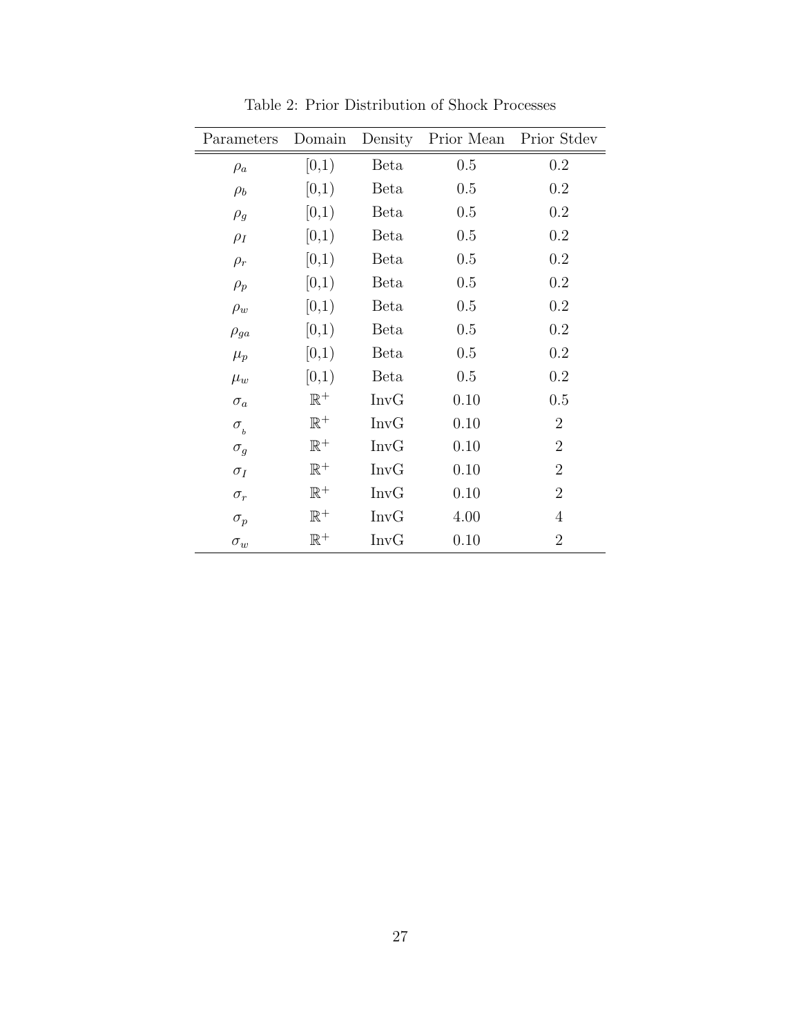Table 2: Prior Distribution of Shock Processes

| Parameters | Domain | Density | Prior Mean | Prior Stdev |
|---|---|---|---|---|
| $\rho_a$ | [0,1) | Beta | 0.5 | 0.2 |
| $\rho_b$ | [0,1) | Beta | 0.5 | 0.2 |
| $\rho_g$ | [0,1) | Beta | 0.5 | 0.2 |
| $\rho_I$ | [0,1) | Beta | 0.5 | 0.2 |
| $\rho_r$ | [0,1) | Beta | 0.5 | 0.2 |
| $\rho_p$ | [0,1) | Beta | 0.5 | 0.2 |
| $\rho_w$ | [0,1) | Beta | 0.5 | 0.2 |
| $\rho_{ga}$ | [0,1) | Beta | 0.5 | 0.2 |
| $\mu_p$ | [0,1) | Beta | 0.5 | 0.2 |
| $\mu_w$ | [0,1) | Beta | 0.5 | 0.2 |
| $\sigma_a$ | $\mathbb{R}^+$ | InvG | 0.10 | 0.5 |
| $\sigma_b$ | $\mathbb{R}^+$ | InvG | 0.10 | 2 |
| $\sigma_g$ | $\mathbb{R}^+$ | InvG | 0.10 | 2 |
| $\sigma_I$ | $\mathbb{R}^+$ | InvG | 0.10 | 2 |
| $\sigma_r$ | $\mathbb{R}^+$ | InvG | 0.10 | 2 |
| $\sigma_p$ | $\mathbb{R}^+$ | InvG | 4.00 | 4 |
| $\sigma_w$ | $\mathbb{R}^+$ | InvG | 0.10 | 2 |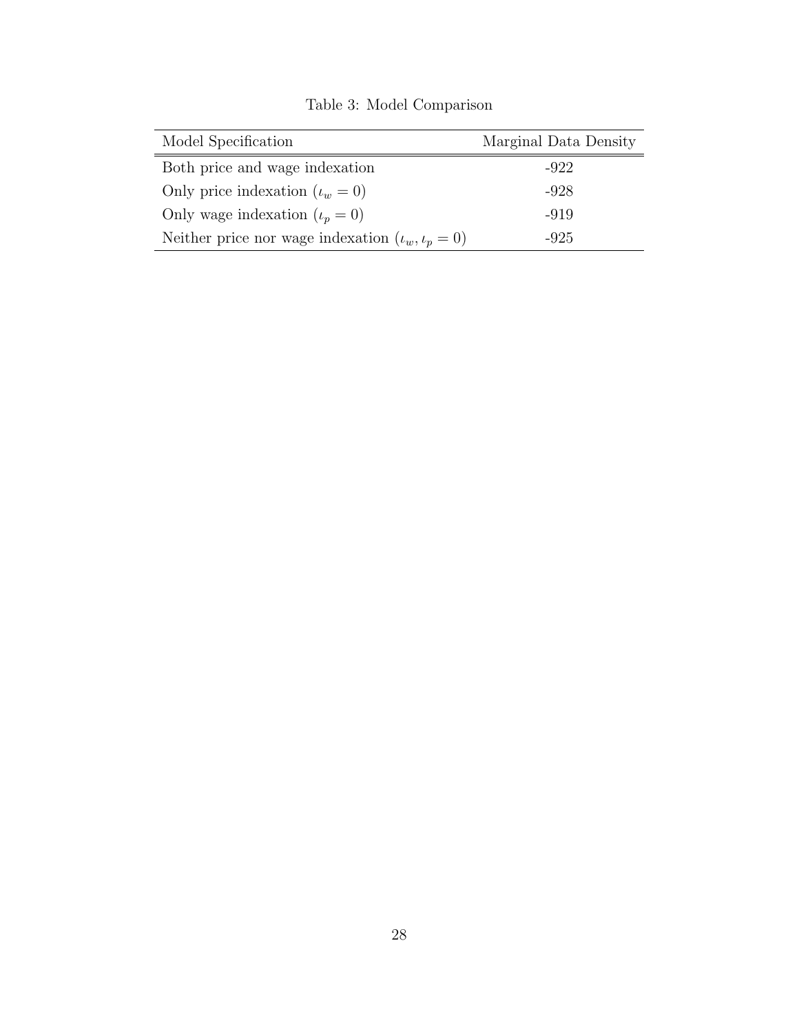Table 3: Model Comparison

| Model Specification | Marginal Data Density |
| --- | --- |
| Both price and wage indexation | -922 |
| Only price indexation ($\iota_w = 0$) | -928 |
| Only wage indexation ($\iota_p = 0$) | -919 |
| Neither price nor wage indexation ($\iota_w, \iota_p = 0$) | -925 |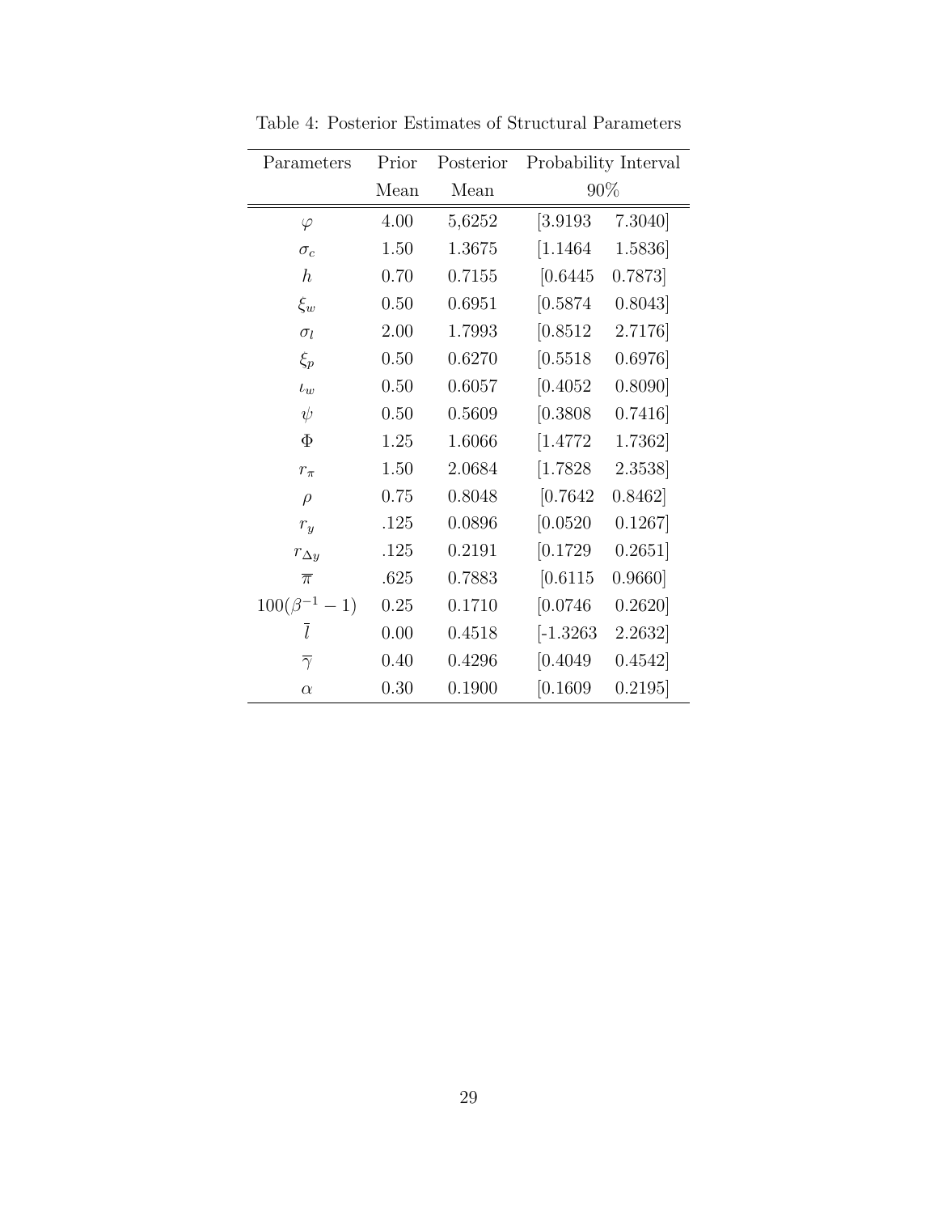Table 4: Posterior Estimates of Structural Parameters

| Parameters | Prior Mean | Posterior Mean | Probability Interval 90% | |
|---|---|---|---|---|
| $\varphi$ | 4.00 | 5,6252 | [3.9193 | 7.3040] |
| $\sigma_c$ | 1.50 | 1.3675 | [1.1464 | 1.5836] |
| $h$ | 0.70 | 0.7155 | [0.6445 | 0.7873] |
| $\xi_w$ | 0.50 | 0.6951 | [0.5874 | 0.8043] |
| $\sigma_l$ | 2.00 | 1.7993 | [0.8512 | 2.7176] |
| $\xi_p$ | 0.50 | 0.6270 | [0.5518 | 0.6976] |
| $\iota_w$ | 0.50 | 0.6057 | [0.4052 | 0.8090] |
| $\psi$ | 0.50 | 0.5609 | [0.3808 | 0.7416] |
| $\Phi$ | 1.25 | 1.6066 | [1.4772 | 1.7362] |
| $r_\pi$ | 1.50 | 2.0684 | [1.7828 | 2.3538] |
| $\rho$ | 0.75 | 0.8048 | [0.7642 | 0.8462] |
| $r_y$ | .125 | 0.0896 | [0.0520 | 0.1267] |
| $r_{\Delta y}$ | .125 | 0.2191 | [0.1729 | 0.2651] |
| $\overline{\pi}$ | .625 | 0.7883 | [0.6115 | 0.9660] |
| $100(\beta^{-1}-1)$ | 0.25 | 0.1710 | [0.0746 | 0.2620] |
| $\overline{l}$ | 0.00 | 0.4518 | [-1.3263 | 2.2632] |
| $\overline{\gamma}$ | 0.40 | 0.4296 | [0.4049 | 0.4542] |
| $\alpha$ | 0.30 | 0.1900 | [0.1609 | 0.2195] |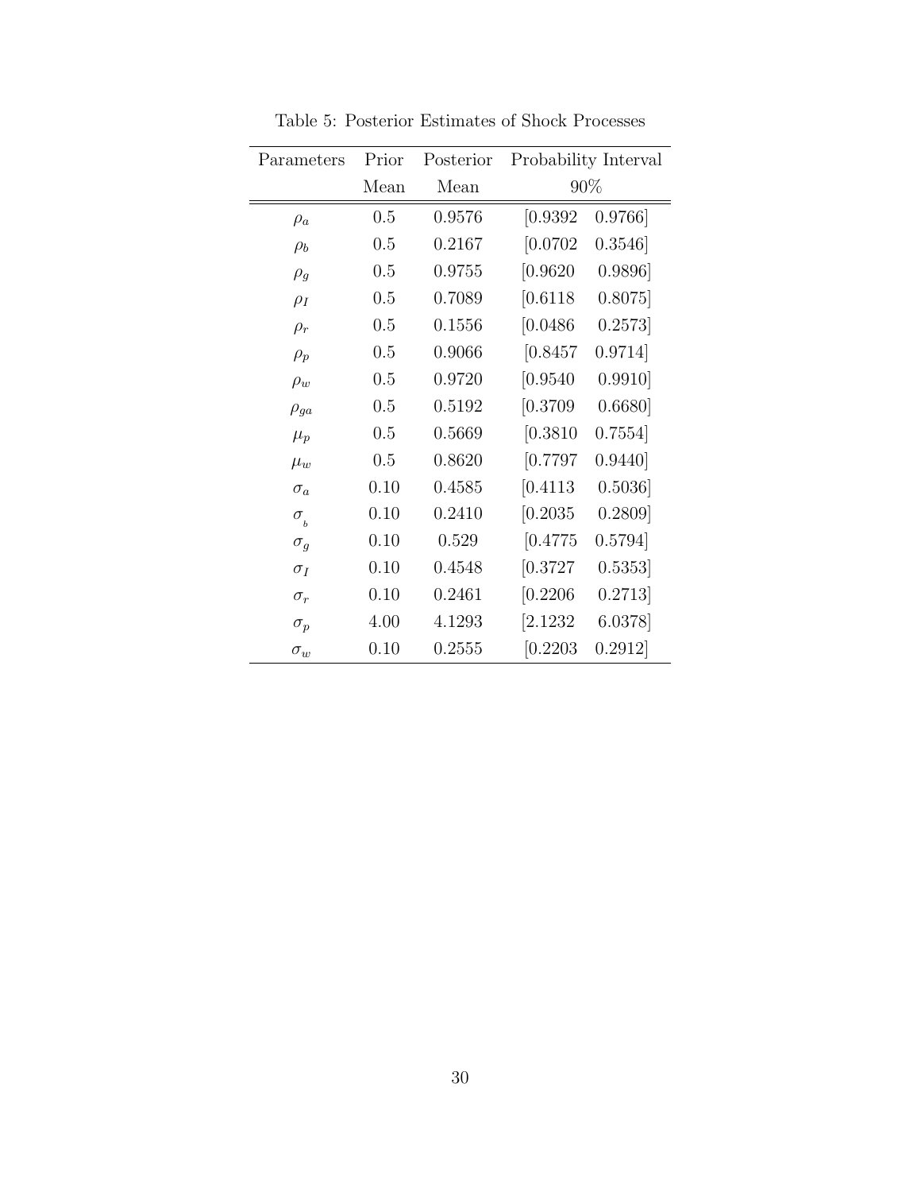Table 5: Posterior Estimates of Shock Processes

| Parameters | Prior Mean | Posterior Mean | Probability Interval 90% | |
|---|---|---|---|---|
| $\rho_a$ | 0.5 | 0.9576 | [0.9392 | 0.9766] |
| $\rho_b$ | 0.5 | 0.2167 | [0.0702 | 0.3546] |
| $\rho_g$ | 0.5 | 0.9755 | [0.9620 | 0.9896] |
| $\rho_I$ | 0.5 | 0.7089 | [0.6118 | 0.8075] |
| $\rho_r$ | 0.5 | 0.1556 | [0.0486 | 0.2573] |
| $\rho_p$ | 0.5 | 0.9066 | [0.8457 | 0.9714] |
| $\rho_w$ | 0.5 | 0.9720 | [0.9540 | 0.9910] |
| $\rho_{ga}$ | 0.5 | 0.5192 | [0.3709 | 0.6680] |
| $\mu_p$ | 0.5 | 0.5669 | [0.3810 | 0.7554] |
| $\mu_w$ | 0.5 | 0.8620 | [0.7797 | 0.9440] |
| $\sigma_a$ | 0.10 | 0.4585 | [0.4113 | 0.5036] |
| $\sigma_b$ | 0.10 | 0.2410 | [0.2035 | 0.2809] |
| $\sigma_g$ | 0.10 | 0.529 | [0.4775 | 0.5794] |
| $\sigma_I$ | 0.10 | 0.4548 | [0.3727 | 0.5353] |
| $\sigma_r$ | 0.10 | 0.2461 | [0.2206 | 0.2713] |
| $\sigma_p$ | 4.00 | 4.1293 | [2.1232 | 6.0378] |
| $\sigma_w$ | 0.10 | 0.2555 | [0.2203 | 0.2912] |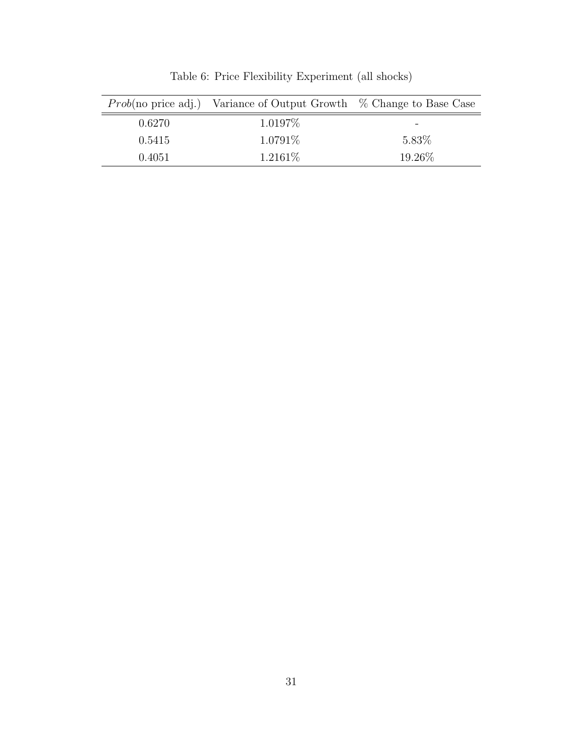Table 6: Price Flexibility Experiment (all shocks)

| $Prob$(no price adj.) | Variance of Output Growth | % Change to Base Case |
|---|---|---|
| 0.6270 | 1.0197% | - |
| 0.5415 | 1.0791% | 5.83% |
| 0.4051 | 1.2161% | 19.26% |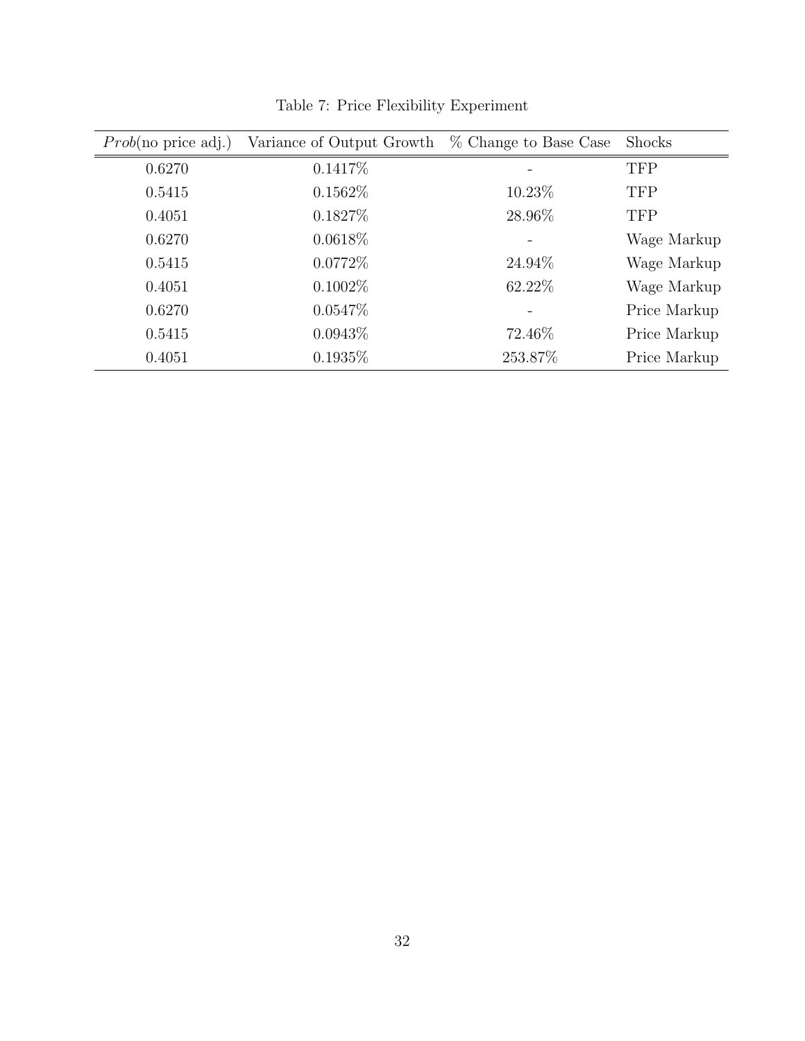Table 7: Price Flexibility Experiment

| $Prob$(no price adj.) | Variance of Output Growth | % Change to Base Case | Shocks |
|---|---|---|---|
| 0.6270 | 0.1417% | - | TFP |
| 0.5415 | 0.1562% | 10.23% | TFP |
| 0.4051 | 0.1827% | 28.96% | TFP |
| 0.6270 | 0.0618% | - | Wage Markup |
| 0.5415 | 0.0772% | 24.94% | Wage Markup |
| 0.4051 | 0.1002% | 62.22% | Wage Markup |
| 0.6270 | 0.0547% | - | Price Markup |
| 0.5415 | 0.0943% | 72.46% | Price Markup |
| 0.4051 | 0.1935% | 253.87% | Price Markup |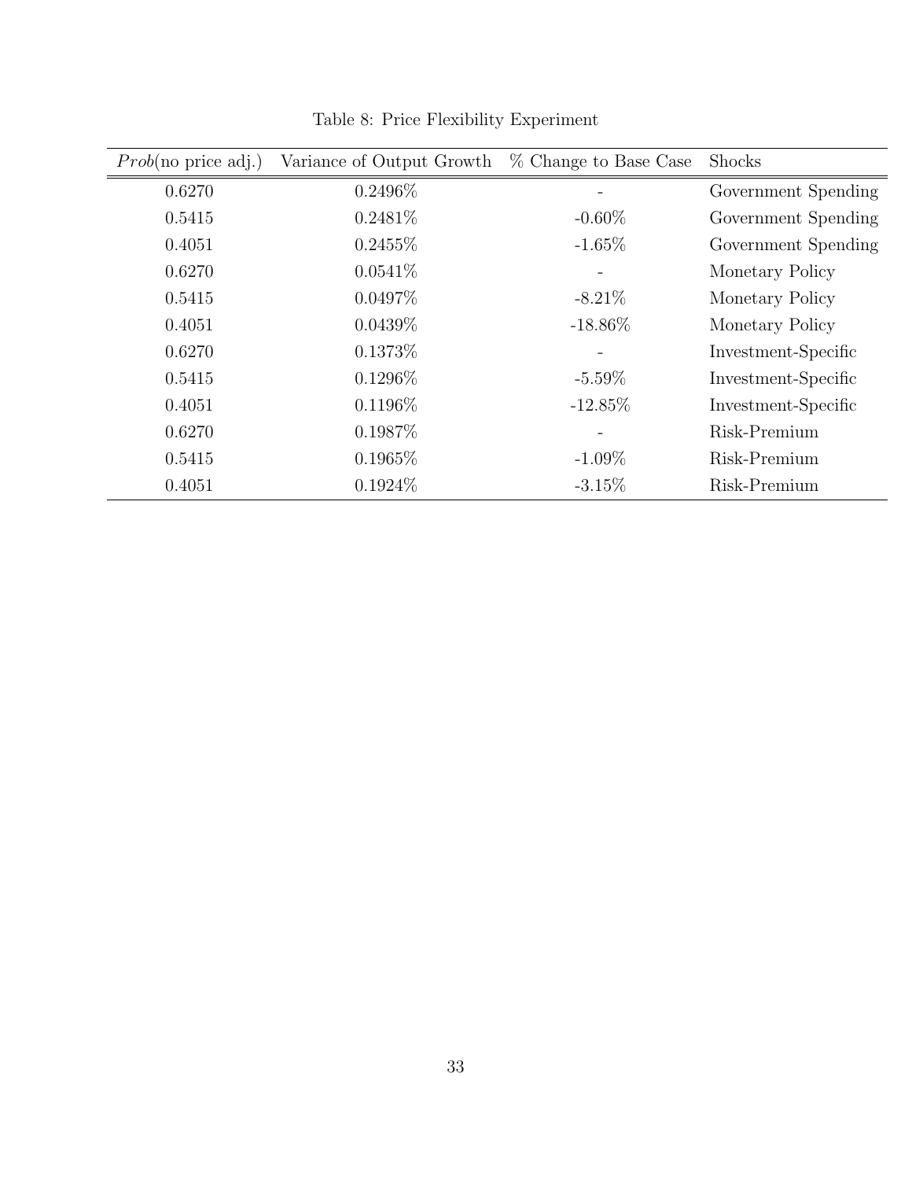Table 8: Price Flexibility Experiment

| $Prob$(no price adj.) | Variance of Output Growth | % Change to Base Case | Shocks |
|---|---|---|---|
| 0.6270 | 0.2496% | - | Government Spending |
| 0.5415 | 0.2481% | -0.60% | Government Spending |
| 0.4051 | 0.2455% | -1.65% | Government Spending |
| 0.6270 | 0.0541% | - | Monetary Policy |
| 0.5415 | 0.0497% | -8.21% | Monetary Policy |
| 0.4051 | 0.0439% | -18.86% | Monetary Policy |
| 0.6270 | 0.1373% | - | Investment-Specific |
| 0.5415 | 0.1296% | -5.59% | Investment-Specific |
| 0.4051 | 0.1196% | -12.85% | Investment-Specific |
| 0.6270 | 0.1987% | - | Risk-Premium |
| 0.5415 | 0.1965% | -1.09% | Risk-Premium |
| 0.4051 | 0.1924% | -3.15% | Risk-Premium |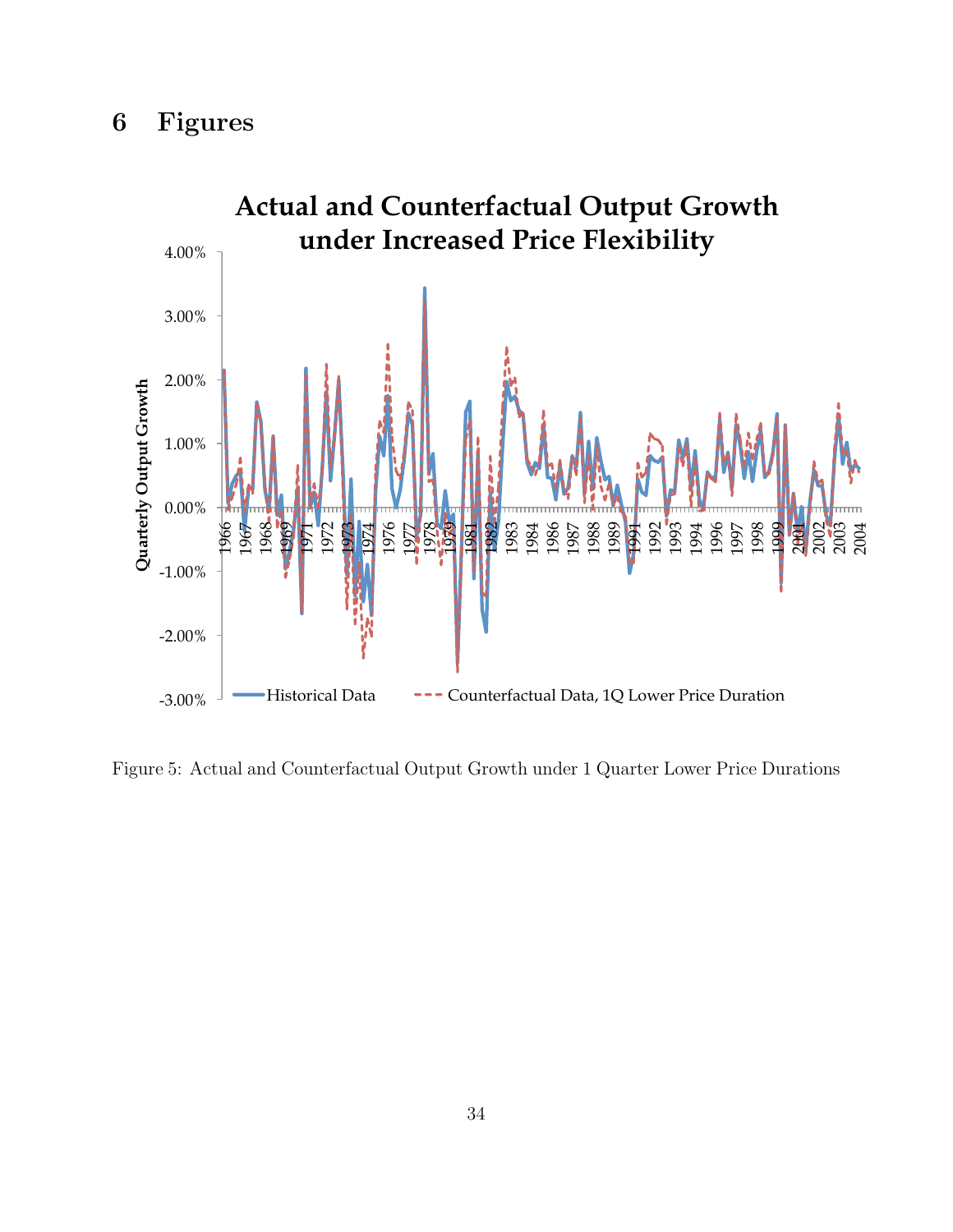# 6 Figures

Figure 5: Actual and Counterfactual Output Growth under 1 Quarter Lower Price Durations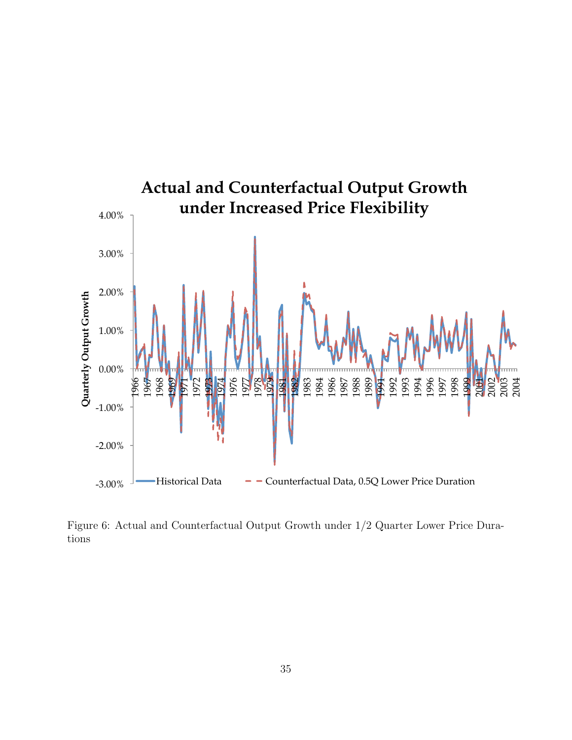Figure 6: Actual and Counterfactual Output Growth under 1/2 Quarter Lower Price Durations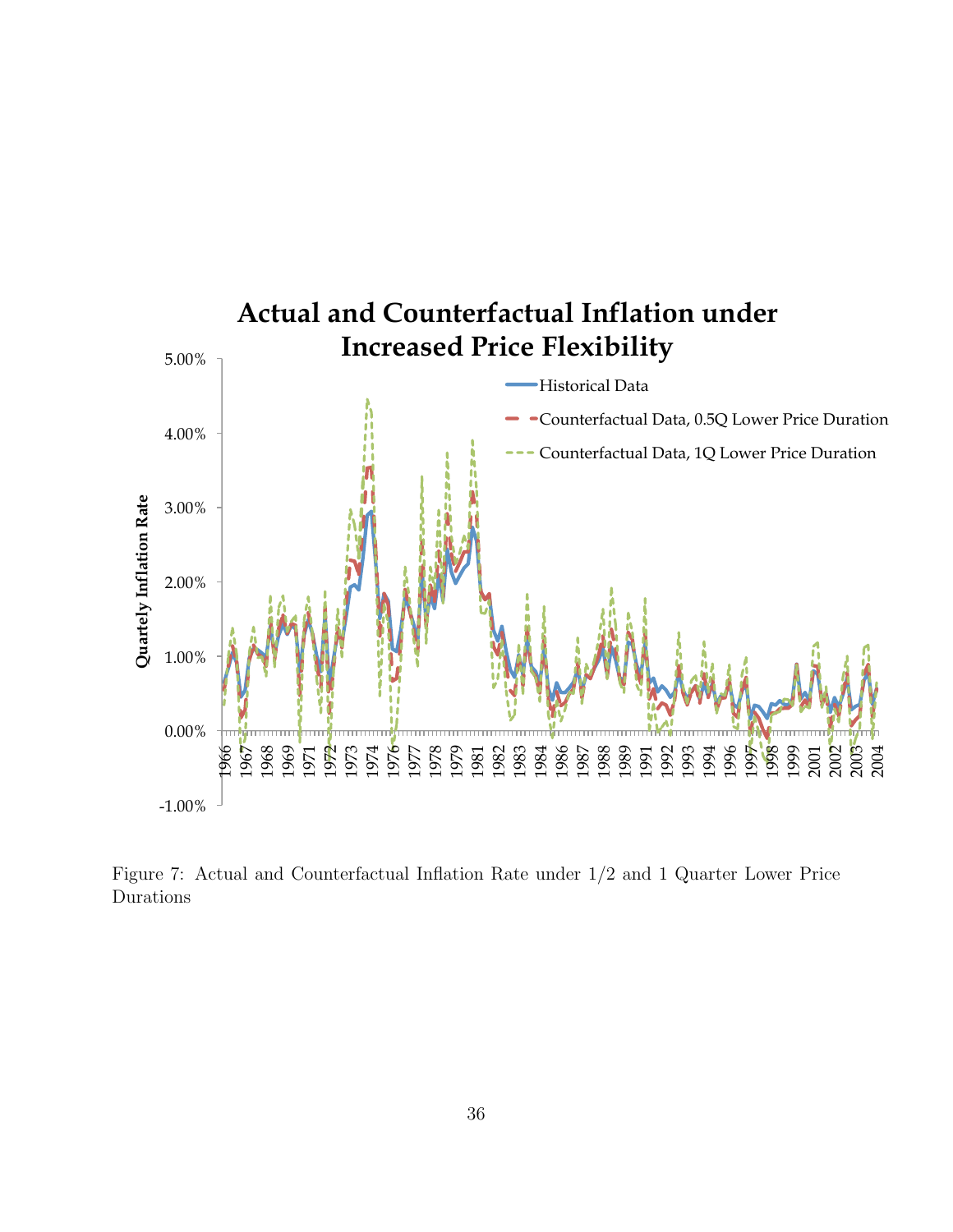Figure 7: Actual and Counterfactual Inflation Rate under 1/2 and 1 Quarter Lower Price Durations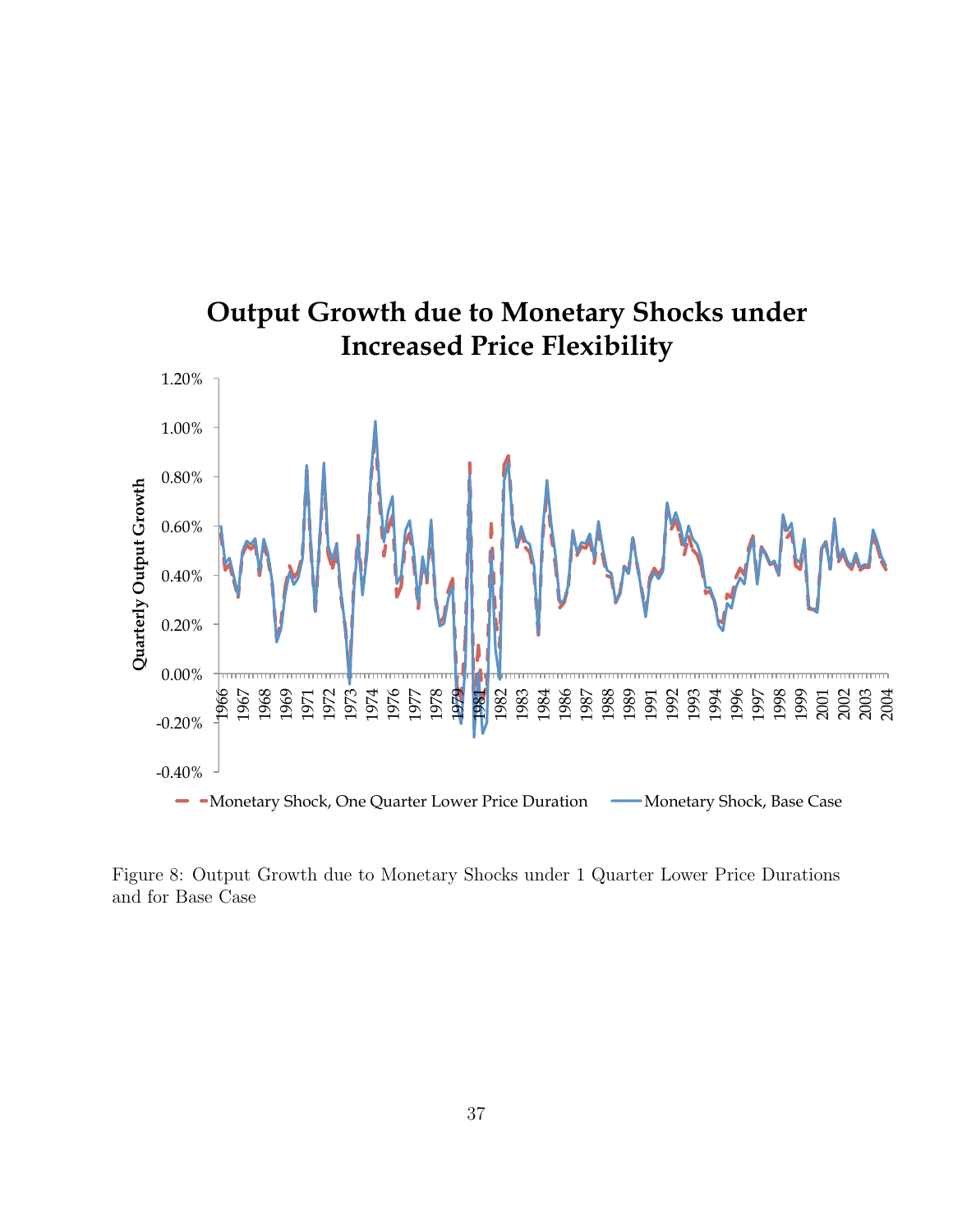Figure 8: Output Growth due to Monetary Shocks under 1 Quarter Lower Price Durations and for Base Case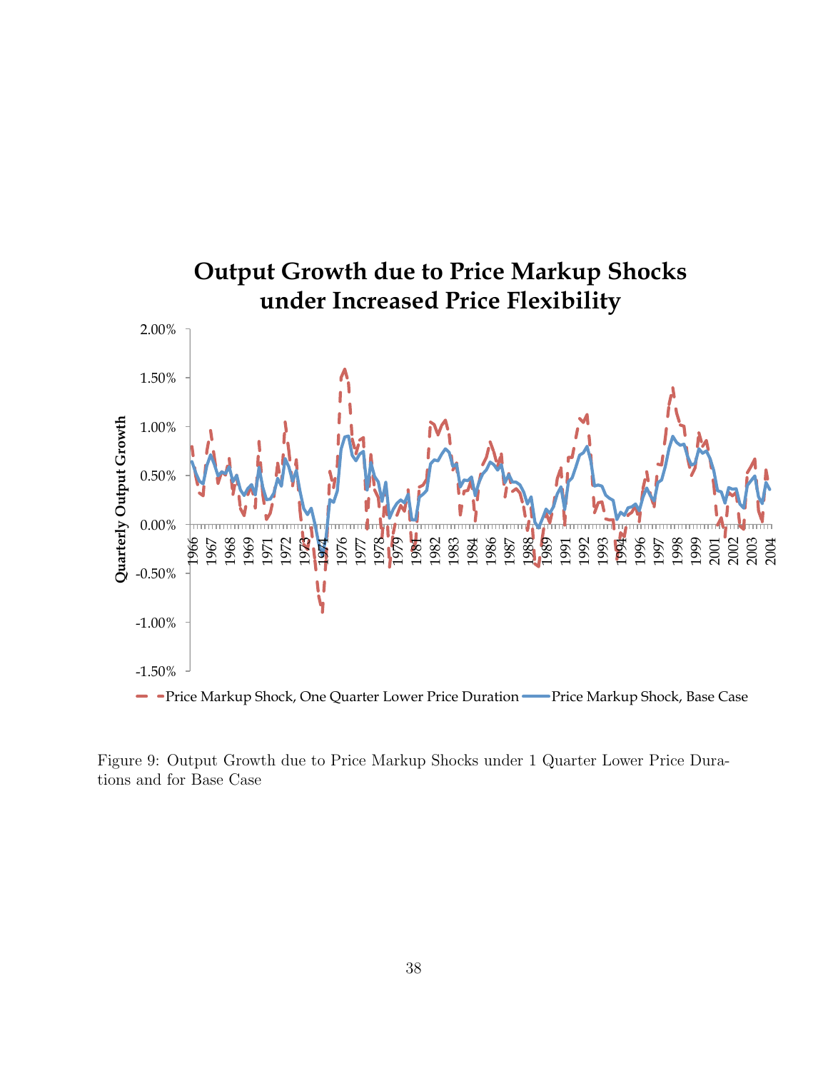Figure 9: Output Growth due to Price Markup Shocks under 1 Quarter Lower Price Durations and for Base Case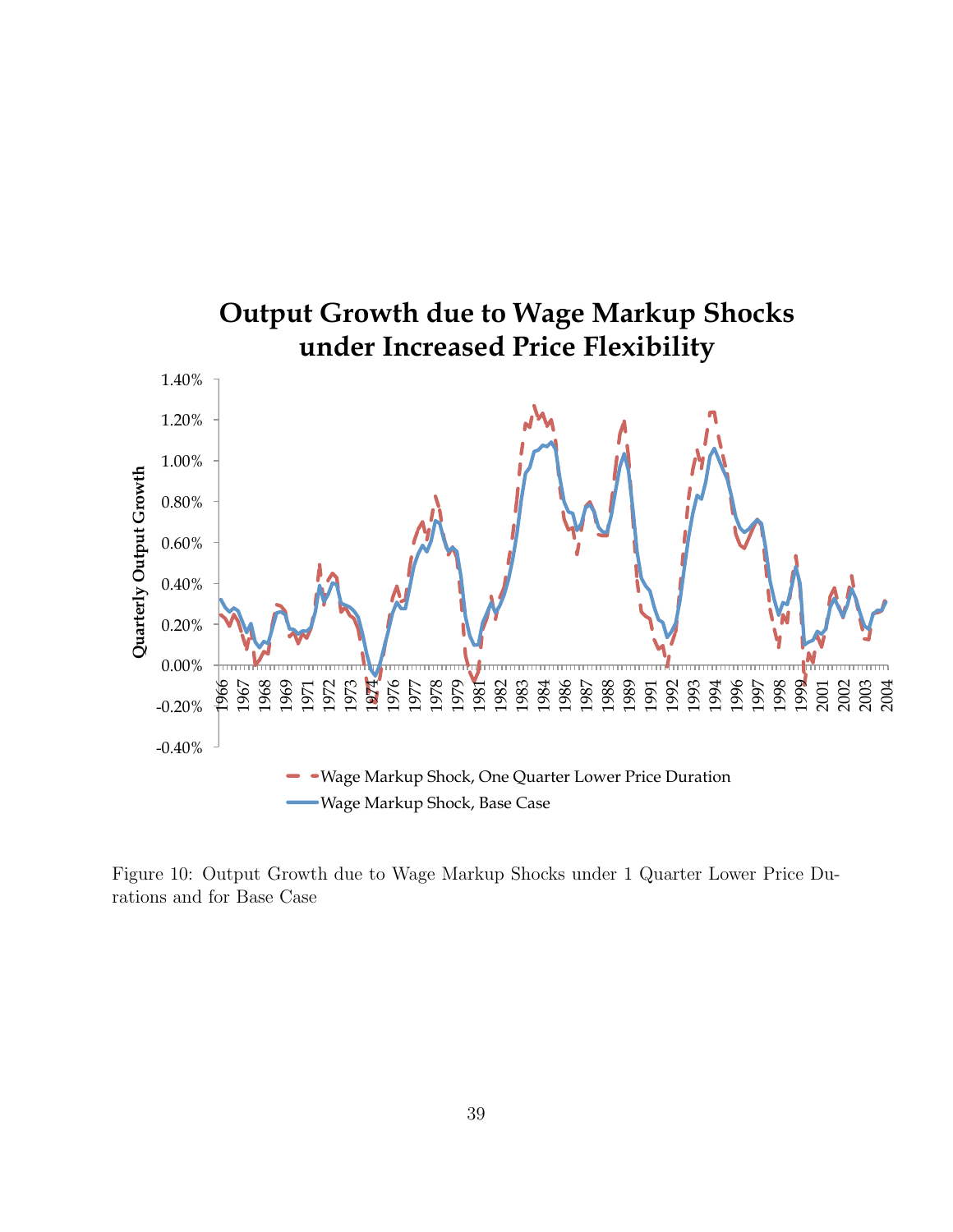**Output Growth due to Wage Markup Shocks under Increased Price Flexibility**

Quarterly Output Growth

1.40%
1.20%
1.00%
0.80%
0.60%
0.40%
0.20%
0.00%
-0.20%
-0.40%

1966 1967 1968 1969 1971 1972 1973 1974 1976 1977 1978 1979 1981 1982 1983 1984 1986 1987 1988 1989 1991 1992 1993 1994 1996 1997 1998 1999 2001 2002 2003 2004

Wage Markup Shock, One Quarter Lower Price Duration

Wage Markup Shock, Base Case

Figure 10: Output Growth due to Wage Markup Shocks under 1 Quarter Lower Price Durations and for Base Case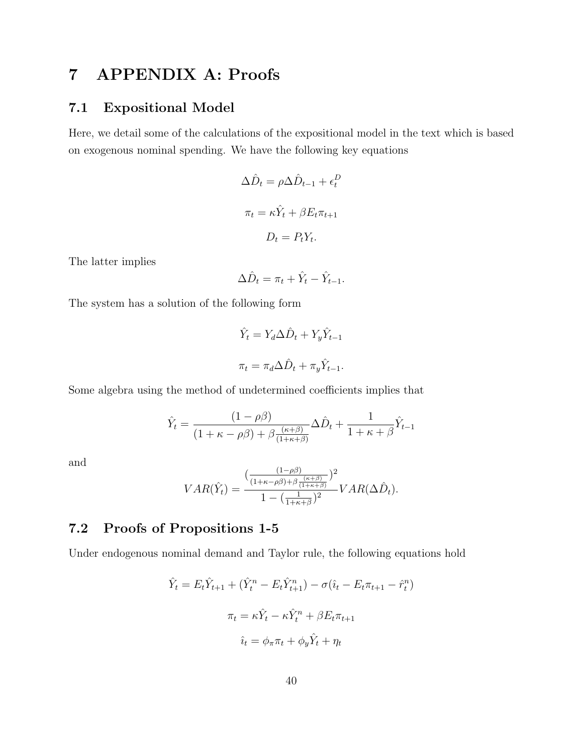# 7 APPENDIX A: Proofs

## 7.1 Expositional Model

Here, we detail some of the calculations of the expositional model in the text which is based on exogenous nominal spending. We have the following key equations

$$\Delta \hat{D}_t = \rho \Delta \hat{D}_{t-1} + \epsilon_t^D$$

$$\pi_t = \kappa \hat{Y}_t + \beta E_t \pi_{t+1}$$

$$D_t = P_t Y_t.$$

The latter implies

$$\Delta \hat{D}_t = \pi_t + \hat{Y}_t - \hat{Y}_{t-1}.$$

The system has a solution of the following form

$$\hat{Y}_t = Y_d \Delta \hat{D}_t + Y_y \hat{Y}_{t-1}$$

$$\pi_t = \pi_d \Delta \hat{D}_t + \pi_y \hat{Y}_{t-1}.$$

Some algebra using the method of undetermined coefficients implies that

$$\hat{Y}_t = \frac{(1-\rho\beta)}{(1+\kappa-\rho\beta)+\beta\frac{(\kappa+\beta)}{(1+\kappa+\beta)}} \Delta \hat{D}_t + \frac{1}{1+\kappa+\beta} \hat{Y}_{t-1}$$

and

$$VAR(\hat{Y}_t) = \frac{\left(\frac{(1-\rho\beta)}{(1+\kappa-\rho\beta)+\beta\frac{(\kappa+\beta)}{(1+\kappa+\beta)}}\right)^2}{1-\left(\frac{1}{1+\kappa+\beta}\right)^2} VAR(\Delta \hat{D}_t).$$

## 7.2 Proofs of Propositions 1-5

Under endogenous nominal demand and Taylor rule, the following equations hold

$$\hat{Y}_t = E_t \hat{Y}_{t+1} + (\hat{Y}_t^n - E_t \hat{Y}_{t+1}^n) - \sigma(\hat{\imath}_t - E_t \pi_{t+1} - \hat{r}_t^n)$$

$$\pi_t = \kappa \hat{Y}_t - \kappa \hat{Y}_t^n + \beta E_t \pi_{t+1}$$

$$\hat{\imath}_t = \phi_\pi \pi_t + \phi_y \hat{Y}_t + \eta_t$$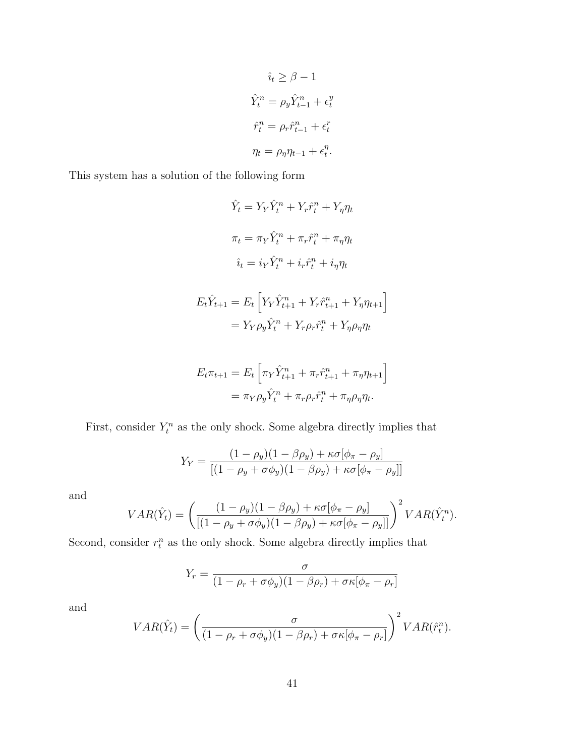$$\hat{\imath}_t \geq \beta - 1$$

$$\hat{Y}_t^n = \rho_y \hat{Y}_{t-1}^n + \epsilon_t^y$$

$$\hat{r}_t^n = \rho_r \hat{r}_{t-1}^n + \epsilon_t^r$$

$$\eta_t = \rho_\eta \eta_{t-1} + \epsilon_t^\eta.$$

This system has a solution of the following form

$$\hat{Y}_t = Y_Y \hat{Y}_t^n + Y_r \hat{r}_t^n + Y_\eta \eta_t$$

$$\pi_t = \pi_Y \hat{Y}_t^n + \pi_r \hat{r}_t^n + \pi_\eta \eta_t$$

$$\hat{\imath}_t = i_Y \hat{Y}_t^n + i_r \hat{r}_t^n + i_\eta \eta_t$$

$$\begin{aligned} E_t \hat{Y}_{t+1} &= E_t \left[ Y_Y \hat{Y}_{t+1}^n + Y_r \hat{r}_{t+1}^n + Y_\eta \eta_{t+1} \right] \\ &= Y_Y \rho_y \hat{Y}_t^n + Y_r \rho_r \hat{r}_t^n + Y_\eta \rho_\eta \eta_t \end{aligned}$$

$$\begin{aligned} E_t \pi_{t+1} &= E_t \left[ \pi_Y \hat{Y}_{t+1}^n + \pi_r \hat{r}_{t+1}^n + \pi_\eta \eta_{t+1} \right] \\ &= \pi_Y \rho_y \hat{Y}_t^n + \pi_r \rho_r \hat{r}_t^n + \pi_\eta \rho_\eta \eta_t. \end{aligned}$$

First, consider $Y_t^n$ as the only shock. Some algebra directly implies that

$$Y_Y = \frac{(1-\rho_y)(1-\beta\rho_y) + \kappa\sigma[\phi_\pi - \rho_y]}{[(1-\rho_y+\sigma\phi_y)(1-\beta\rho_y) + \kappa\sigma[\phi_\pi - \rho_y]]}$$

and

$$VAR(\hat{Y}_t) = \left( \frac{(1-\rho_y)(1-\beta\rho_y) + \kappa\sigma[\phi_\pi - \rho_y]}{[(1-\rho_y+\sigma\phi_y)(1-\beta\rho_y) + \kappa\sigma[\phi_\pi - \rho_y]]} \right)^2 VAR(\hat{Y}_t^n).$$

Second, consider $r_t^n$ as the only shock. Some algebra directly implies that

$$Y_r = \frac{\sigma}{(1-\rho_r+\sigma\phi_y)(1-\beta\rho_r) + \sigma\kappa[\phi_\pi - \rho_r]}$$

and

$$VAR(\hat{Y}_t) = \left( \frac{\sigma}{(1-\rho_r+\sigma\phi_y)(1-\beta\rho_r) + \sigma\kappa[\phi_\pi - \rho_r]} \right)^2 VAR(\hat{r}_t^n).$$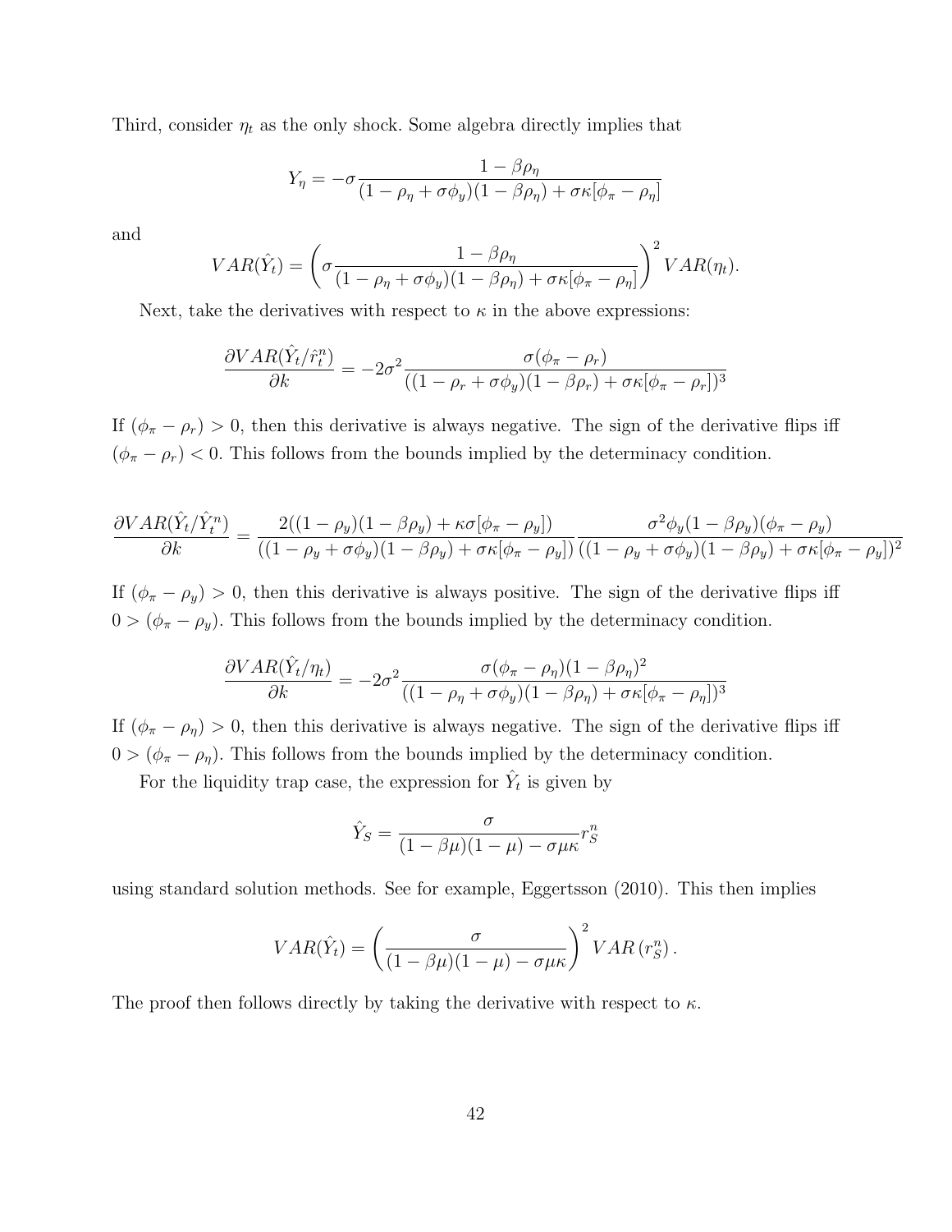Third, consider $\eta_t$ as the only shock. Some algebra directly implies that

$$Y_\eta = -\sigma \frac{1-\beta\rho_\eta}{(1-\rho_\eta+\sigma\phi_y)(1-\beta\rho_\eta)+\sigma\kappa[\phi_\pi-\rho_\eta]}$$

and

$$VAR(\hat{Y}_t) = \left(\sigma \frac{1-\beta\rho_\eta}{(1-\rho_\eta+\sigma\phi_y)(1-\beta\rho_\eta)+\sigma\kappa[\phi_\pi-\rho_\eta]}\right)^2 VAR(\eta_t).$$

Next, take the derivatives with respect to $\kappa$ in the above expressions:

$$\frac{\partial VAR(\hat{Y}_t/\hat{r}_t^n)}{\partial k} = -2\sigma^2 \frac{\sigma(\phi_\pi-\rho_r)}{((1-\rho_r+\sigma\phi_y)(1-\beta\rho_r)+\sigma\kappa[\phi_\pi-\rho_r])^3}$$

If $(\phi_\pi - \rho_r) > 0$, then this derivative is always negative. The sign of the derivative flips iff $(\phi_\pi - \rho_r) < 0$. This follows from the bounds implied by the determinacy condition.

$$\frac{\partial VAR(\hat{Y}_t/\hat{Y}_t^n)}{\partial k} = \frac{2((1-\rho_y)(1-\beta\rho_y)+\kappa\sigma[\phi_\pi-\rho_y])}{((1-\rho_y+\sigma\phi_y)(1-\beta\rho_y)+\sigma\kappa[\phi_\pi-\rho_y])} \frac{\sigma^2\phi_y(1-\beta\rho_y)(\phi_\pi-\rho_y)}{((1-\rho_y+\sigma\phi_y)(1-\beta\rho_y)+\sigma\kappa[\phi_\pi-\rho_y])^2}$$

If $(\phi_\pi - \rho_y) > 0$, then this derivative is always positive. The sign of the derivative flips iff $0 > (\phi_\pi - \rho_y)$. This follows from the bounds implied by the determinacy condition.

$$\frac{\partial VAR(\hat{Y}_t/\eta_t)}{\partial k} = -2\sigma^2 \frac{\sigma(\phi_\pi-\rho_\eta)(1-\beta\rho_\eta)^2}{((1-\rho_\eta+\sigma\phi_y)(1-\beta\rho_\eta)+\sigma\kappa[\phi_\pi-\rho_\eta])^3}$$

If $(\phi_\pi - \rho_\eta) > 0$, then this derivative is always negative. The sign of the derivative flips iff $0 > (\phi_\pi - \rho_\eta)$. This follows from the bounds implied by the determinacy condition.

For the liquidity trap case, the expression for $\hat{Y}_t$ is given by

$$\hat{Y}_S = \frac{\sigma}{(1-\beta\mu)(1-\mu)-\sigma\mu\kappa} r_S^n$$

using standard solution methods. See for example, Eggertsson (2010). This then implies

$$VAR(\hat{Y}_t) = \left(\frac{\sigma}{(1-\beta\mu)(1-\mu)-\sigma\mu\kappa}\right)^2 VAR\left(r_S^n\right).$$

The proof then follows directly by taking the derivative with respect to $\kappa$.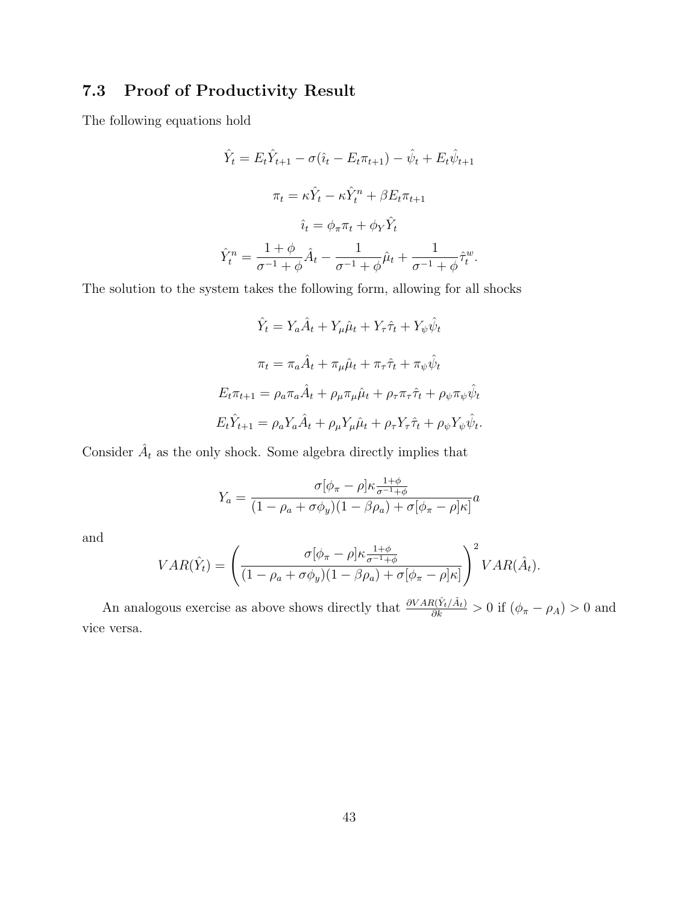### 7.3 Proof of Productivity Result

The following equations hold

$$\hat{Y}_t = E_t\hat{Y}_{t+1} - \sigma(\hat{\imath}_t - E_t\pi_{t+1}) - \hat{\psi}_t + E_t\hat{\psi}_{t+1}$$

$$\pi_t = \kappa\hat{Y}_t - \kappa\hat{Y}_t^n + \beta E_t\pi_{t+1}$$

$$\hat{\imath}_t = \phi_\pi\pi_t + \phi_Y\hat{Y}_t$$

$$\hat{Y}_t^n = \frac{1+\phi}{\sigma^{-1}+\phi}\hat{A}_t - \frac{1}{\sigma^{-1}+\phi}\hat{\mu}_t + \frac{1}{\sigma^{-1}+\phi}\hat{\tau}_t^w.$$

The solution to the system takes the following form, allowing for all shocks

$$\hat{Y}_t = Y_a\hat{A}_t + Y_\mu\hat{\mu}_t + Y_\tau\hat{\tau}_t + Y_\psi\hat{\psi}_t$$

$$\pi_t = \pi_a\hat{A}_t + \pi_\mu\hat{\mu}_t + \pi_\tau\hat{\tau}_t + \pi_\psi\hat{\psi}_t$$

$$E_t\pi_{t+1} = \rho_a\pi_a\hat{A}_t + \rho_\mu\pi_\mu\hat{\mu}_t + \rho_\tau\pi_\tau\hat{\tau}_t + \rho_\psi\pi_\psi\hat{\psi}_t$$

$$E_t\hat{Y}_{t+1} = \rho_a Y_a\hat{A}_t + \rho_\mu Y_\mu\hat{\mu}_t + \rho_\tau Y_\tau\hat{\tau}_t + \rho_\psi Y_\psi\hat{\psi}_t.$$

Consider $\hat{A}_t$ as the only shock. Some algebra directly implies that

$$Y_a = \frac{\sigma[\phi_\pi - \rho]\kappa\frac{1+\phi}{\sigma^{-1}+\phi}}{(1-\rho_a+\sigma\phi_y)(1-\beta\rho_a) + \sigma[\phi_\pi - \rho]\kappa]}a$$

and

$$VAR(\hat{Y}_t) = \left(\frac{\sigma[\phi_\pi - \rho]\kappa\frac{1+\phi}{\sigma^{-1}+\phi}}{(1-\rho_a+\sigma\phi_y)(1-\beta\rho_a) + \sigma[\phi_\pi - \rho]\kappa]}\right)^2 VAR(\hat{A}_t).$$

An analogous exercise as above shows directly that $\frac{\partial VAR(\hat{Y}_t/\hat{A}_t)}{\partial k} > 0$ if $(\phi_\pi - \rho_A) > 0$ and vice versa.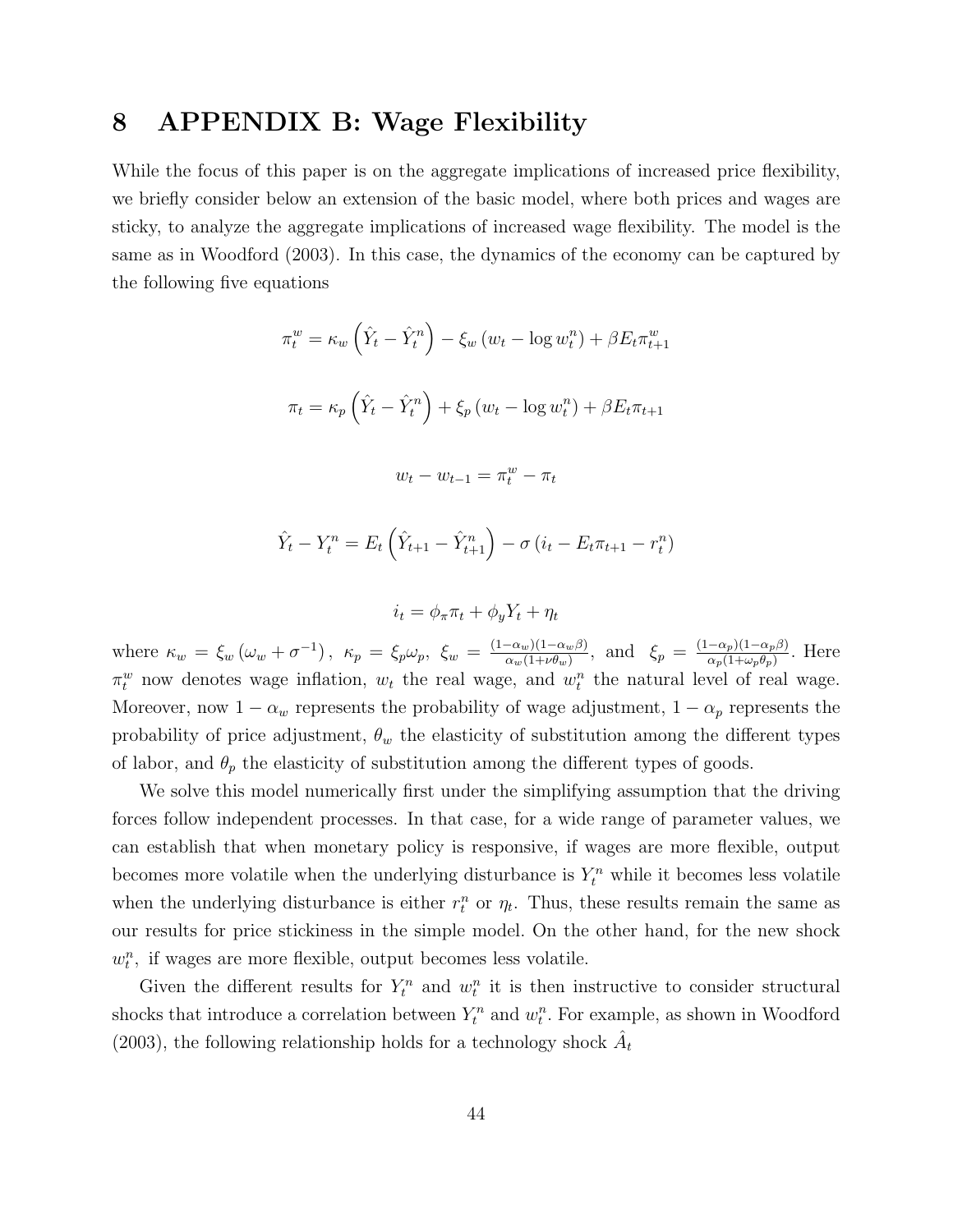# 8 APPENDIX B: Wage Flexibility

While the focus of this paper is on the aggregate implications of increased price flexibility, we briefly consider below an extension of the basic model, where both prices and wages are sticky, to analyze the aggregate implications of increased wage flexibility. The model is the same as in Woodford (2003). In this case, the dynamics of the economy can be captured by the following five equations

$$\pi_t^w = \kappa_w \left(\hat{Y}_t - \hat{Y}_t^n\right) - \xi_w \left(w_t - \log w_t^n\right) + \beta E_t \pi_{t+1}^w$$

$$\pi_t = \kappa_p \left(\hat{Y}_t - \hat{Y}_t^n\right) + \xi_p \left(w_t - \log w_t^n\right) + \beta E_t \pi_{t+1}$$

$$w_t - w_{t-1} = \pi_t^w - \pi_t$$

$$\hat{Y}_t - Y_t^n = E_t \left(\hat{Y}_{t+1} - \hat{Y}_{t+1}^n\right) - \sigma \left(i_t - E_t \pi_{t+1} - r_t^n\right)$$

$$i_t = \phi_\pi \pi_t + \phi_y Y_t + \eta_t$$

where $\kappa_w = \xi_w \left(\omega_w + \sigma^{-1}\right)$, $\kappa_p = \xi_p \omega_p$, $\xi_w = \frac{(1-\alpha_w)(1-\alpha_w \beta)}{\alpha_w (1+\nu\theta_w)}$, and $\xi_p = \frac{(1-\alpha_p)(1-\alpha_p \beta)}{\alpha_p (1+\omega_p \theta_p)}$. Here $\pi_t^w$ now denotes wage inflation, $w_t$ the real wage, and $w_t^n$ the natural level of real wage. Moreover, now $1-\alpha_w$ represents the probability of wage adjustment, $1-\alpha_p$ represents the probability of price adjustment, $\theta_w$ the elasticity of substitution among the different types of labor, and $\theta_p$ the elasticity of substitution among the different types of goods.

We solve this model numerically first under the simplifying assumption that the driving forces follow independent processes. In that case, for a wide range of parameter values, we can establish that when monetary policy is responsive, if wages are more flexible, output becomes more volatile when the underlying disturbance is $Y_t^n$ while it becomes less volatile when the underlying disturbance is either $r_t^n$ or $\eta_t$. Thus, these results remain the same as our results for price stickiness in the simple model. On the other hand, for the new shock $w_t^n$, if wages are more flexible, output becomes less volatile.

Given the different results for $Y_t^n$ and $w_t^n$ it is then instructive to consider structural shocks that introduce a correlation between $Y_t^n$ and $w_t^n$. For example, as shown in Woodford (2003), the following relationship holds for a technology shock $\hat{A}_t$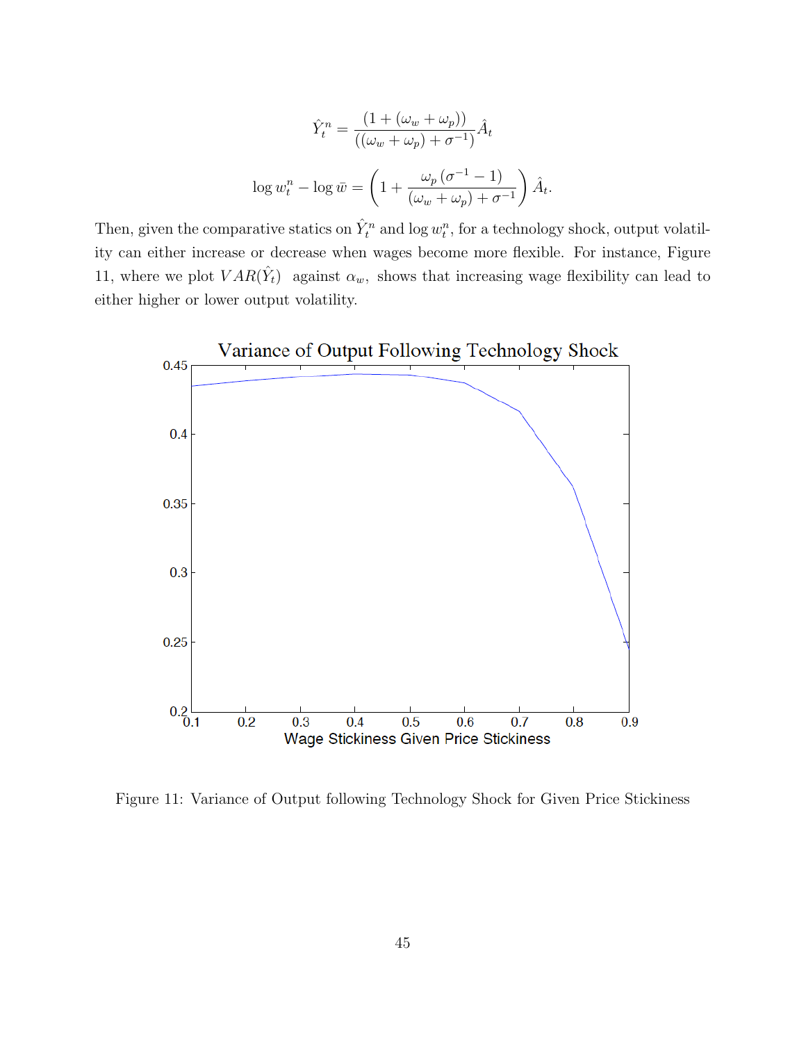$$\hat{Y}_t^n = \frac{(1 + (\omega_w + \omega_p))}{((\omega_w + \omega_p) + \sigma^{-1})} \hat{A}_t$$

$$\log w_t^n - \log \bar{w} = \left(1 + \frac{\omega_p (\sigma^{-1} - 1)}{(\omega_w + \omega_p) + \sigma^{-1}}\right) \hat{A}_t.$$

Then, given the comparative statics on $\hat{Y}_t^n$ and $\log w_t^n$, for a technology shock, output volatility can either increase or decrease when wages become more flexible. For instance, Figure 11, where we plot $VAR(\hat{Y}_t)$ against $\alpha_w$, shows that increasing wage flexibility can lead to either higher or lower output volatility.

Figure 11: Variance of Output following Technology Shock for Given Price Stickiness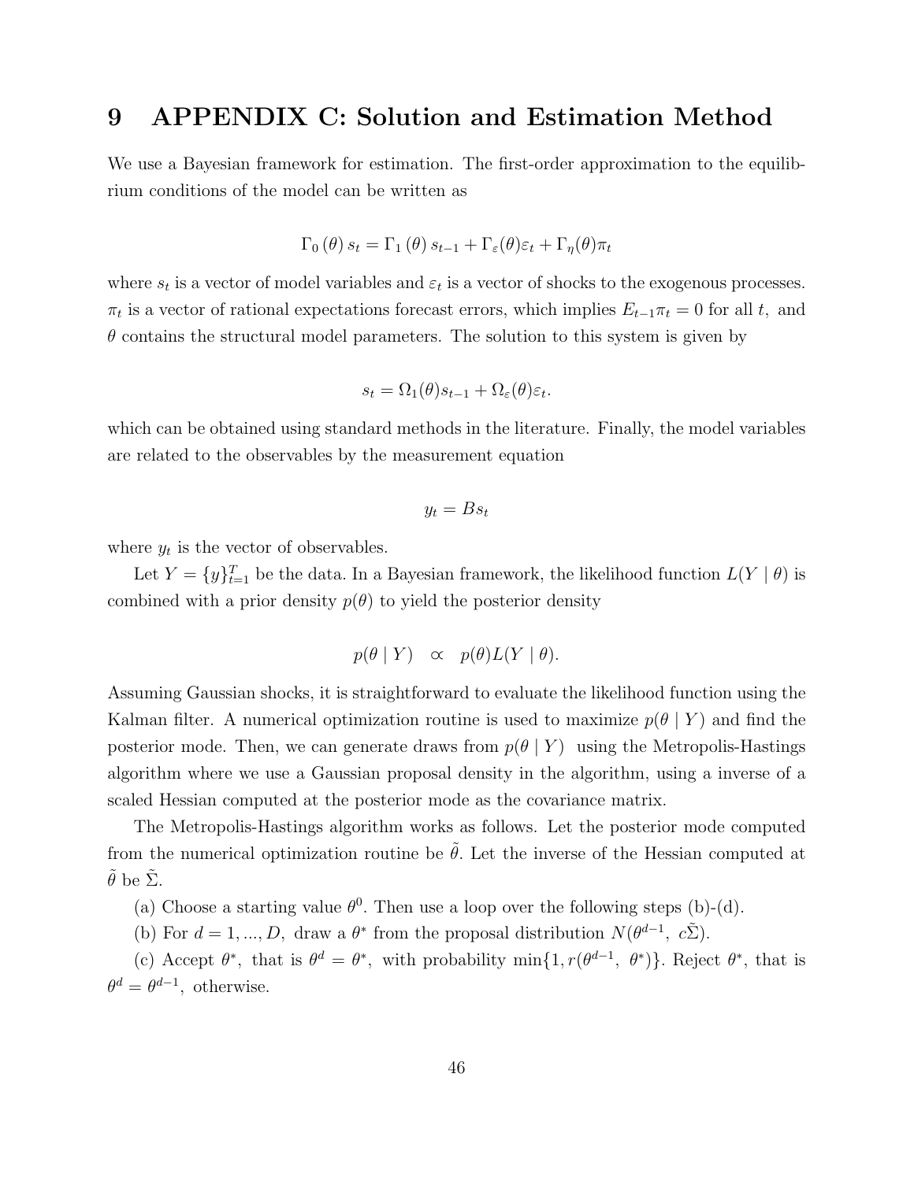# 9 APPENDIX C: Solution and Estimation Method

We use a Bayesian framework for estimation. The first-order approximation to the equilibrium conditions of the model can be written as

$$\Gamma_0(\theta) s_t = \Gamma_1(\theta) s_{t-1} + \Gamma_\varepsilon(\theta)\varepsilon_t + \Gamma_\eta(\theta)\pi_t$$

where $s_t$ is a vector of model variables and $\varepsilon_t$ is a vector of shocks to the exogenous processes. $\pi_t$ is a vector of rational expectations forecast errors, which implies $E_{t-1}\pi_t = 0$ for all $t$, and $\theta$ contains the structural model parameters. The solution to this system is given by

$$s_t = \Omega_1(\theta)s_{t-1} + \Omega_\varepsilon(\theta)\varepsilon_t.$$

which can be obtained using standard methods in the literature. Finally, the model variables are related to the observables by the measurement equation

$$y_t = Bs_t$$

where $y_t$ is the vector of observables.

Let $Y = \{y\}_{t=1}^T$ be the data. In a Bayesian framework, the likelihood function $L(Y \mid \theta)$ is combined with a prior density $p(\theta)$ to yield the posterior density

$$p(\theta \mid Y) \quad \propto \quad p(\theta)L(Y \mid \theta).$$

Assuming Gaussian shocks, it is straightforward to evaluate the likelihood function using the Kalman filter. A numerical optimization routine is used to maximize $p(\theta \mid Y)$ and find the posterior mode. Then, we can generate draws from $p(\theta \mid Y)$ using the Metropolis-Hastings algorithm where we use a Gaussian proposal density in the algorithm, using a inverse of a scaled Hessian computed at the posterior mode as the covariance matrix.

The Metropolis-Hastings algorithm works as follows. Let the posterior mode computed from the numerical optimization routine be $\tilde{\theta}$. Let the inverse of the Hessian computed at $\tilde{\theta}$ be $\tilde{\Sigma}$.

(a) Choose a starting value $\theta^0$. Then use a loop over the following steps (b)-(d).

(b) For $d = 1, ..., D$, draw a $\theta^*$ from the proposal distribution $N(\theta^{d-1},\ c\tilde{\Sigma})$.

(c) Accept $\theta^*$, that is $\theta^d = \theta^*$, with probability $\min\{1, r(\theta^{d-1},\ \theta^*)\}$. Reject $\theta^*$, that is $\theta^d = \theta^{d-1}$, otherwise.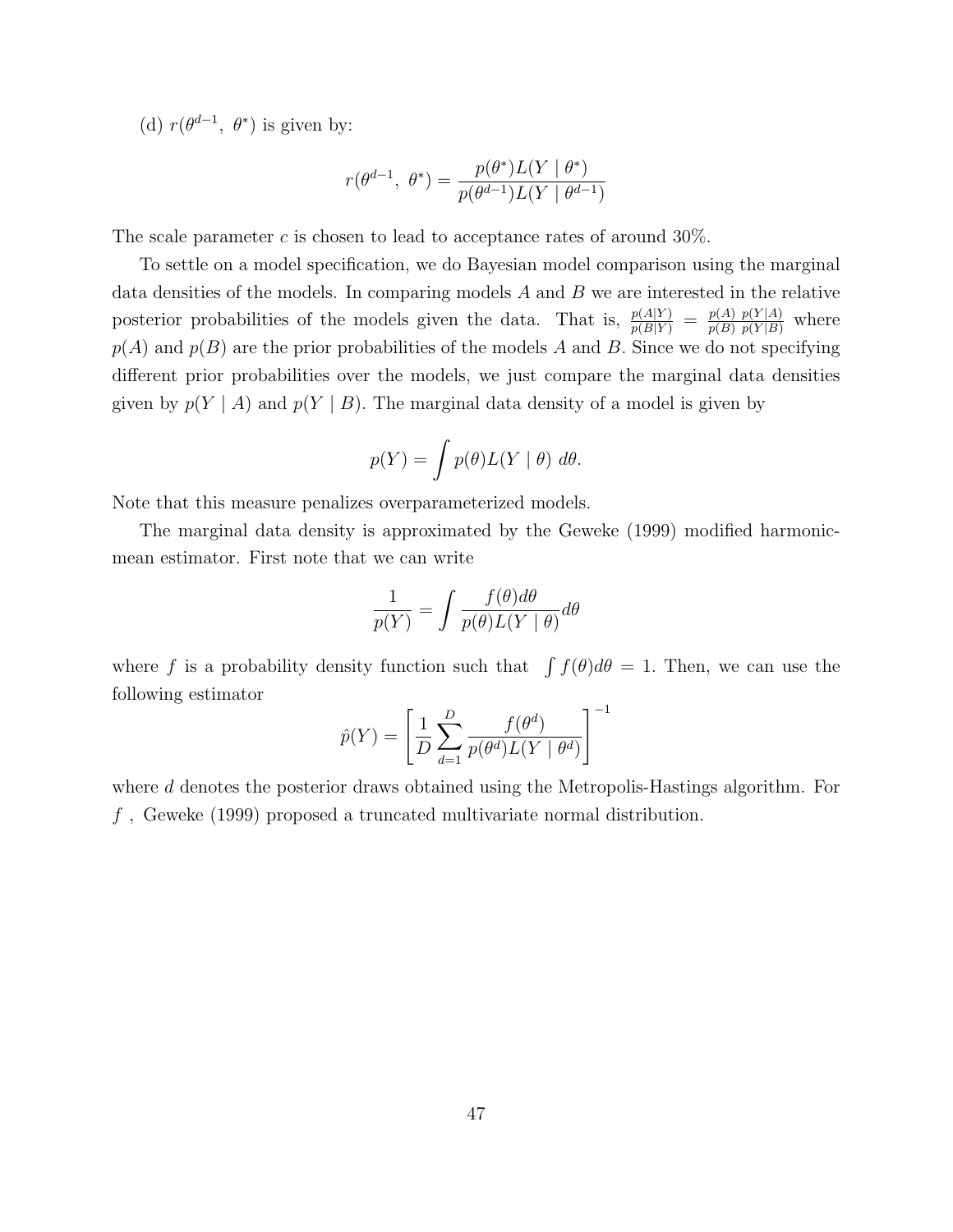(d) $r(\theta^{d-1},\ \theta^*)$ is given by:

$$r(\theta^{d-1},\ \theta^*) = \frac{p(\theta^*)L(Y \mid \theta^*)}{p(\theta^{d-1})L(Y \mid \theta^{d-1})}$$

The scale parameter $c$ is chosen to lead to acceptance rates of around 30%.

To settle on a model specification, we do Bayesian model comparison using the marginal data densities of the models. In comparing models $A$ and $B$ we are interested in the relative posterior probabilities of the models given the data. That is, $\frac{p(A|Y)}{p(B|Y)} = \frac{p(A)}{p(B)} \frac{p(Y|A)}{p(Y|B)}$ where $p(A)$ and $p(B)$ are the prior probabilities of the models $A$ and $B$. Since we do not specifying different prior probabilities over the models, we just compare the marginal data densities given by $p(Y \mid A)$ and $p(Y \mid B)$. The marginal data density of a model is given by

$$p(Y) = \int p(\theta)L(Y \mid \theta)\ d\theta.$$

Note that this measure penalizes overparameterized models.

The marginal data density is approximated by the Geweke (1999) modified harmonic-mean estimator. First note that we can write

$$\frac{1}{p(Y)} = \int \frac{f(\theta)d\theta}{p(\theta)L(Y \mid \theta)} d\theta$$

where $f$ is a probability density function such that $\int f(\theta)d\theta = 1$. Then, we can use the following estimator

$$\hat{p}(Y) = \left[ \frac{1}{D} \sum_{d=1}^{D} \frac{f(\theta^d)}{p(\theta^d)L(Y \mid \theta^d)} \right]^{-1}$$

where $d$ denotes the posterior draws obtained using the Metropolis-Hastings algorithm. For $f$ , Geweke (1999) proposed a truncated multivariate normal distribution.